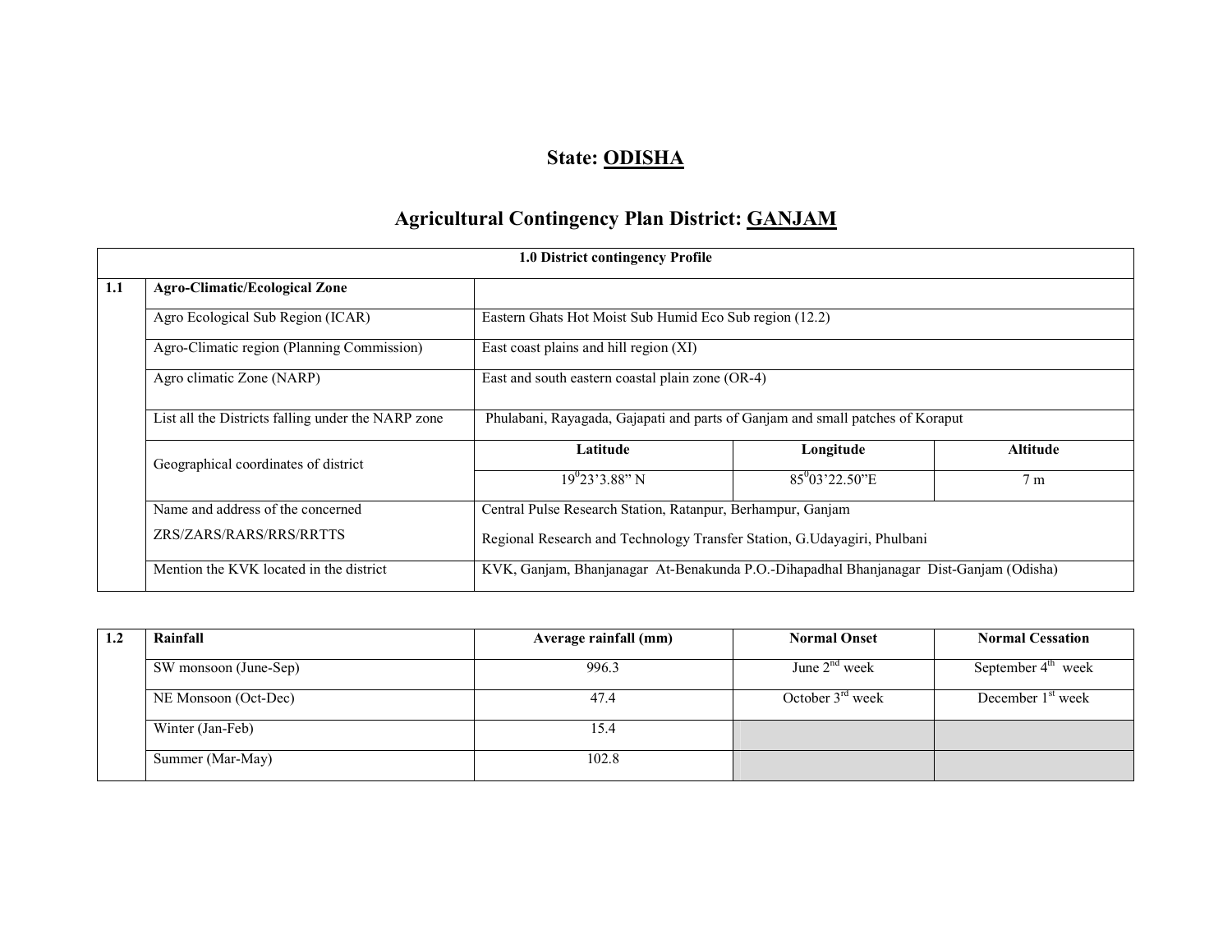# State: ODISHA

## Agricultural Contingency Plan District: GANJAM

| 1.0 District contingency Profile | | | | |
|---|---|---|---|---|
| 1.1 | **Agro-Climatic/Ecological Zone** | | | |
| | Agro Ecological Sub Region (ICAR) | Eastern Ghats Hot Moist Sub Humid Eco Sub region (12.2) | | |
| | Agro-Climatic region (Planning Commission) | East coast plains and hill region (XI) | | |
| | Agro climatic Zone (NARP) | East and south eastern coastal plain zone (OR-4) | | |
| | List all the Districts falling under the NARP zone | Phulabani, Rayagada, Gajapati and parts of Ganjam and small patches of Koraput | | |
| | Geographical coordinates of district | **Latitude** | **Longitude** | **Altitude** |
| | | $19^0 23'3.88''$ N | $85^0 03'22.50''$E | 7 m |
| | Name and address of the concerned ZRS/ZARS/RARS/RRS/RRTTS | Central Pulse Research Station, Ratanpur, Berhampur, Ganjam<br>Regional Research and Technology Transfer Station, G.Udayagiri, Phulbani | | |
| | Mention the KVK located in the district | KVK, Ganjam, Bhanjanagar At-Benakunda P.O.-Dihapadhal Bhanjanagar Dist-Ganjam (Odisha) | | |

| 1.2 | **Rainfall** | **Average rainfall (mm)** | **Normal Onset** | **Normal Cessation** |
|---|---|---|---|---|
| | SW monsoon (June-Sep) | 996.3 | June 2nd week | September 4th week |
| | NE Monsoon (Oct-Dec) | 47.4 | October 3rd week | December 1st week |
| | Winter (Jan-Feb) | 15.4 | | |
| | Summer (Mar-May) | 102.8 | | |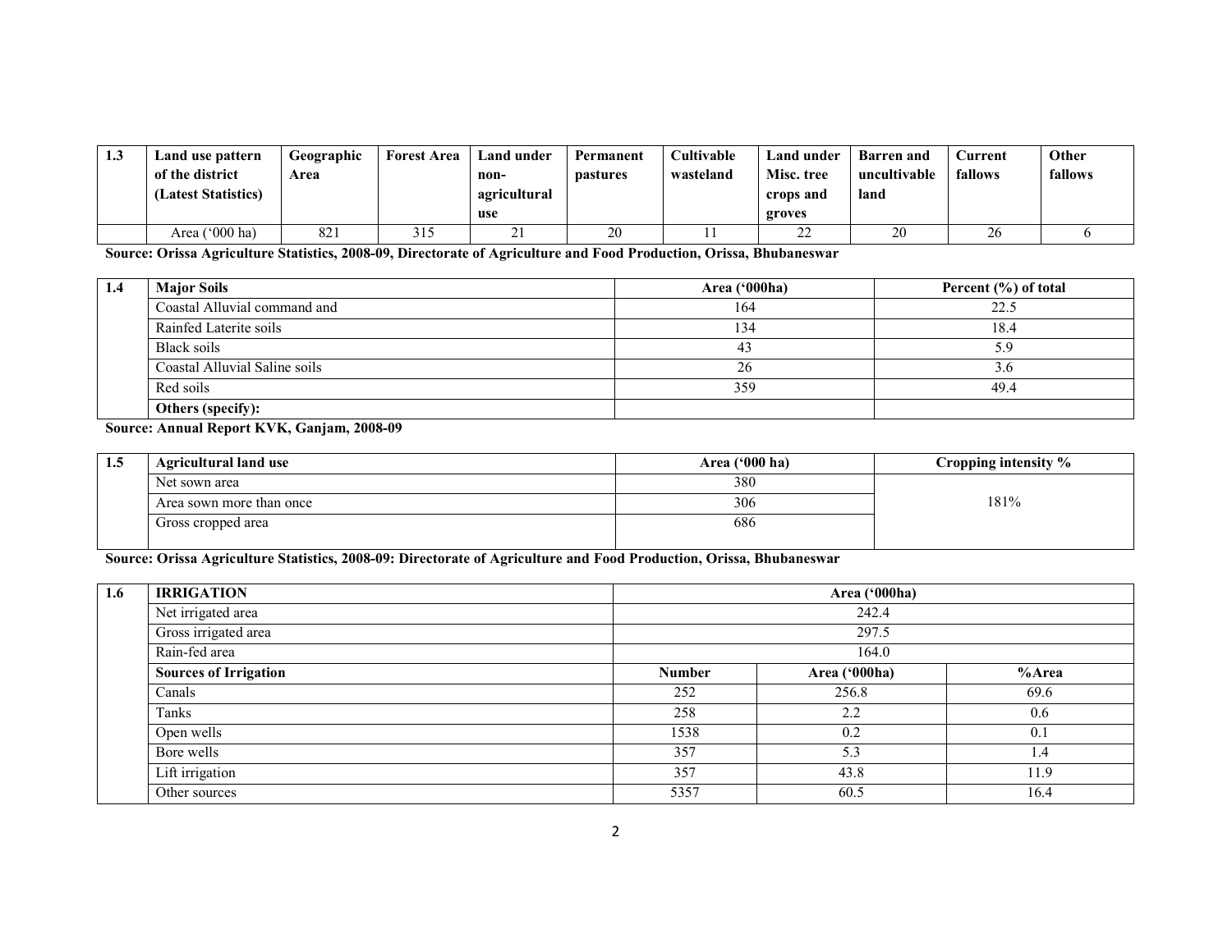| 1.3 | Land use pattern of the district (Latest Statistics) | Geographic Area | Forest Area | Land under non-agricultural use | Permanent pastures | Cultivable wasteland | Land under Misc. tree crops and groves | Barren and uncultivable land | Current fallows | Other fallows |
|---|---|---|---|---|---|---|---|---|---|---|
| | Area ('000 ha) | 821 | 315 | 21 | 20 | 11 | 22 | 20 | 26 | 6 |

**Source: Orissa Agriculture Statistics, 2008-09, Directorate of Agriculture and Food Production, Orissa, Bhubaneswar**

| 1.4 | Major Soils | Area ('000ha) | Percent (%) of total |
|---|---|---|---|
| | Coastal Alluvial command and | 164 | 22.5 |
| | Rainfed Laterite soils | 134 | 18.4 |
| | Black soils | 43 | 5.9 |
| | Coastal Alluvial Saline soils | 26 | 3.6 |
| | Red soils | 359 | 49.4 |
| | **Others (specify):** | | |

**Source: Annual Report KVK, Ganjam, 2008-09**

| 1.5 | Agricultural land use | Area ('000 ha) | Cropping intensity % |
|---|---|---|---|
| | Net sown area | 380 | 181% |
| | Area sown more than once | 306 | |
| | Gross cropped area | 686 | |

**Source: Orissa Agriculture Statistics, 2008-09: Directorate of Agriculture and Food Production, Orissa, Bhubaneswar**

| 1.6 | IRRIGATION | Area ('000ha) | | |
|---|---|---|---|---|
| | Net irrigated area | 242.4 | | |
| | Gross irrigated area | 297.5 | | |
| | Rain-fed area | 164.0 | | |
| | **Sources of Irrigation** | **Number** | **Area ('000ha)** | **%Area** |
| | Canals | 252 | 256.8 | 69.6 |
| | Tanks | 258 | 2.2 | 0.6 |
| | Open wells | 1538 | 0.2 | 0.1 |
| | Bore wells | 357 | 5.3 | 1.4 |
| | Lift irrigation | 357 | 43.8 | 11.9 |
| | Other sources | 5357 | 60.5 | 16.4 |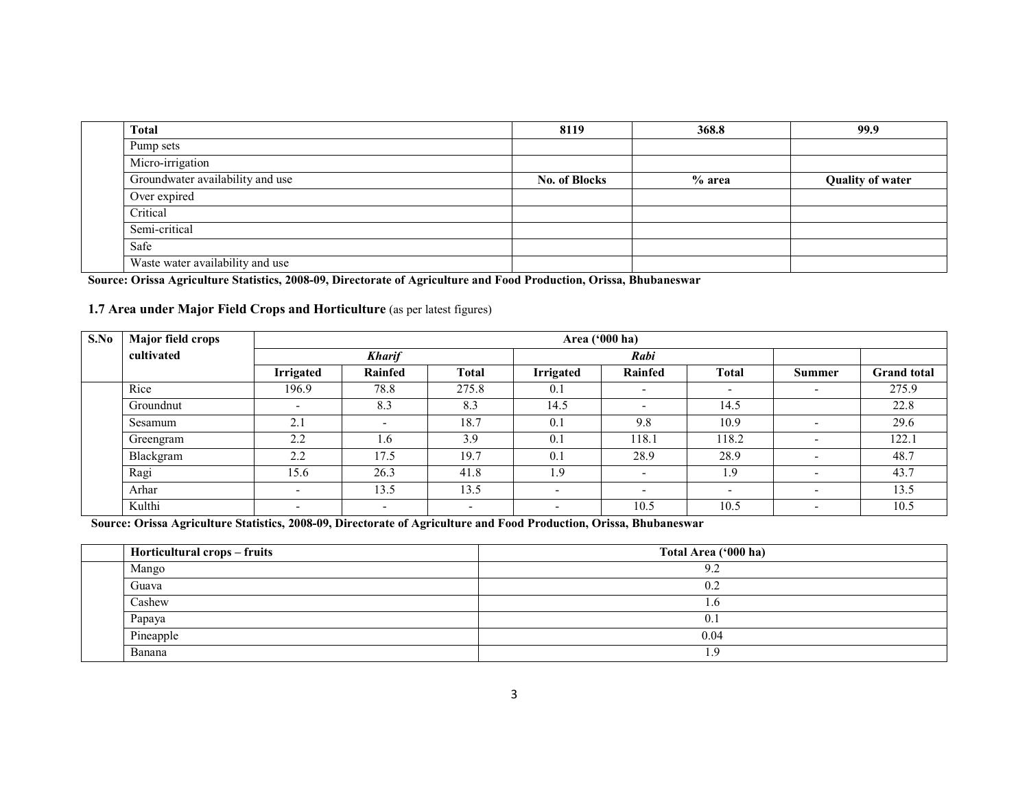| | Total | 8119 | 368.8 | 99.9 |
|---|---|---|---|---|
| | Pump sets | | | |
| | Micro-irrigation | | | |
| | Groundwater availability and use | **No. of Blocks** | **% area** | **Quality of water** |
| | Over expired | | | |
| | Critical | | | |
| | Semi-critical | | | |
| | Safe | | | |
| | Waste water availability and use | | | |

**Source: Orissa Agriculture Statistics, 2008-09, Directorate of Agriculture and Food Production, Orissa, Bhubaneswar**

### 1.7 Area under Major Field Crops and Horticulture (as per latest figures)

| S.No | Major field crops cultivated | Area ('000 ha) | | | | | | | |
|---|---|---|---|---|---|---|---|---|---|
| | | *Kharif* | | | *Rabi* | | | | |
| | | Irrigated | Rainfed | Total | Irrigated | Rainfed | Total | Summer | Grand total |
| | Rice | 196.9 | 78.8 | 275.8 | 0.1 | - | - | - | 275.9 |
| | Groundnut | - | 8.3 | 8.3 | 14.5 | - | 14.5 | | 22.8 |
| | Sesamum | 2.1 | - | 18.7 | 0.1 | 9.8 | 10.9 | - | 29.6 |
| | Greengram | 2.2 | 1.6 | 3.9 | 0.1 | 118.1 | 118.2 | - | 122.1 |
| | Blackgram | 2.2 | 17.5 | 19.7 | 0.1 | 28.9 | 28.9 | - | 48.7 |
| | Ragi | 15.6 | 26.3 | 41.8 | 1.9 | - | 1.9 | - | 43.7 |
| | Arhar | - | 13.5 | 13.5 | - | - | - | - | 13.5 |
| | Kulthi | - | - | - | - | 10.5 | 10.5 | - | 10.5 |

**Source: Orissa Agriculture Statistics, 2008-09, Directorate of Agriculture and Food Production, Orissa, Bhubaneswar**

| | Horticultural crops – fruits | Total Area ('000 ha) |
|---|---|---|
| | Mango | 9.2 |
| | Guava | 0.2 |
| | Cashew | 1.6 |
| | Papaya | 0.1 |
| | Pineapple | 0.04 |
| | Banana | 1.9 |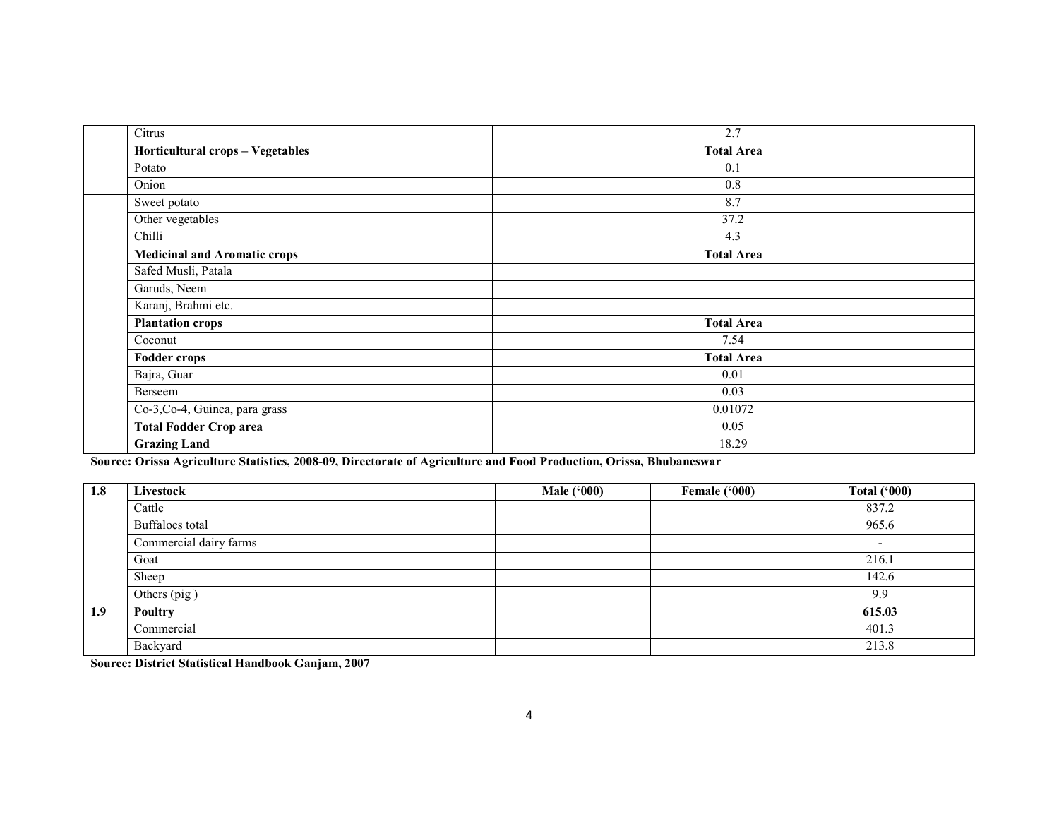| | | |
|---|---|---|
| | Citrus | 2.7 |
| | **Horticultural crops – Vegetables** | **Total Area** |
| | Potato | 0.1 |
| | Onion | 0.8 |
| | Sweet potato | 8.7 |
| | Other vegetables | 37.2 |
| | Chilli | 4.3 |
| | **Medicinal and Aromatic crops** | **Total Area** |
| | Safed Musli, Patala | |
| | Garuds, Neem | |
| | Karanj, Brahmi etc. | |
| | **Plantation crops** | **Total Area** |
| | Coconut | 7.54 |
| | **Fodder crops** | **Total Area** |
| | Bajra, Guar | 0.01 |
| | Berseem | 0.03 |
| | Co-3,Co-4, Guinea, para grass | 0.01072 |
| | **Total Fodder Crop area** | 0.05 |
| | **Grazing Land** | 18.29 |

**Source: Orissa Agriculture Statistics, 2008-09, Directorate of Agriculture and Food Production, Orissa, Bhubaneswar**

| **1.8** | **Livestock** | **Male ('000)** | **Female ('000)** | **Total ('000)** |
|---|---|---|---|---|
| | Cattle | | | 837.2 |
| | Buffaloes total | | | 965.6 |
| | Commercial dairy farms | | | - |
| | Goat | | | 216.1 |
| | Sheep | | | 142.6 |
| | Others (pig ) | | | 9.9 |
| **1.9** | **Poultry** | | | **615.03** |
| | Commercial | | | 401.3 |
| | Backyard | | | 213.8 |

**Source: District Statistical Handbook Ganjam, 2007**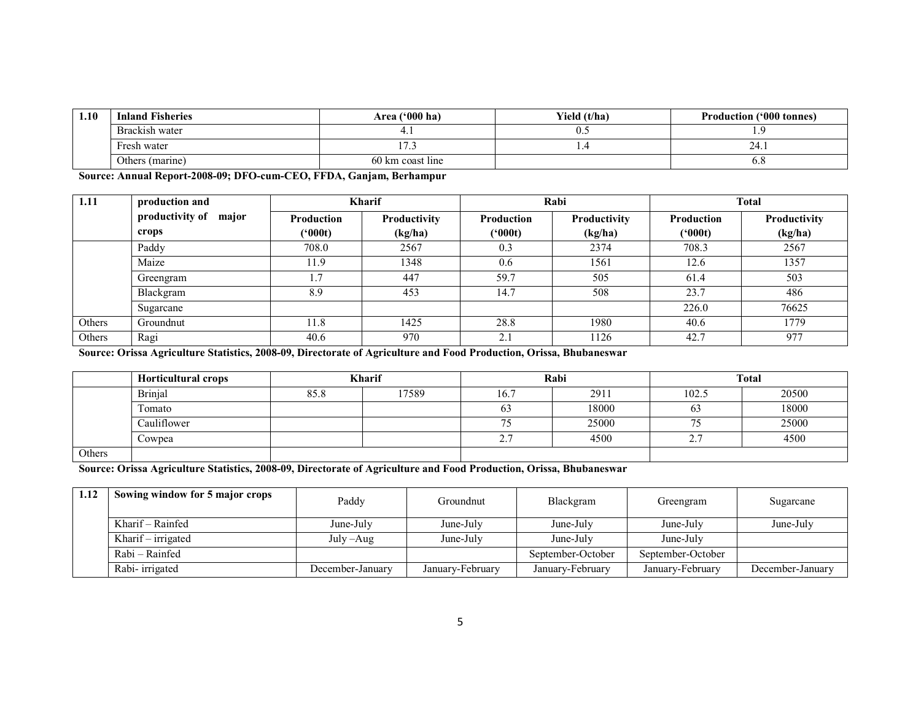| 1.10 | Inland Fisheries | Area ('000 ha) | Yield (t/ha) | Production ('000 tonnes) |
|---|---|---|---|---|
| | Brackish water | 4.1 | 0.5 | 1.9 |
| | Fresh water | 17.3 | 1.4 | 24.1 |
| | Others (marine) | 60 km coast line | | 6.8 |

**Source: Annual Report-2008-09; DFO-cum-CEO, FFDA, Ganjam, Berhampur**

| 1.11 | production and productivity of major crops | Kharif | | Rabi | | Total | |
|---|---|---|---|---|---|---|---|
| | | Production ('000t) | Productivity (kg/ha) | Production ('000t) | Productivity (kg/ha) | Production ('000t) | Productivity (kg/ha) |
| | Paddy | 708.0 | 2567 | 0.3 | 2374 | 708.3 | 2567 |
| | Maize | 11.9 | 1348 | 0.6 | 1561 | 12.6 | 1357 |
| | Greengram | 1.7 | 447 | 59.7 | 505 | 61.4 | 503 |
| | Blackgram | 8.9 | 453 | 14.7 | 508 | 23.7 | 486 |
| | Sugarcane | | | | | 226.0 | 76625 |
| Others | Groundnut | 11.8 | 1425 | 28.8 | 1980 | 40.6 | 1779 |
| Others | Ragi | 40.6 | 970 | 2.1 | 1126 | 42.7 | 977 |

**Source: Orissa Agriculture Statistics, 2008-09, Directorate of Agriculture and Food Production, Orissa, Bhubaneswar**

| | Horticultural crops | Kharif | | Rabi | | Total | |
|---|---|---|---|---|---|---|---|
| | Brinjal | 85.8 | 17589 | 16.7 | 2911 | 102.5 | 20500 |
| | Tomato | | | 63 | 18000 | 63 | 18000 |
| | Cauliflower | | | 75 | 25000 | 75 | 25000 |
| | Cowpea | | | 2.7 | 4500 | 2.7 | 4500 |
| Others | | | | | | | |

**Source: Orissa Agriculture Statistics, 2008-09, Directorate of Agriculture and Food Production, Orissa, Bhubaneswar**

| 1.12 | Sowing window for 5 major crops | Paddy | Groundnut | Blackgram | Greengram | Sugarcane |
|---|---|---|---|---|---|---|
| | Kharif – Rainfed | June-July | June-July | June-July | June-July | June-July |
| | Kharif – irrigated | July –Aug | June-July | June-July | June-July | |
| | Rabi – Rainfed | | | September-October | September-October | |
| | Rabi- irrigated | December-January | January-February | January-February | January-February | December-January |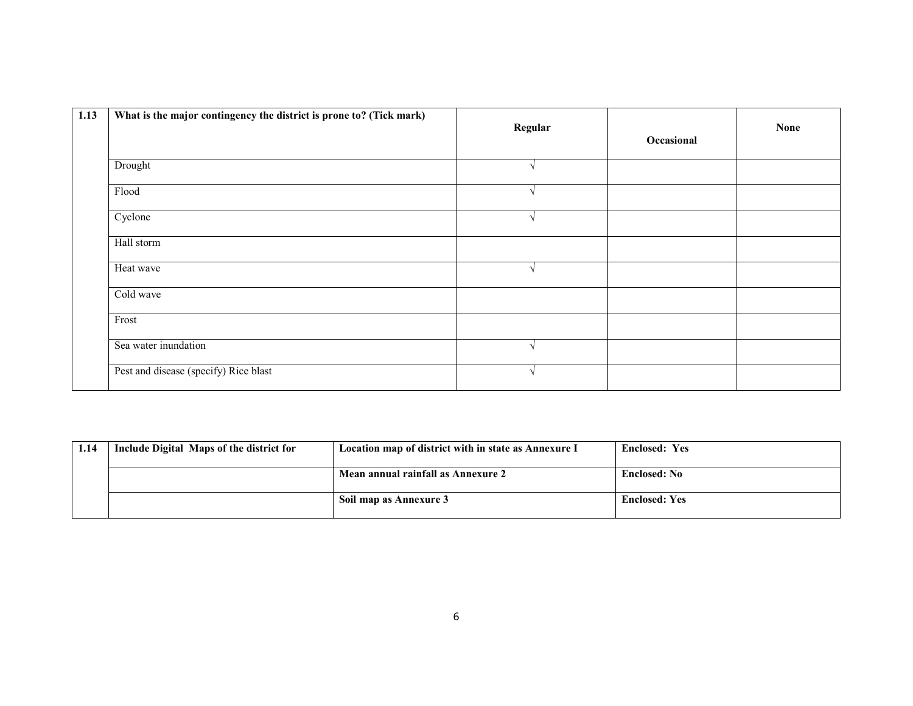| 1.13 | What is the major contingency the district is prone to? (Tick mark) | Regular | Occasional | None |
|---|---|---|---|---|
| | Drought | √ | | |
| | Flood | √ | | |
| | Cyclone | √ | | |
| | Hall storm | | | |
| | Heat wave | √ | | |
| | Cold wave | | | |
| | Frost | | | |
| | Sea water inundation | √ | | |
| | Pest and disease (specify) Rice blast | √ | | |

| 1.14 | Include Digital Maps of the district for | Location map of district with in state as Annexure I | Enclosed: Yes |
|---|---|---|---|
| | | Mean annual rainfall as Annexure 2 | Enclosed: No |
| | | Soil map as Annexure 3 | Enclosed: Yes |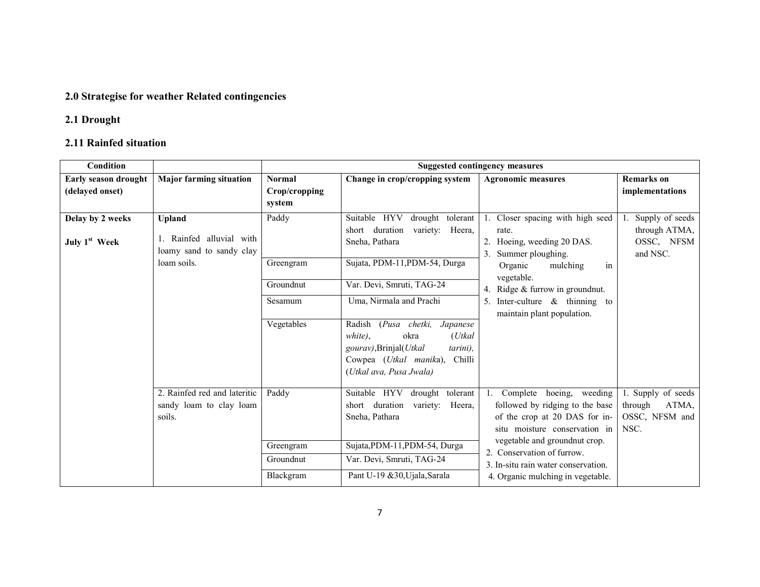## 2.0 Strategise for weather Related contingencies

### 2.1 Drought

### 2.11 Rainfed situation

| Condition | | Suggested contingency measures | | | |
|---|---|---|---|---|---|
| **Early season drought (delayed onset)** | **Major farming situation** | **Normal Crop/cropping system** | **Change in crop/cropping system** | **Agronomic measures** | **Remarks on implementations** |
| **Delay by 2 weeks**<br><br>**July 1st Week** | **Upland**<br><br>1. Rainfed alluvial with loamy sand to sandy clay loam soils. | Paddy | Suitable HYV drought tolerant short duration variety: Heera, Sneha, Pathara | 1. Closer spacing with high seed rate.<br>2. Hoeing, weeding 20 DAS.<br>3. Summer ploughing. Organic mulching in vegetable.<br>4. Ridge & furrow in groundnut.<br>5. Inter-culture & thinning to maintain plant population. | 1. Supply of seeds through ATMA, OSSC, NFSM and NSC. |
| | | Greengram | Sujata, PDM-11,PDM-54, Durga | | |
| | | Groundnut | Var. Devi, Smruti, TAG-24 | | |
| | | Sesamum | Uma, Nirmala and Prachi | | |
| | | Vegetables | Radish (*Pusa chetki, Japanese white)*, okra (*Utkal gourav)*,Brinjal(*Utkal tarini),* Cowpea (*Utkal manika*), Chilli (*Utkal ava, Pusa Jwala)* | | |
| | 2. Rainfed red and lateritic sandy loam to clay loam soils. | Paddy | Suitable HYV drought tolerant short duration variety: Heera, Sneha, Pathara | 1. Complete hoeing, weeding followed by ridging to the base of the crop at 20 DAS for in-situ moisture conservation in vegetable and groundnut crop.<br>2. Conservation of furrow.<br>3. In-situ rain water conservation.<br>4. Organic mulching in vegetable. | 1. Supply of seeds through ATMA, OSSC, NFSM and NSC. |
| | | Greengram | Sujata,PDM-11,PDM-54, Durga | | |
| | | Groundnut | Var. Devi, Smruti, TAG-24 | | |
| | | Blackgram | Pant U-19 &30,Ujala,Sarala | | |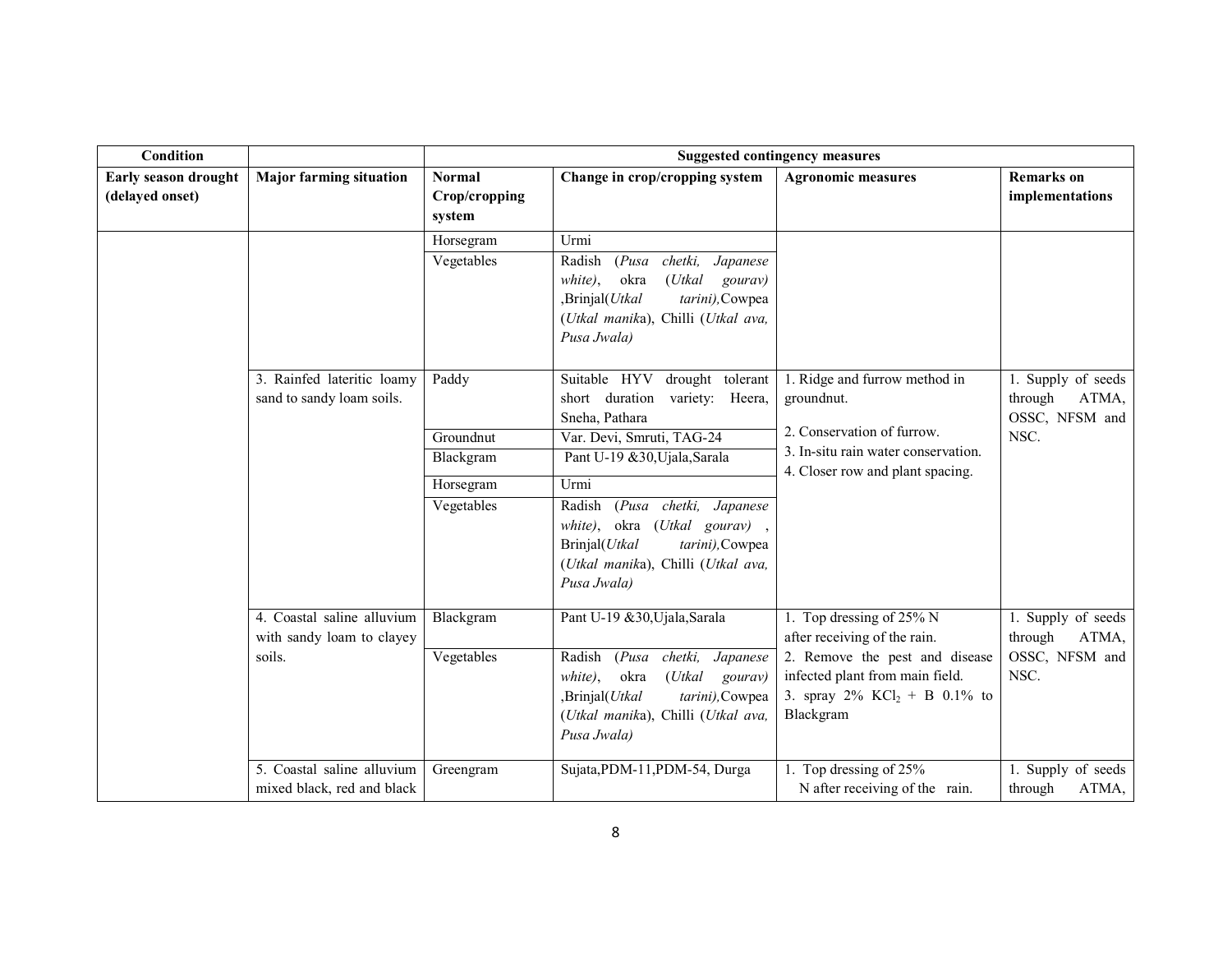| Condition | | Suggested contingency measures | | | |
|---|---|---|---|---|---|
| **Early season drought (delayed onset)** | **Major farming situation** | **Normal Crop/cropping system** | **Change in crop/cropping system** | **Agronomic measures** | **Remarks on implementations** |
| | | Horsegram | Urmi | | |
| | | Vegetables | Radish (*Pusa chetki, Japanese white)*, okra (*Utkal gourav)* ,Brinjal(*Utkal tarini),*Cowpea (*Utkal manik*a), Chilli (*Utkal ava, Pusa Jwala)* | | |
| | 3. Rainfed lateritic loamy sand to sandy loam soils. | Paddy | Suitable HYV drought tolerant short duration variety: Heera, Sneha, Pathara | 1. Ridge and furrow method in groundnut.<br>2. Conservation of furrow.<br>3. In-situ rain water conservation.<br>4. Closer row and plant spacing. | 1. Supply of seeds through ATMA, OSSC, NFSM and NSC. |
| | | Groundnut | Var. Devi, Smruti, TAG-24 | | |
| | | Blackgram | Pant U-19 &30,Ujala,Sarala | | |
| | | Horsegram | Urmi | | |
| | | Vegetables | Radish (*Pusa chetki, Japanese white)*, okra (*Utkal gourav)* , Brinjal(*Utkal tarini),*Cowpea (*Utkal manik*a), Chilli (*Utkal ava, Pusa Jwala)* | | |
| | 4. Coastal saline alluvium with sandy loam to clayey soils. | Blackgram | Pant U-19 &30,Ujala,Sarala | 1. Top dressing of 25% N after receiving of the rain.<br>2. Remove the pest and disease infected plant from main field.<br>3. spray 2% $KCl_2$ + B 0.1% to Blackgram | 1. Supply of seeds through ATMA, OSSC, NFSM and NSC. |
| | | Vegetables | Radish (*Pusa chetki, Japanese white)*, okra (*Utkal gourav)* ,Brinjal(*Utkal tarini),*Cowpea (*Utkal manik*a), Chilli (*Utkal ava, Pusa Jwala)* | | |
| | 5. Coastal saline alluvium mixed black, red and black | Greengram | Sujata,PDM-11,PDM-54, Durga | 1. Top dressing of 25% N after receiving of the rain. | 1. Supply of seeds through ATMA, |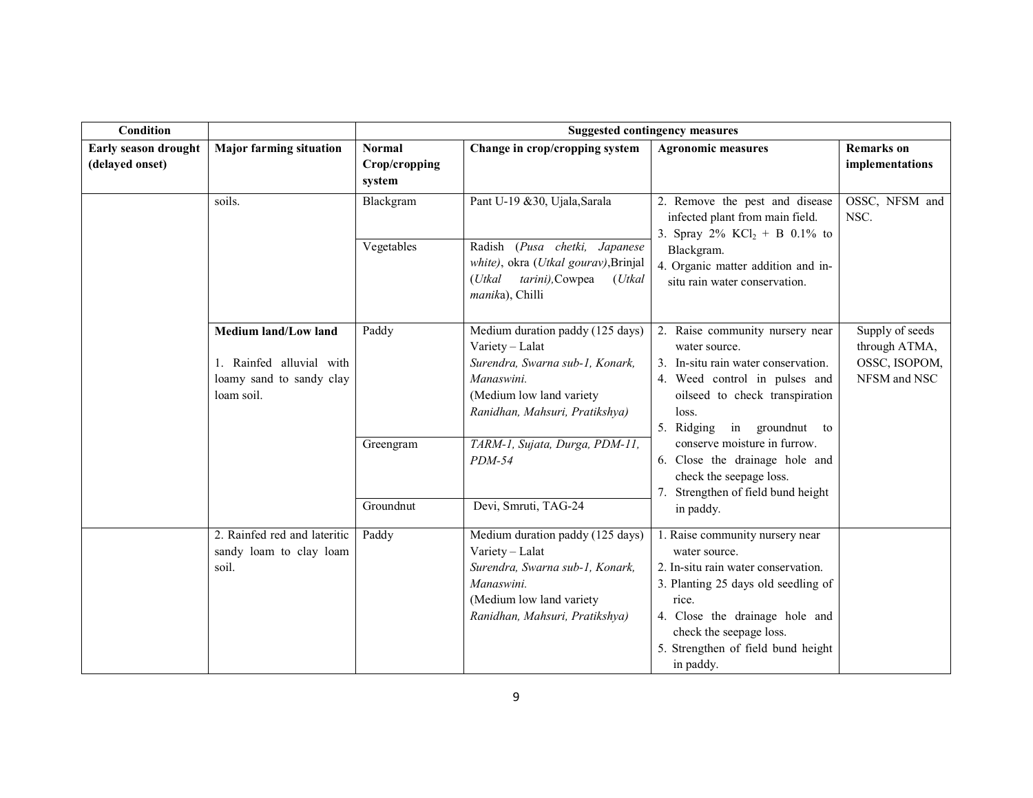| Condition | | Suggested contingency measures | | | |
|---|---|---|---|---|---|
| **Early season drought (delayed onset)** | **Major farming situation** | **Normal Crop/cropping system** | **Change in crop/cropping system** | **Agronomic measures** | **Remarks on implementations** |
| | soils. | Blackgram | Pant U-19 &30, Ujala,Sarala | 2. Remove the pest and disease infected plant from main field.<br>3. Spray 2% $KCl_2$ + B 0.1% to Blackgram.<br>4. Organic matter addition and in-situ rain water conservation. | OSSC, NFSM and NSC. |
| | | Vegetables | Radish (*Pusa chetki, Japanese white)*, okra (*Utkal gourav)*,Brinjal (*Utkal tarini),*Cowpea (*Utkal manika*), Chilli | | |
| | **Medium land/Low land**<br><br>1. Rainfed alluvial with loamy sand to sandy clay loam soil. | Paddy | Medium duration paddy (125 days) Variety – Lalat<br>*Surendra, Swarna sub-1, Konark, Manaswini.*<br>(Medium low land variety *Ranidhan, Mahsuri, Pratikshya)* | 2. Raise community nursery near water source.<br>3. In-situ rain water conservation.<br>4. Weed control in pulses and oilseed to check transpiration loss.<br>5. Ridging in groundnut to conserve moisture in furrow.<br>6. Close the drainage hole and check the seepage loss.<br>7. Strengthen of field bund height in paddy. | Supply of seeds through ATMA, OSSC, ISOPOM, NFSM and NSC |
| | | Greengram | *TARM-1, Sujata, Durga, PDM-11, PDM-54* | | |
| | | Groundnut | Devi, Smruti, TAG-24 | | |
| | 2. Rainfed red and lateritic sandy loam to clay loam soil. | Paddy | Medium duration paddy (125 days) Variety – Lalat<br>*Surendra, Swarna sub-1, Konark, Manaswini.*<br>(Medium low land variety *Ranidhan, Mahsuri, Pratikshya)* | 1. Raise community nursery near water source.<br>2. In-situ rain water conservation.<br>3. Planting 25 days old seedling of rice.<br>4. Close the drainage hole and check the seepage loss.<br>5. Strengthen of field bund height in paddy. | |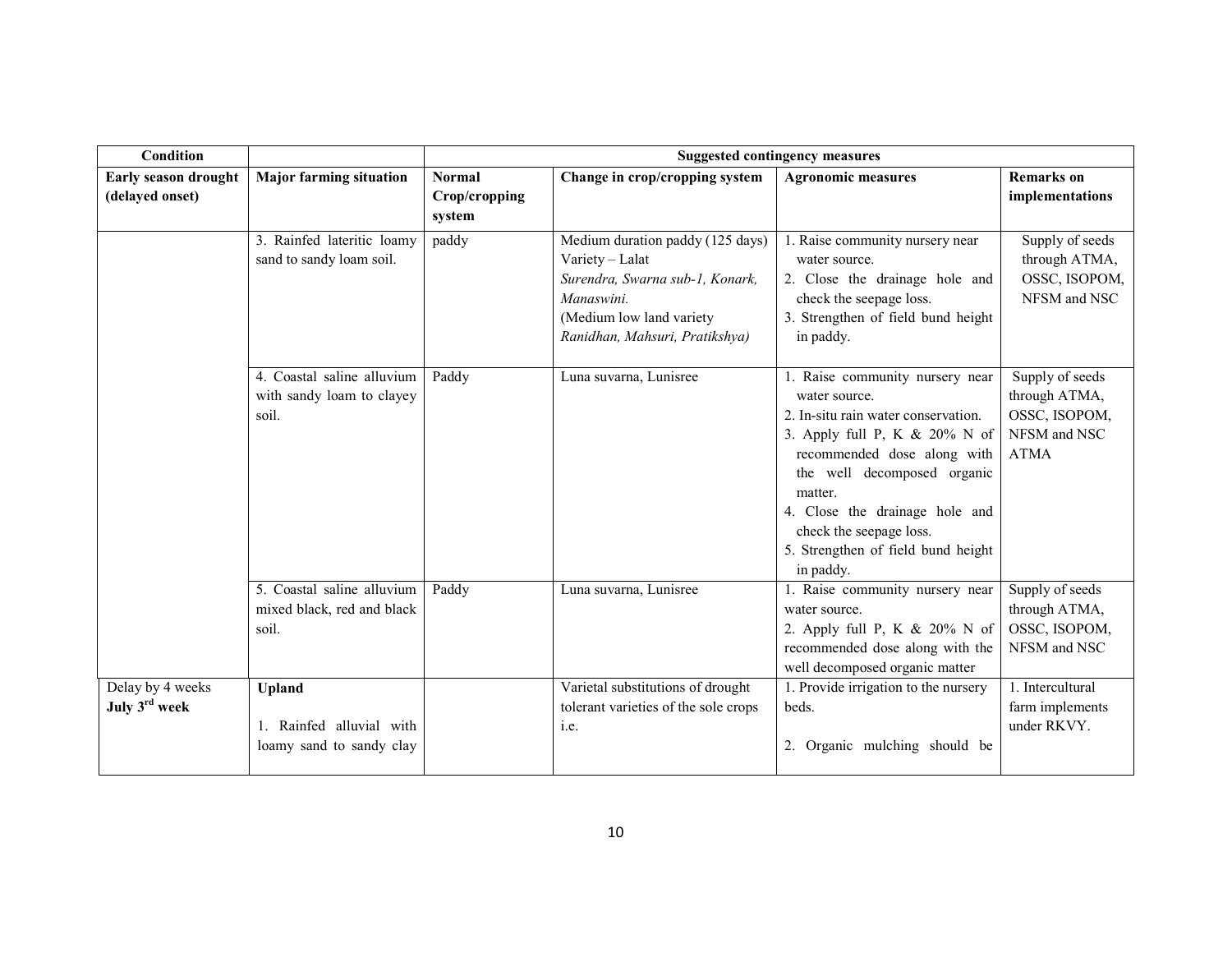| Condition | | Suggested contingency measures | | | |
|---|---|---|---|---|---|
| **Early season drought (delayed onset)** | **Major farming situation** | **Normal Crop/cropping system** | **Change in crop/cropping system** | **Agronomic measures** | **Remarks on implementations** |
| | 3. Rainfed lateritic loamy sand to sandy loam soil. | paddy | Medium duration paddy (125 days) Variety – Lalat *Surendra, Swarna sub-1, Konark, Manaswini.* (Medium low land variety *Ranidhan, Mahsuri, Pratikshya)* | 1. Raise community nursery near water source.<br>2. Close the drainage hole and check the seepage loss.<br>3. Strengthen of field bund height in paddy. | Supply of seeds through ATMA, OSSC, ISOPOM, NFSM and NSC |
| | 4. Coastal saline alluvium with sandy loam to clayey soil. | Paddy | Luna suvarna, Lunisree | 1. Raise community nursery near water source.<br>2. In-situ rain water conservation.<br>3. Apply full P, K & 20% N of recommended dose along with the well decomposed organic matter.<br>4. Close the drainage hole and check the seepage loss.<br>5. Strengthen of field bund height in paddy. | Supply of seeds through ATMA, OSSC, ISOPOM, NFSM and NSC ATMA |
| | 5. Coastal saline alluvium mixed black, red and black soil. | Paddy | Luna suvarna, Lunisree | 1. Raise community nursery near water source.<br>2. Apply full P, K & 20% N of recommended dose along with the well decomposed organic matter | Supply of seeds through ATMA, OSSC, ISOPOM, NFSM and NSC |
| Delay by 4 weeks **July 3rd week** | **Upland**<br>1. Rainfed alluvial with loamy sand to sandy clay | | Varietal substitutions of drought tolerant varieties of the sole crops i.e. | 1. Provide irrigation to the nursery beds.<br>2. Organic mulching should be | 1. Intercultural farm implements under RKVY. |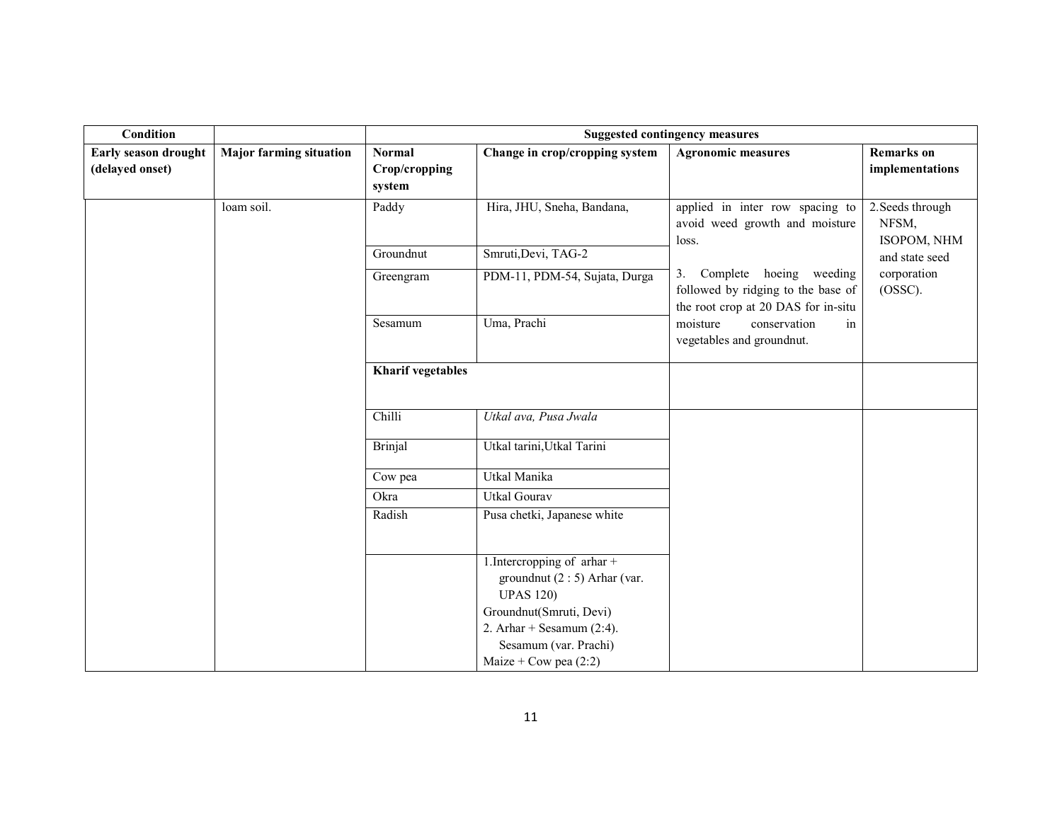| Condition | | Suggested contingency measures | | | |
|---|---|---|---|---|---|
| **Early season drought (delayed onset)** | **Major farming situation** | **Normal Crop/cropping system** | **Change in crop/cropping system** | **Agronomic measures** | **Remarks on implementations** |
| | loam soil. | Paddy | Hira, JHU, Sneha, Bandana, | applied in inter row spacing to avoid weed growth and moisture loss.<br><br>3. Complete hoeing weeding followed by ridging to the base of the root crop at 20 DAS for in-situ moisture conservation in vegetables and groundnut. | 2.Seeds through NFSM, ISOPOM, NHM and state seed corporation (OSSC). |
| | | Groundnut | Smruti,Devi, TAG-2 | | |
| | | Greengram | PDM-11, PDM-54, Sujata, Durga | | |
| | | Sesamum | Uma, Prachi | | |
| | | **Kharif vegetables** | | | |
| | | Chilli | *Utkal ava, Pusa Jwala* | | |
| | | Brinjal | Utkal tarini,Utkal Tarini | | |
| | | Cow pea | Utkal Manika | | |
| | | Okra | Utkal Gourav | | |
| | | Radish | Pusa chetki, Japanese white | | |
| | | | 1.Intercropping of arhar + groundnut (2 : 5) Arhar (var. UPAS 120)<br>Groundnut(Smruti, Devi)<br>2. Arhar + Sesamum (2:4). Sesamum (var. Prachi)<br>Maize + Cow pea (2:2) | | |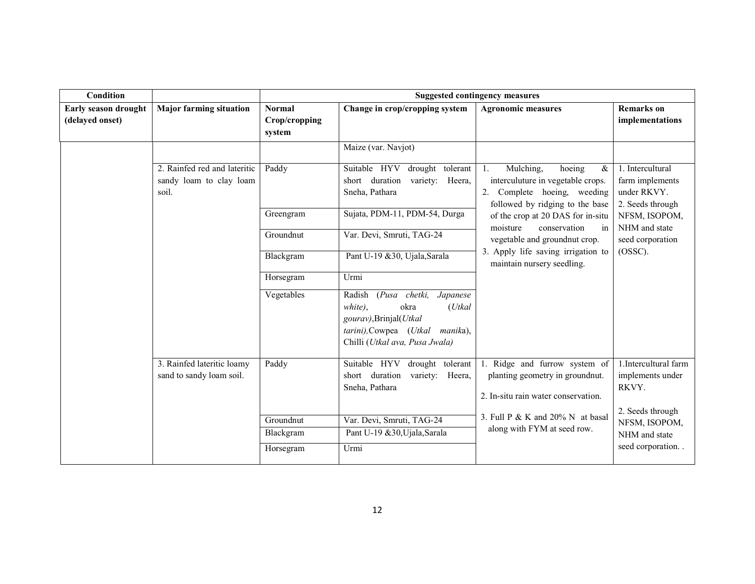| Condition | | Suggested contingency measures | | | |
|---|---|---|---|---|---|
| Early season drought (delayed onset) | Major farming situation | Normal Crop/cropping system | Change in crop/cropping system | Agronomic measures | Remarks on implementations |
| | | | Maize (var. Navjot) | | |
| | 2. Rainfed red and lateritic sandy loam to clay loam soil. | Paddy | Suitable HYV drought tolerant short duration variety: Heera, Sneha, Pathara | 1. Mulching, hoeing & interculuture in vegetable crops.<br>2. Complete hoeing, weeding followed by ridging to the base of the crop at 20 DAS for in-situ moisture conservation in vegetable and groundnut crop.<br>3. Apply life saving irrigation to maintain nursery seedling. | 1. Intercultural farm implements under RKVY.<br>2. Seeds through NFSM, ISOPOM, NHM and state seed corporation (OSSC). |
| | | Greengram | Sujata, PDM-11, PDM-54, Durga | | |
| | | Groundnut | Var. Devi, Smruti, TAG-24 | | |
| | | Blackgram | Pant U-19 &30, Ujala,Sarala | | |
| | | Horsegram | Urmi | | |
| | | Vegetables | Radish (*Pusa chetki, Japanese white)*, okra (*Utkal gourav)*,Brinjal(*Utkal tarini),*Cowpea (*Utkal manik*a), Chilli (*Utkal ava, Pusa Jwala)* | | |
| | 3. Rainfed lateritic loamy sand to sandy loam soil. | Paddy | Suitable HYV drought tolerant short duration variety: Heera, Sneha, Pathara | 1. Ridge and furrow system of planting geometry in groundnut.<br>2. In-situ rain water conservation.<br>3. Full P & K and 20% N at basal along with FYM at seed row. | 1.Intercultural farm implements under RKVY.<br>2. Seeds through NFSM, ISOPOM, NHM and state seed corporation. . |
| | | Groundnut | Var. Devi, Smruti, TAG-24 | | |
| | | Blackgram | Pant U-19 &30,Ujala,Sarala | | |
| | | Horsegram | Urmi | | |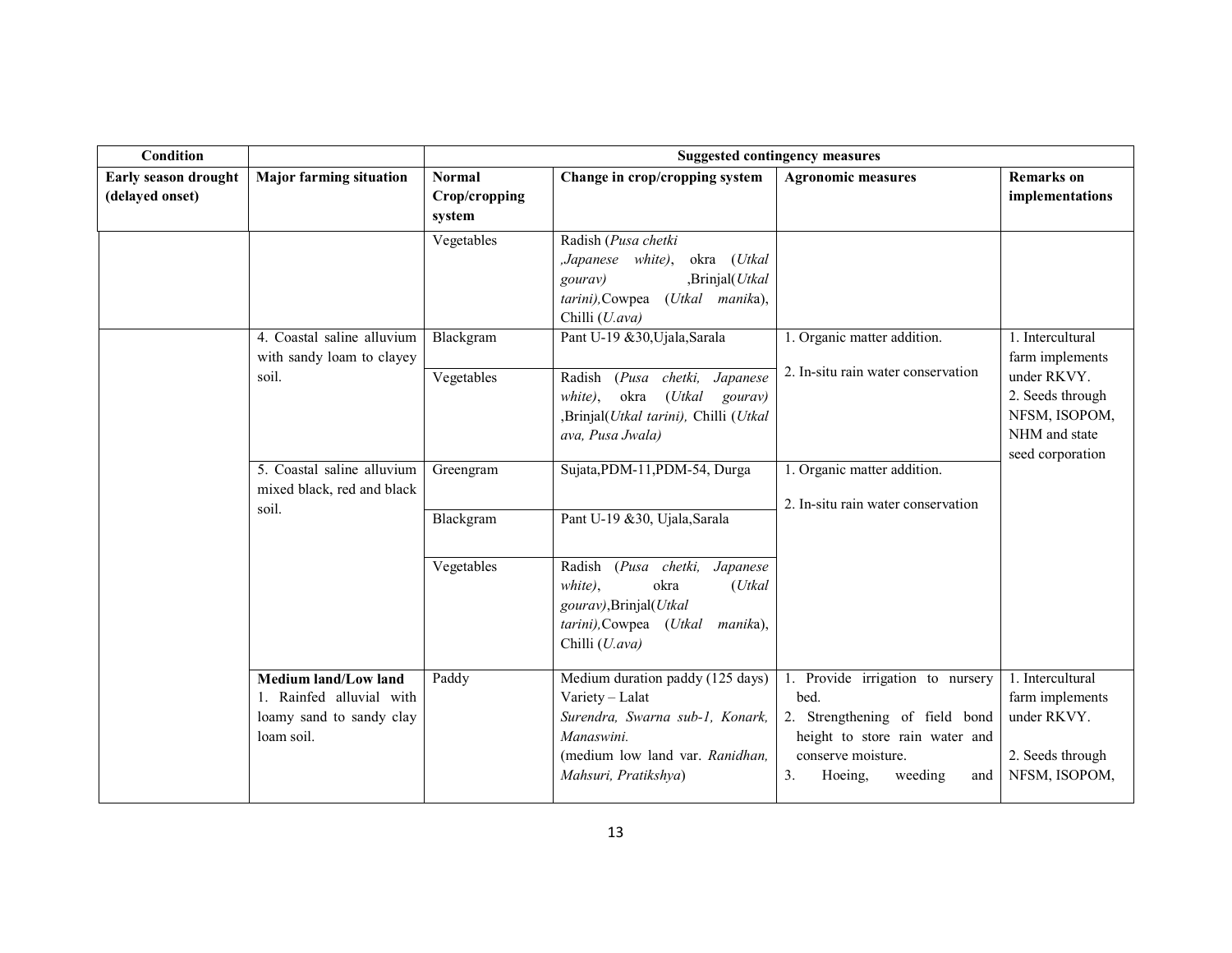| Condition | | Suggested contingency measures | | | |
|---|---|---|---|---|---|
| **Early season drought (delayed onset)** | **Major farming situation** | **Normal Crop/cropping system** | **Change in crop/cropping system** | **Agronomic measures** | **Remarks on implementations** |
| | | Vegetables | Radish (*Pusa chetki ,Japanese white)*, okra (*Utkal gourav)* ,Brinjal(*Utkal tarini),*Cowpea (*Utkal manik*a), Chilli (*U.ava)* | | |
| | 4. Coastal saline alluvium with sandy loam to clayey soil. | Blackgram | Pant U-19 &30,Ujala,Sarala | 1. Organic matter addition.<br>2. In-situ rain water conservation | 1. Intercultural farm implements under RKVY.<br>2. Seeds through NFSM, ISOPOM, NHM and state seed corporation |
| | | Vegetables | Radish (*Pusa chetki, Japanese white)*, okra (*Utkal gourav)* ,Brinjal(*Utkal tarini),* Chilli (*Utkal ava, Pusa Jwala)* | | |
| | 5. Coastal saline alluvium mixed black, red and black soil. | Greengram | Sujata,PDM-11,PDM-54, Durga | 1. Organic matter addition.<br>2. In-situ rain water conservation | |
| | | Blackgram | Pant U-19 &30, Ujala,Sarala | | |
| | | Vegetables | Radish (*Pusa chetki, Japanese white)*, okra (*Utkal gourav)*,Brinjal(*Utkal tarini),*Cowpea (*Utkal manik*a), Chilli (*U.ava)* | | |
| | **Medium land/Low land**<br>1. Rainfed alluvial with loamy sand to sandy clay loam soil. | Paddy | Medium duration paddy (125 days) Variety – Lalat *Surendra, Swarna sub-1, Konark, Manaswini.*<br>(medium low land var. *Ranidhan, Mahsuri, Pratikshya*) | 1. Provide irrigation to nursery bed.<br>2. Strengthening of field bond height to store rain water and conserve moisture.<br>3. Hoeing, weeding and | 1. Intercultural farm implements under RKVY.<br>2. Seeds through NFSM, ISOPOM, |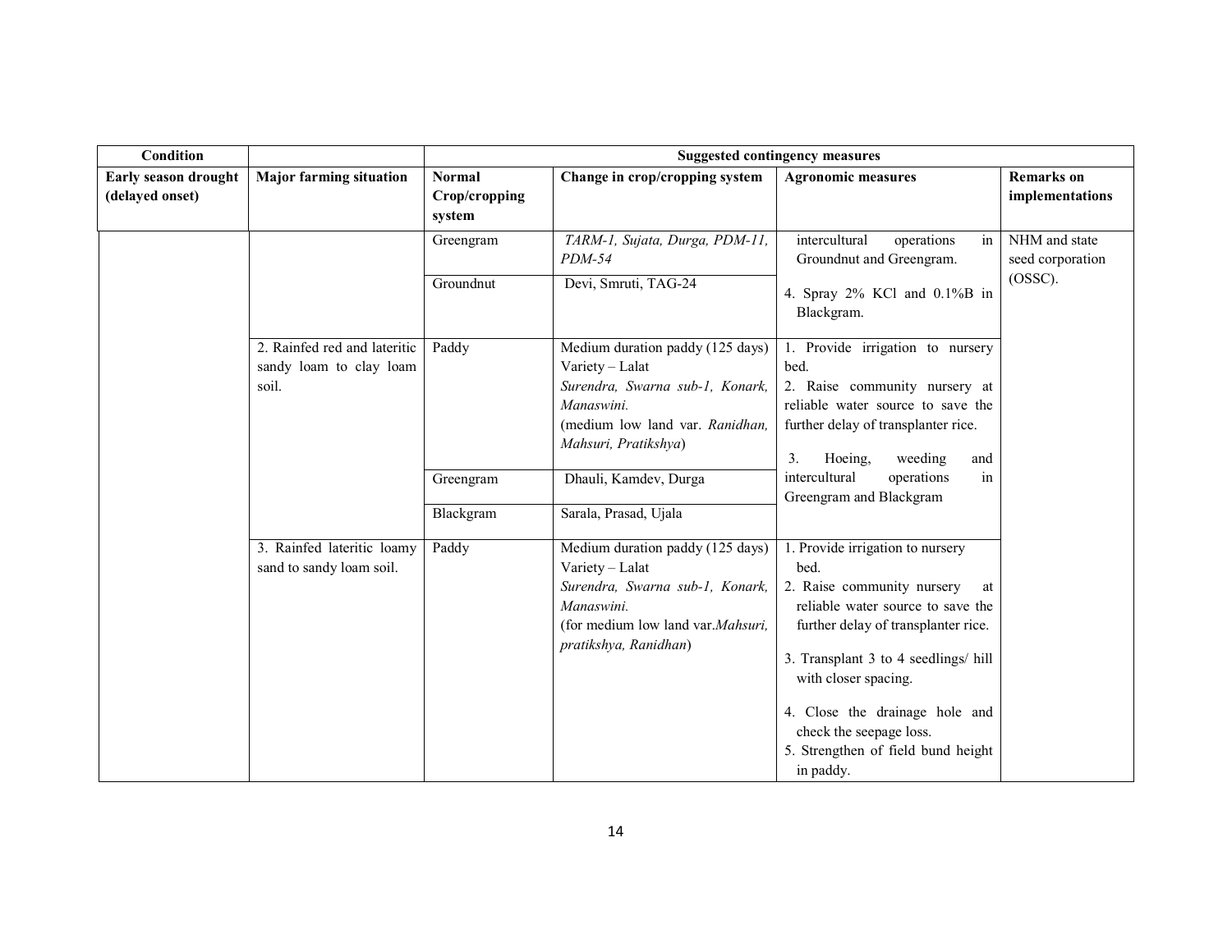| Condition | | Suggested contingency measures | | | |
|---|---|---|---|---|---|
| **Early season drought (delayed onset)** | **Major farming situation** | **Normal Crop/cropping system** | **Change in crop/cropping system** | **Agronomic measures** | **Remarks on implementations** |
| | | Greengram | *TARM-1, Sujata, Durga, PDM-11, PDM-54* | intercultural operations in Groundnut and Greengram. | NHM and state seed corporation (OSSC). |
| | | Groundnut | Devi, Smruti, TAG-24 | 4. Spray 2% KCl and 0.1%B in Blackgram. | |
| | 2. Rainfed red and lateritic sandy loam to clay loam soil. | Paddy | Medium duration paddy (125 days) Variety – Lalat *Surendra, Swarna sub-1, Konark, Manaswini.* (medium low land var. *Ranidhan, Mahsuri, Pratikshya*) | 1. Provide irrigation to nursery bed.<br>2. Raise community nursery at reliable water source to save the further delay of transplanter rice.<br>3. Hoeing, weeding and intercultural operations in Greengram and Blackgram | |
| | | Greengram | Dhauli, Kamdev, Durga | | |
| | | Blackgram | Sarala, Prasad, Ujala | | |
| | 3. Rainfed lateritic loamy sand to sandy loam soil. | Paddy | Medium duration paddy (125 days) Variety – Lalat *Surendra, Swarna sub-1, Konark, Manaswini.* (for medium low land var.*Mahsuri, pratikshya, Ranidhan*) | 1. Provide irrigation to nursery bed.<br>2. Raise community nursery at reliable water source to save the further delay of transplanter rice.<br>3. Transplant 3 to 4 seedlings/ hill with closer spacing.<br>4. Close the drainage hole and check the seepage loss.<br>5. Strengthen of field bund height in paddy. | |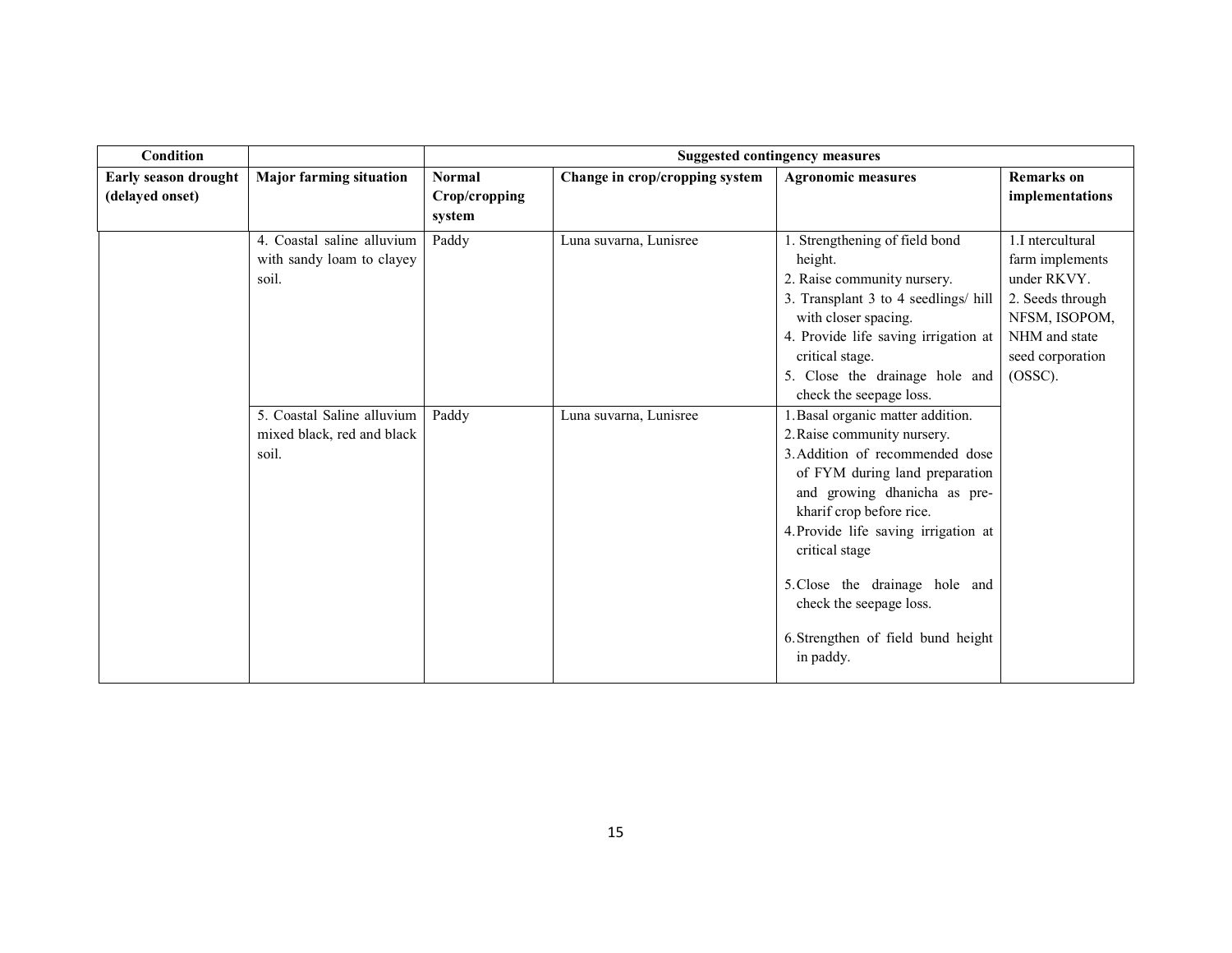| Condition | | Suggested contingency measures | | | |
|---|---|---|---|---|---|
| **Early season drought (delayed onset)** | **Major farming situation** | **Normal Crop/cropping system** | **Change in crop/cropping system** | **Agronomic measures** | **Remarks on implementations** |
| | 4. Coastal saline alluvium with sandy loam to clayey soil. | Paddy | Luna suvarna, Lunisree | 1. Strengthening of field bond height.<br>2. Raise community nursery.<br>3. Transplant 3 to 4 seedlings/ hill with closer spacing.<br>4. Provide life saving irrigation at critical stage.<br>5. Close the drainage hole and check the seepage loss. | 1.I ntercultural farm implements under RKVY.<br>2. Seeds through NFSM, ISOPOM, NHM and state seed corporation (OSSC). |
| | 5. Coastal Saline alluvium mixed black, red and black soil. | Paddy | Luna suvarna, Lunisree | 1. Basal organic matter addition.<br>2. Raise community nursery.<br>3. Addition of recommended dose of FYM during land preparation and growing dhanicha as pre-kharif crop before rice.<br>4. Provide life saving irrigation at critical stage<br>5. Close the drainage hole and check the seepage loss.<br>6. Strengthen of field bund height in paddy. | |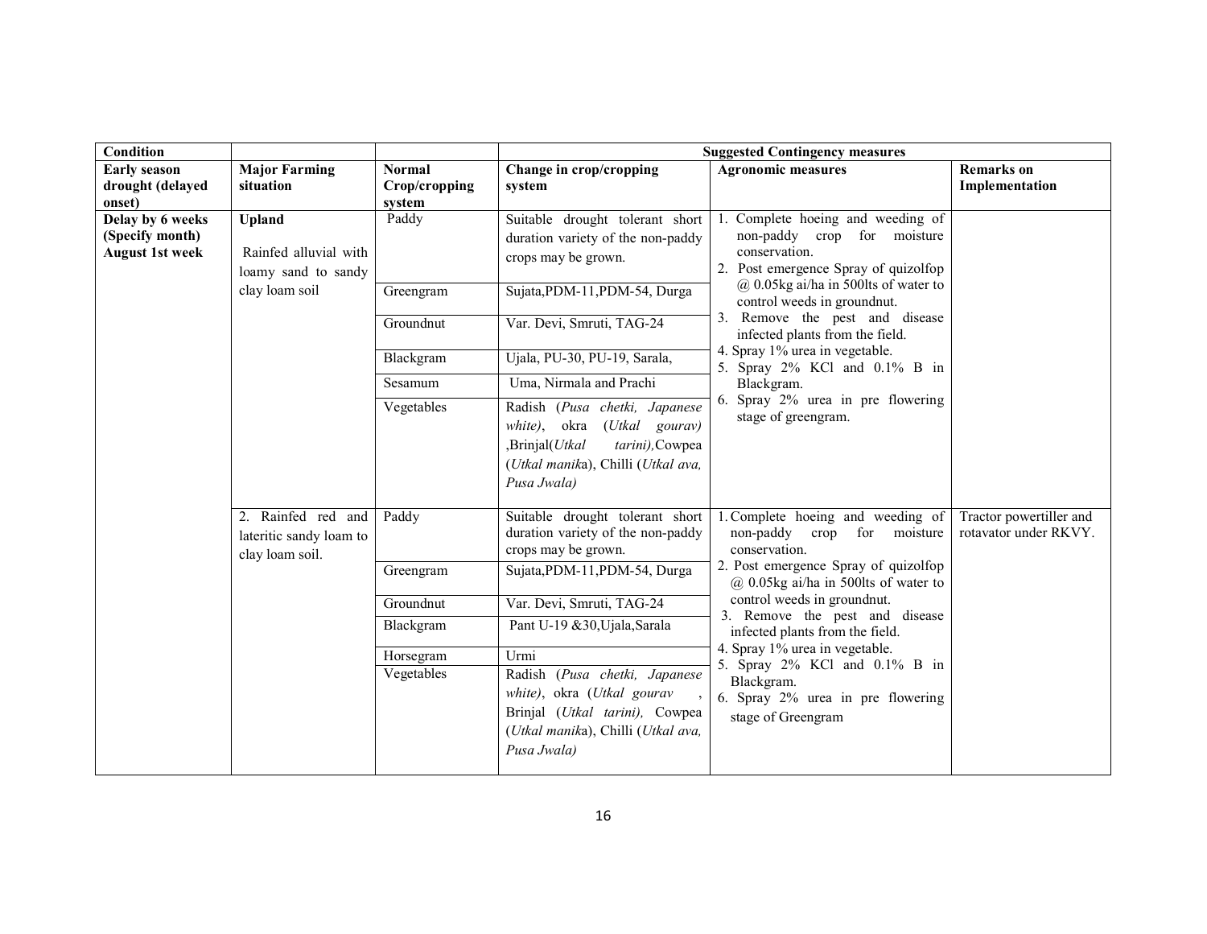| Condition | | | Suggested Contingency measures | | |
|---|---|---|---|---|---|
| **Early season drought (delayed onset)** | **Major Farming situation** | **Normal Crop/cropping system** | **Change in crop/cropping system** | **Agronomic measures** | **Remarks on Implementation** |
| **Delay by 6 weeks (Specify month) August 1st week** | **Upland** Rainfed alluvial with loamy sand to sandy clay loam soil | Paddy | Suitable drought tolerant short duration variety of the non-paddy crops may be grown. | 1. Complete hoeing and weeding of non-paddy crop for moisture conservation. 2. Post emergence Spray of quizolfop @ 0.05kg ai/ha in 500lts of water to control weeds in groundnut. 3. Remove the pest and disease infected plants from the field. 4. Spray 1% urea in vegetable. 5. Spray 2% KCl and 0.1% B in Blackgram. 6. Spray 2% urea in pre flowering stage of greengram. | |
| | | Greengram | Sujata,PDM-11,PDM-54, Durga | | |
| | | Groundnut | Var. Devi, Smruti, TAG-24 | | |
| | | Blackgram | Ujala, PU-30, PU-19, Sarala, | | |
| | | Sesamum | Uma, Nirmala and Prachi | | |
| | | Vegetables | Radish (*Pusa chetki, Japanese white*), okra (*Utkal gourav)* ,Brinjal(*Utkal tarini),*Cowpea (*Utkal manik*a), Chilli (*Utkal ava, Pusa Jwala)* | | |
| | 2. Rainfed red and lateritic sandy loam to clay loam soil. | Paddy | Suitable drought tolerant short duration variety of the non-paddy crops may be grown. | 1. Complete hoeing and weeding of non-paddy crop for moisture conservation. 2. Post emergence Spray of quizolfop @ 0.05kg ai/ha in 500lts of water to control weeds in groundnut. 3. Remove the pest and disease infected plants from the field. 4. Spray 1% urea in vegetable. 5. Spray 2% KCl and 0.1% B in Blackgram. 6. Spray 2% urea in pre flowering stage of Greengram | Tractor powertiller and rotavator under RKVY. |
| | | Greengram | Sujata,PDM-11,PDM-54, Durga | | |
| | | Groundnut | Var. Devi, Smruti, TAG-24 | | |
| | | Blackgram | Pant U-19 &30,Ujala,Sarala | | |
| | | Horsegram | Urmi | | |
| | | Vegetables | Radish (*Pusa chetki, Japanese white*), okra (*Utkal gourav* , Brinjal (*Utkal tarini),* Cowpea (*Utkal manik*a), Chilli (*Utkal ava, Pusa Jwala)* | | |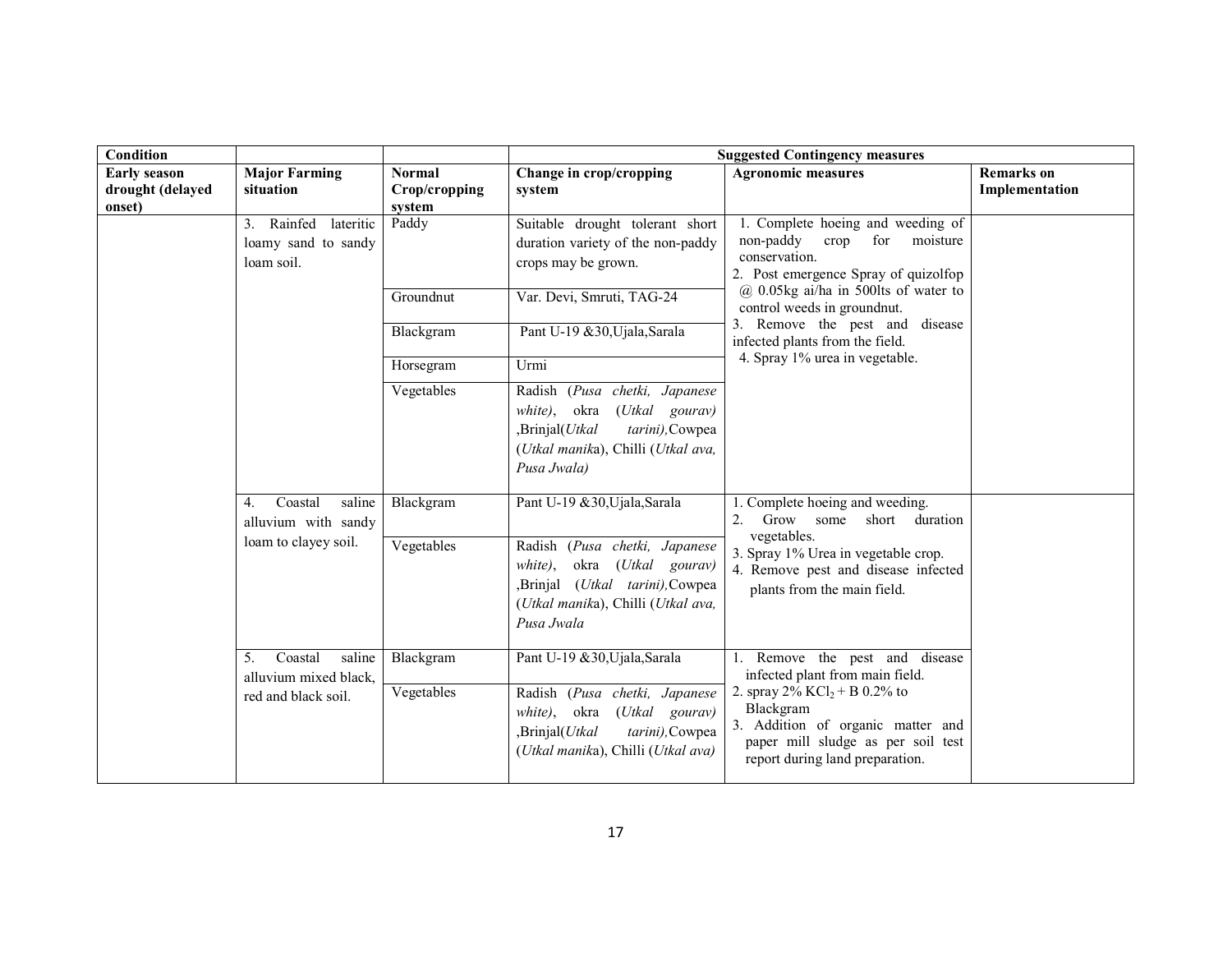| Condition | | | Suggested Contingency measures | | |
|---|---|---|---|---|---|
| **Early season drought (delayed onset)** | **Major Farming situation** | **Normal Crop/cropping system** | **Change in crop/cropping system** | **Agronomic measures** | **Remarks on Implementation** |
| | 3. Rainfed lateritic loamy sand to sandy loam soil. | Paddy | Suitable drought tolerant short duration variety of the non-paddy crops may be grown. | 1. Complete hoeing and weeding of non-paddy crop for moisture conservation.<br>2. Post emergence Spray of quizolfop @ 0.05kg ai/ha in 500lts of water to control weeds in groundnut.<br>3. Remove the pest and disease infected plants from the field.<br>4. Spray 1% urea in vegetable. | |
| | | Groundnut | Var. Devi, Smruti, TAG-24 | | |
| | | Blackgram | Pant U-19 &30,Ujala,Sarala | | |
| | | Horsegram | Urmi | | |
| | | Vegetables | Radish (*Pusa chetki, Japanese white)*, okra (*Utkal gourav)* ,Brinjal(*Utkal tarini),*Cowpea (*Utkal manik*a), Chilli (*Utkal ava, Pusa Jwala)* | | |
| | 4. Coastal saline alluvium with sandy loam to clayey soil. | Blackgram | Pant U-19 &30,Ujala,Sarala | 1. Complete hoeing and weeding.<br>2. Grow some short duration vegetables.<br>3. Spray 1% Urea in vegetable crop.<br>4. Remove pest and disease infected plants from the main field. | |
| | | Vegetables | Radish (*Pusa chetki, Japanese white)*, okra (*Utkal gourav)* ,Brinjal (*Utkal tarini),*Cowpea (*Utkal manik*a), Chilli (*Utkal ava, Pusa Jwala* | | |
| | 5. Coastal saline alluvium mixed black, red and black soil. | Blackgram | Pant U-19 &30,Ujala,Sarala | 1. Remove the pest and disease infected plant from main field.<br>2. spray 2% $KCl_2$ + B 0.2% to Blackgram<br>3. Addition of organic matter and paper mill sludge as per soil test report during land preparation. | |
| | | Vegetables | Radish (*Pusa chetki, Japanese white)*, okra (*Utkal gourav)* ,Brinjal(*Utkal tarini),*Cowpea (*Utkal manik*a), Chilli (*Utkal ava)* | | |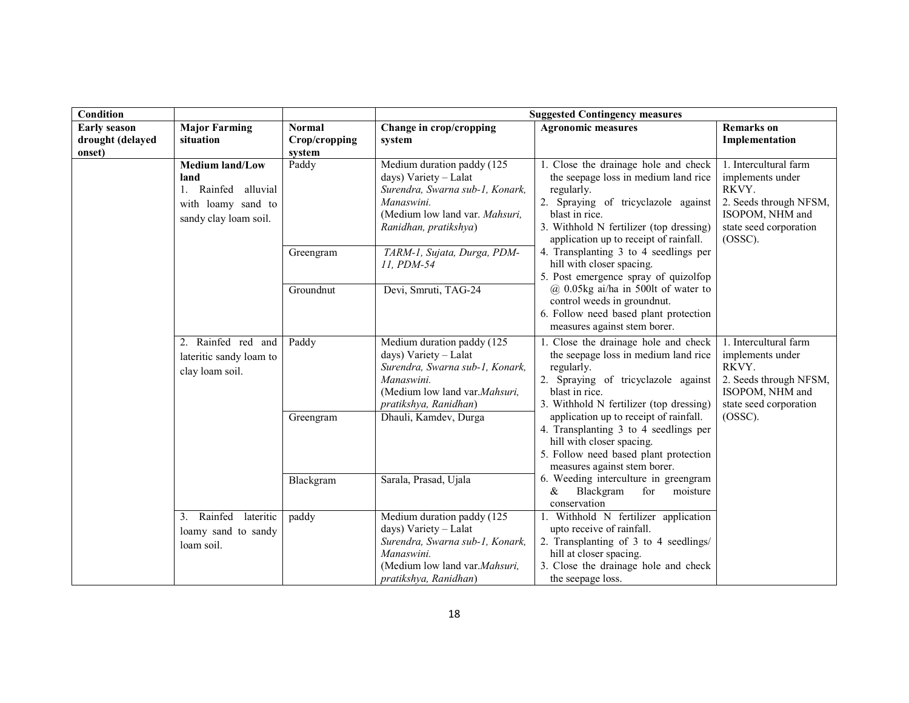| Condition | | | Suggested Contingency measures | | |
|---|---|---|---|---|---|
| **Early season drought (delayed onset)** | **Major Farming situation** | **Normal Crop/cropping system** | **Change in crop/cropping system** | **Agronomic measures** | **Remarks on Implementation** |
| | **Medium land/Low land**<br>1. Rainfed alluvial with loamy sand to sandy clay loam soil. | Paddy | Medium duration paddy (125 days) Variety – Lalat *Surendra, Swarna sub-1, Konark, Manaswini.* (Medium low land var. *Mahsuri, Ranidhan, pratikshya*) | 1. Close the drainage hole and check the seepage loss in medium land rice regularly.<br>2. Spraying of tricyclazole against blast in rice.<br>3. Withhold N fertilizer (top dressing) application up to receipt of rainfall.<br>4. Transplanting 3 to 4 seedlings per hill with closer spacing.<br>5. Post emergence spray of quizolfop @ 0.05kg ai/ha in 500lt of water to control weeds in groundnut.<br>6. Follow need based plant protection measures against stem borer. | 1. Intercultural farm implements under RKVY.<br>2. Seeds through NFSM, ISOPOM, NHM and state seed corporation (OSSC). |
| | | Greengram | *TARM-1, Sujata, Durga, PDM-11, PDM-54* | | |
| | | Groundnut | Devi, Smruti, TAG-24 | | |
| | 2. Rainfed red and lateritic sandy loam to clay loam soil. | Paddy | Medium duration paddy (125 days) Variety – Lalat *Surendra, Swarna sub-1, Konark, Manaswini.* (Medium low land var.*Mahsuri, pratikshya, Ranidhan*) | 1. Close the drainage hole and check the seepage loss in medium land rice regularly.<br>2. Spraying of tricyclazole against blast in rice.<br>3. Withhold N fertilizer (top dressing) application up to receipt of rainfall.<br>4. Transplanting 3 to 4 seedlings per hill with closer spacing.<br>5. Follow need based plant protection measures against stem borer.<br>6. Weeding interculture in greengram & Blackgram for moisture conservation | 1. Intercultural farm implements under RKVY.<br>2. Seeds through NFSM, ISOPOM, NHM and state seed corporation (OSSC). |
| | | Greengram | Dhauli, Kamdev, Durga | | |
| | | Blackgram | Sarala, Prasad, Ujala | | |
| | 3. Rainfed lateritic loamy sand to sandy loam soil. | paddy | Medium duration paddy (125 days) Variety – Lalat *Surendra, Swarna sub-1, Konark, Manaswini.* (Medium low land var.*Mahsuri, pratikshya, Ranidhan*) | 1. Withhold N fertilizer application upto receive of rainfall.<br>2. Transplanting of 3 to 4 seedlings/ hill at closer spacing.<br>3. Close the drainage hole and check the seepage loss. | |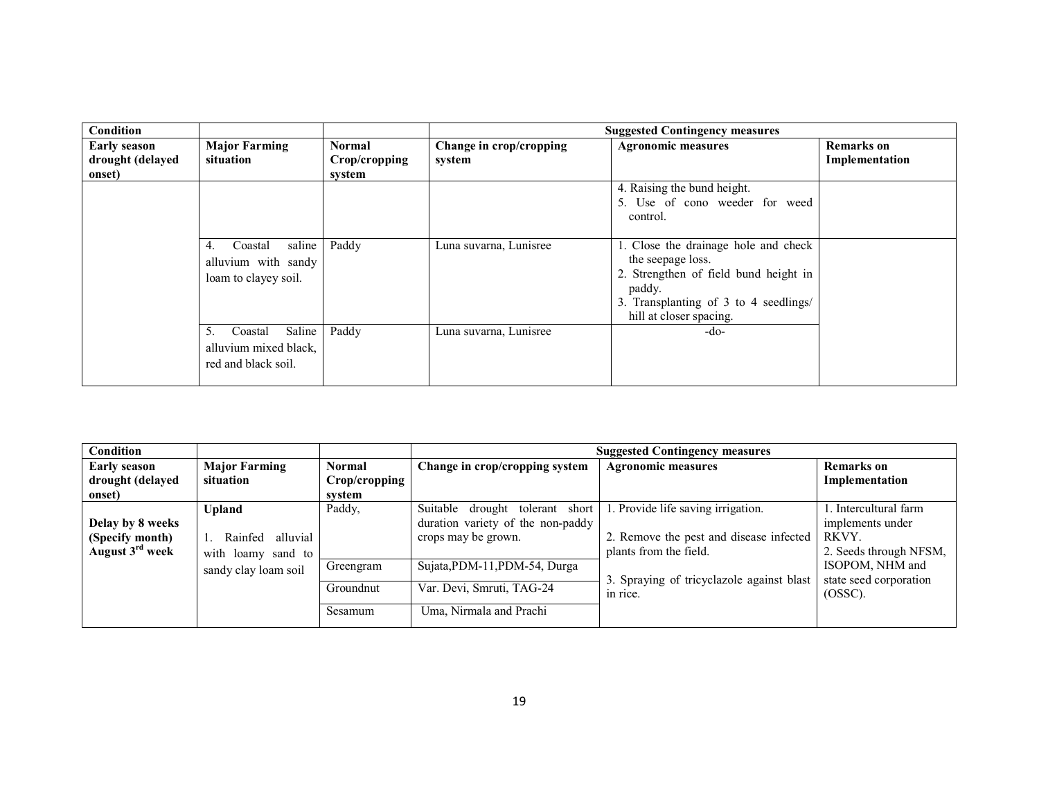| Condition | | | Suggested Contingency measures | | |
|---|---|---|---|---|---|
| **Early season drought (delayed onset)** | **Major Farming situation** | **Normal Crop/cropping system** | **Change in crop/cropping system** | **Agronomic measures** | **Remarks on Implementation** |
| | | | | 4. Raising the bund height.<br>5. Use of cono weeder for weed control. | |
| | 4. Coastal saline alluvium with sandy loam to clayey soil. | Paddy | Luna suvarna, Lunisree | 1. Close the drainage hole and check the seepage loss.<br>2. Strengthen of field bund height in paddy.<br>3. Transplanting of 3 to 4 seedlings/ hill at closer spacing. | |
| | 5. Coastal Saline alluvium mixed black, red and black soil. | Paddy | Luna suvarna, Lunisree | -do- | |

| Condition | | | Suggested Contingency measures | | |
|---|---|---|---|---|---|
| **Early season drought (delayed onset)** | **Major Farming situation** | **Normal Crop/cropping system** | **Change in crop/cropping system** | **Agronomic measures** | **Remarks on Implementation** |
| **Delay by 8 weeks (Specify month) August 3rd week** | **Upland**<br><br>1. Rainfed alluvial with loamy sand to sandy clay loam soil | Paddy, | Suitable drought tolerant short duration variety of the non-paddy crops may be grown. | 1. Provide life saving irrigation.<br><br>2. Remove the pest and disease infected plants from the field.<br><br>3. Spraying of tricyclazole against blast in rice. | 1. Intercultural farm implements under RKVY.<br>2. Seeds through NFSM, ISOPOM, NHM and state seed corporation (OSSC). |
| | | Greengram | Sujata,PDM-11,PDM-54, Durga | | |
| | | Groundnut | Var. Devi, Smruti, TAG-24 | | |
| | | Sesamum | Uma, Nirmala and Prachi | | |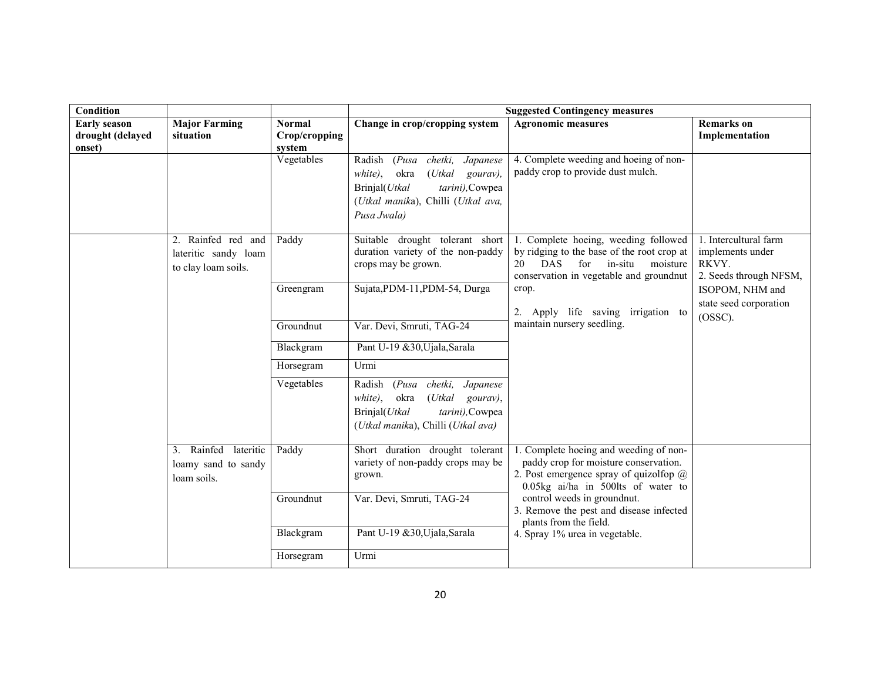| Condition | | | Suggested Contingency measures | | |
|---|---|---|---|---|---|
| **Early season drought (delayed onset)** | **Major Farming situation** | **Normal Crop/cropping system** | **Change in crop/cropping system** | **Agronomic measures** | **Remarks on Implementation** |
| | | Vegetables | Radish (*Pusa chetki, Japanese white)*, okra (*Utkal gourav),* Brinjal(*Utkal tarini),*Cowpea (*Utkal manik*a), Chilli (*Utkal ava, Pusa Jwala)* | 4. Complete weeding and hoeing of non-paddy crop to provide dust mulch. | |
| | 2. Rainfed red and lateritic sandy loam to clay loam soils. | Paddy | Suitable drought tolerant short duration variety of the non-paddy crops may be grown. | 1. Complete hoeing, weeding followed by ridging to the base of the root crop at 20 DAS for in-situ moisture conservation in vegetable and groundnut crop.<br><br>2. Apply life saving irrigation to maintain nursery seedling. | 1. Intercultural farm implements under RKVY.<br>2. Seeds through NFSM, ISOPOM, NHM and state seed corporation (OSSC). |
| | | Greengram | Sujata,PDM-11,PDM-54, Durga | | |
| | | Groundnut | Var. Devi, Smruti, TAG-24 | | |
| | | Blackgram | Pant U-19 &30,Ujala,Sarala | | |
| | | Horsegram | Urmi | | |
| | | Vegetables | Radish (*Pusa chetki, Japanese white)*, okra (*Utkal gourav)*, Brinjal(*Utkal tarini),*Cowpea (*Utkal manik*a), Chilli (*Utkal ava)* | | |
| | 3. Rainfed lateritic loamy sand to sandy loam soils. | Paddy | Short duration drought tolerant variety of non-paddy crops may be grown. | 1. Complete hoeing and weeding of non-paddy crop for moisture conservation.<br>2. Post emergence spray of quizolfop @ 0.05kg ai/ha in 500lts of water to control weeds in groundnut.<br>3. Remove the pest and disease infected plants from the field.<br>4. Spray 1% urea in vegetable. | |
| | | Groundnut | Var. Devi, Smruti, TAG-24 | | |
| | | Blackgram | Pant U-19 &30,Ujala,Sarala | | |
| | | Horsegram | Urmi | | |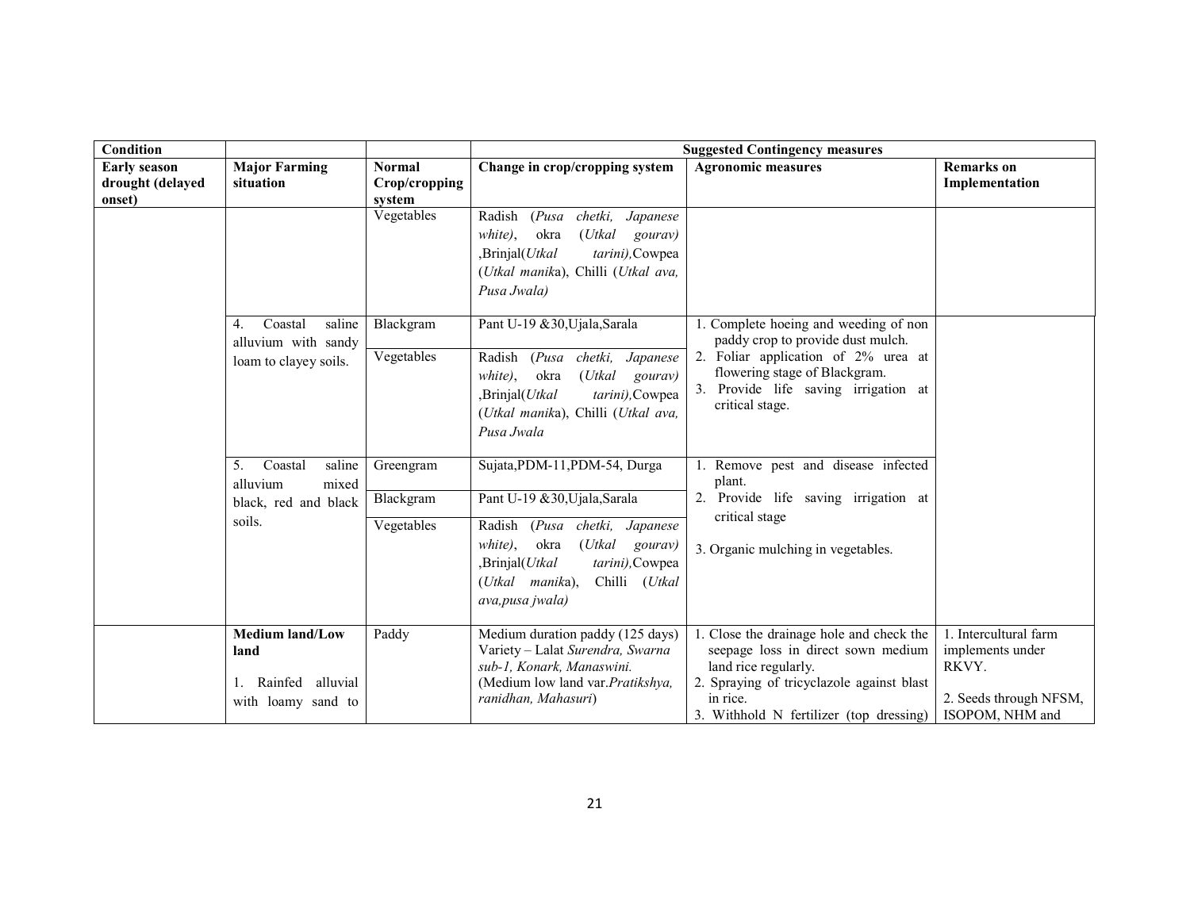| Condition | | | Suggested Contingency measures | | |
|---|---|---|---|---|---|
| **Early season drought (delayed onset)** | **Major Farming situation** | **Normal Crop/cropping system** | **Change in crop/cropping system** | **Agronomic measures** | **Remarks on Implementation** |
| | | Vegetables | Radish (*Pusa chetki, Japanese white)*, okra (*Utkal gourav)* ,Brinjal(*Utkal tarini),*Cowpea (*Utkal manik*a), Chilli (*Utkal ava, Pusa Jwala)* | | |
| | 4. Coastal saline alluvium with sandy loam to clayey soils. | Blackgram | Pant U-19 &30,Ujala,Sarala | 1. Complete hoeing and weeding of non paddy crop to provide dust mulch.<br>2. Foliar application of 2% urea at flowering stage of Blackgram.<br>3. Provide life saving irrigation at critical stage. | |
| | | Vegetables | Radish (*Pusa chetki, Japanese white)*, okra (*Utkal gourav)* ,Brinjal(*Utkal tarini),*Cowpea (*Utkal manik*a), Chilli (*Utkal ava, Pusa Jwala* | | |
| | 5. Coastal saline alluvium mixed black, red and black soils. | Greengram | Sujata,PDM-11,PDM-54, Durga | 1. Remove pest and disease infected plant.<br>2. Provide life saving irrigation at critical stage<br><br>3. Organic mulching in vegetables. | |
| | | Blackgram | Pant U-19 &30,Ujala,Sarala | | |
| | | Vegetables | Radish (*Pusa chetki, Japanese white)*, okra (*Utkal gourav)* ,Brinjal(*Utkal tarini),*Cowpea (*Utkal manik*a), Chilli (*Utkal ava,pusa jwala)* | | |
| | **Medium land/Low land**<br><br>1. Rainfed alluvial with loamy sand to | Paddy | Medium duration paddy (125 days) Variety – Lalat *Surendra, Swarna sub-1, Konark, Manaswini.* (Medium low land var.*Pratikshya, ranidhan, Mahasuri*) | 1. Close the drainage hole and check the seepage loss in direct sown medium land rice regularly.<br>2. Spraying of tricyclazole against blast in rice.<br>3. Withhold N fertilizer (top dressing) | 1. Intercultural farm implements under RKVY.<br><br>2. Seeds through NFSM, ISOPOM, NHM and |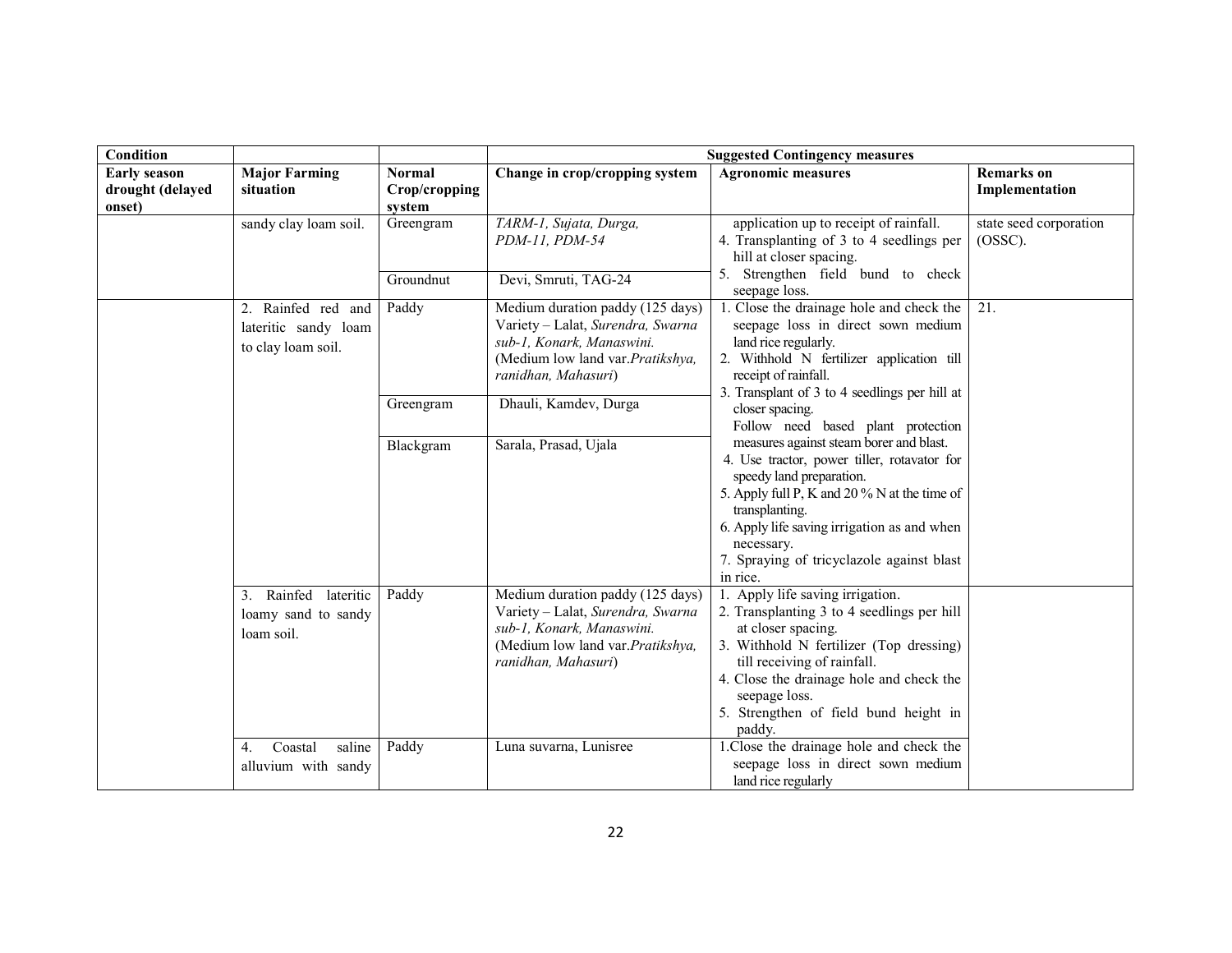| Condition | | | Suggested Contingency measures | | |
|---|---|---|---|---|---|
| **Early season drought (delayed onset)** | **Major Farming situation** | **Normal Crop/cropping system** | **Change in crop/cropping system** | **Agronomic measures** | **Remarks on Implementation** |
| | sandy clay loam soil. | Greengram | *TARM-1, Sujata, Durga, PDM-11, PDM-54* | application up to receipt of rainfall.<br>4. Transplanting of 3 to 4 seedlings per hill at closer spacing.<br>5. Strengthen field bund to check seepage loss. | state seed corporation (OSSC). |
| | | Groundnut | Devi, Smruti, TAG-24 | | |
| | 2. Rainfed red and lateritic sandy loam to clay loam soil. | Paddy | Medium duration paddy (125 days) Variety – Lalat, *Surendra, Swarna sub-1, Konark, Manaswini.* (Medium low land var.*Pratikshya, ranidhan, Mahasuri*) | 1. Close the drainage hole and check the seepage loss in direct sown medium land rice regularly.<br>2. Withhold N fertilizer application till receipt of rainfall.<br>3. Transplant of 3 to 4 seedlings per hill at closer spacing. Follow need based plant protection measures against steam borer and blast.<br>4. Use tractor, power tiller, rotavator for speedy land preparation.<br>5. Apply full P, K and 20 % N at the time of transplanting.<br>6. Apply life saving irrigation as and when necessary.<br>7. Spraying of tricyclazole against blast in rice. | 21. |
| | | Greengram | Dhauli, Kamdev, Durga | | |
| | | Blackgram | Sarala, Prasad, Ujala | | |
| | 3. Rainfed lateritic loamy sand to sandy loam soil. | Paddy | Medium duration paddy (125 days) Variety – Lalat, *Surendra, Swarna sub-1, Konark, Manaswini.* (Medium low land var.*Pratikshya, ranidhan, Mahasuri*) | 1. Apply life saving irrigation.<br>2. Transplanting 3 to 4 seedlings per hill at closer spacing.<br>3. Withhold N fertilizer (Top dressing) till receiving of rainfall.<br>4. Close the drainage hole and check the seepage loss.<br>5. Strengthen of field bund height in paddy. | |
| | 4. Coastal saline alluvium with sandy | Paddy | Luna suvarna, Lunisree | 1.Close the drainage hole and check the seepage loss in direct sown medium land rice regularly | |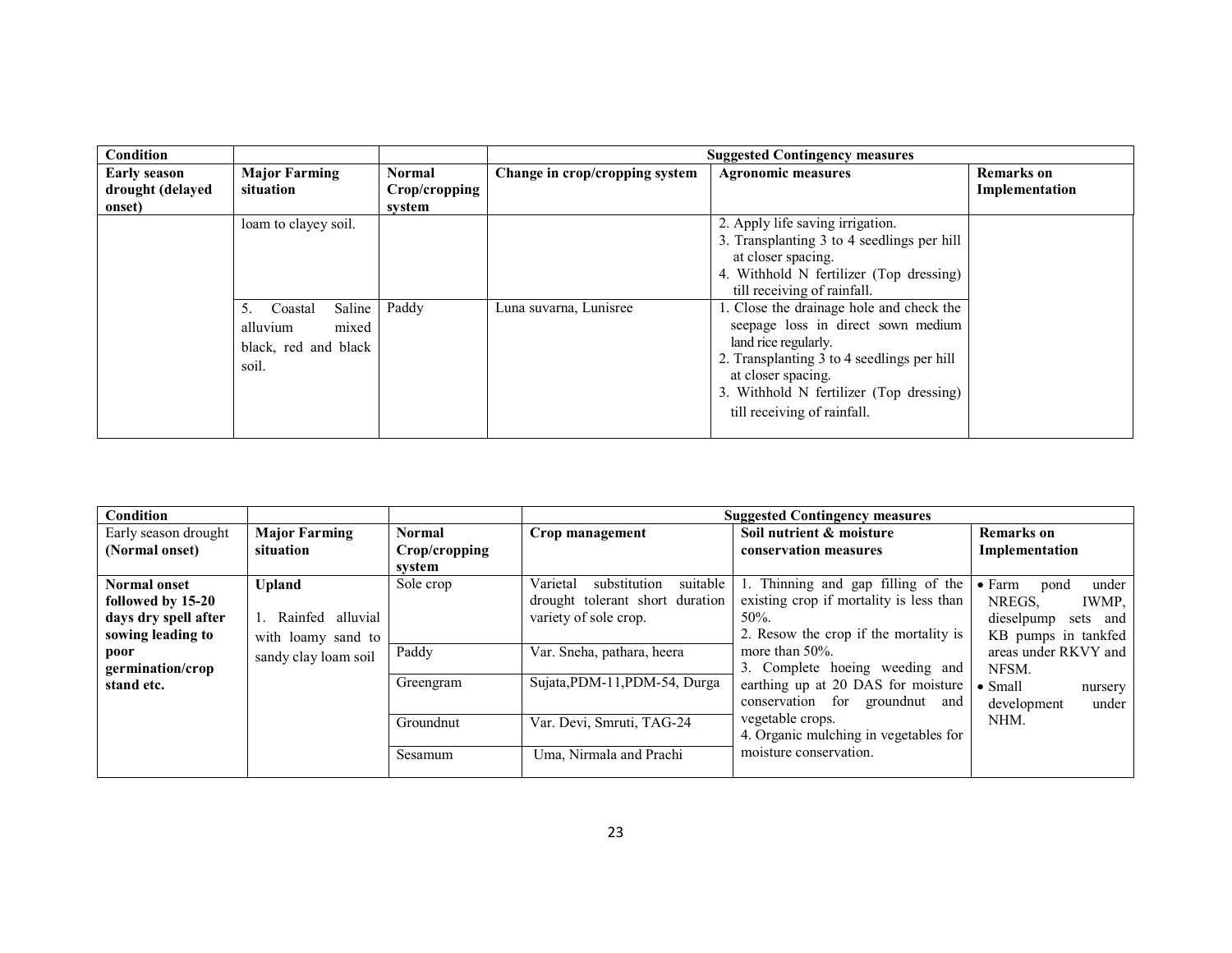| Condition | | | Suggested Contingency measures | | |
|---|---|---|---|---|---|
| **Early season drought (delayed onset)** | **Major Farming situation** | **Normal Crop/cropping system** | **Change in crop/cropping system** | **Agronomic measures** | **Remarks on Implementation** |
| | loam to clayey soil. | | | 2. Apply life saving irrigation.<br>3. Transplanting 3 to 4 seedlings per hill at closer spacing.<br>4. Withhold N fertilizer (Top dressing) till receiving of rainfall. | |
| | 5. Coastal Saline alluvium mixed black, red and black soil. | Paddy | Luna suvarna, Lunisree | 1. Close the drainage hole and check the seepage loss in direct sown medium land rice regularly.<br>2. Transplanting 3 to 4 seedlings per hill at closer spacing.<br>3. Withhold N fertilizer (Top dressing) till receiving of rainfall. | |

| Condition | | | Suggested Contingency measures | | |
|---|---|---|---|---|---|
| Early season drought **(Normal onset)** | **Major Farming situation** | **Normal Crop/cropping system** | **Crop management** | **Soil nutrient & moisture conservation measures** | **Remarks on Implementation** |
| **Normal onset followed by 15-20 days dry spell after sowing leading to poor germination/crop stand etc.** | **Upland**<br><br>1. Rainfed alluvial with loamy sand to sandy clay loam soil | Sole crop | Varietal substitution suitable drought tolerant short duration variety of sole crop. | 1. Thinning and gap filling of the existing crop if mortality is less than 50%.<br>2. Resow the crop if the mortality is more than 50%.<br>3. Complete hoeing weeding and earthing up at 20 DAS for moisture conservation for groundnut and vegetable crops.<br>4. Organic mulching in vegetables for moisture conservation. | • Farm pond under NREGS, IWMP, dieselpump sets and KB pumps in tankfed areas under RKVY and NFSM.<br>• Small nursery development under NHM. |
| | | Paddy | Var. Sneha, pathara, heera | | |
| | | Greengram | Sujata,PDM-11,PDM-54, Durga | | |
| | | Groundnut | Var. Devi, Smruti, TAG-24 | | |
| | | Sesamum | Uma, Nirmala and Prachi | | |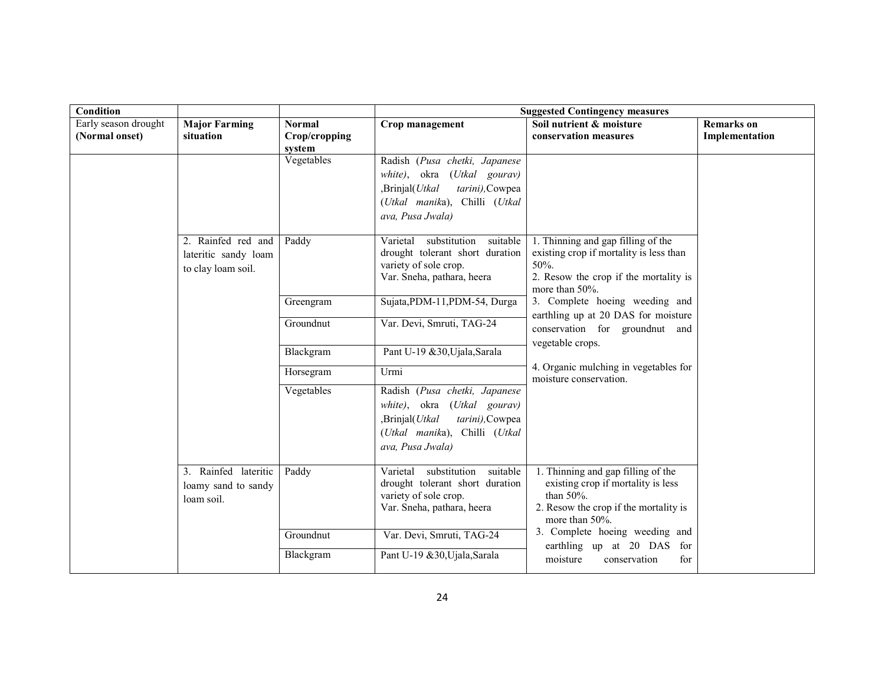| Condition | | | Suggested Contingency measures | | |
|---|---|---|---|---|---|
| Early season drought **(Normal onset)** | **Major Farming situation** | **Normal Crop/cropping system** | **Crop management** | **Soil nutrient & moisture conservation measures** | **Remarks on Implementation** |
| | | Vegetables | Radish (*Pusa chetki, Japanese white*), okra (*Utkal gourav*) ,Brinjal(*Utkal tarini),*Cowpea (*Utkal manik*a), Chilli (*Utkal ava, Pusa Jwala)* | | |
| | 2. Rainfed red and lateritic sandy loam to clay loam soil. | Paddy | Varietal substitution suitable drought tolerant short duration variety of sole crop. Var. Sneha, pathara, heera | 1. Thinning and gap filling of the existing crop if mortality is less than 50%. 2. Resow the crop if the mortality is more than 50%. 3. Complete hoeing weeding and earthling up at 20 DAS for moisture conservation for groundnut and vegetable crops. 4. Organic mulching in vegetables for moisture conservation. | |
| | | Greengram | Sujata,PDM-11,PDM-54, Durga | | |
| | | Groundnut | Var. Devi, Smruti, TAG-24 | | |
| | | Blackgram | Pant U-19 &30,Ujala,Sarala | | |
| | | Horsegram | Urmi | | |
| | | Vegetables | Radish (*Pusa chetki, Japanese white*), okra (*Utkal gourav*) ,Brinjal(*Utkal tarini),*Cowpea (*Utkal manik*a), Chilli (*Utkal ava, Pusa Jwala)* | | |
| | 3. Rainfed lateritic loamy sand to sandy loam soil. | Paddy | Varietal substitution suitable drought tolerant short duration variety of sole crop. Var. Sneha, pathara, heera | 1. Thinning and gap filling of the existing crop if mortality is less than 50%. 2. Resow the crop if the mortality is more than 50%. 3. Complete hoeing weeding and earthling up at 20 DAS for moisture conservation for | |
| | | Groundnut | Var. Devi, Smruti, TAG-24 | | |
| | | Blackgram | Pant U-19 &30,Ujala,Sarala | | |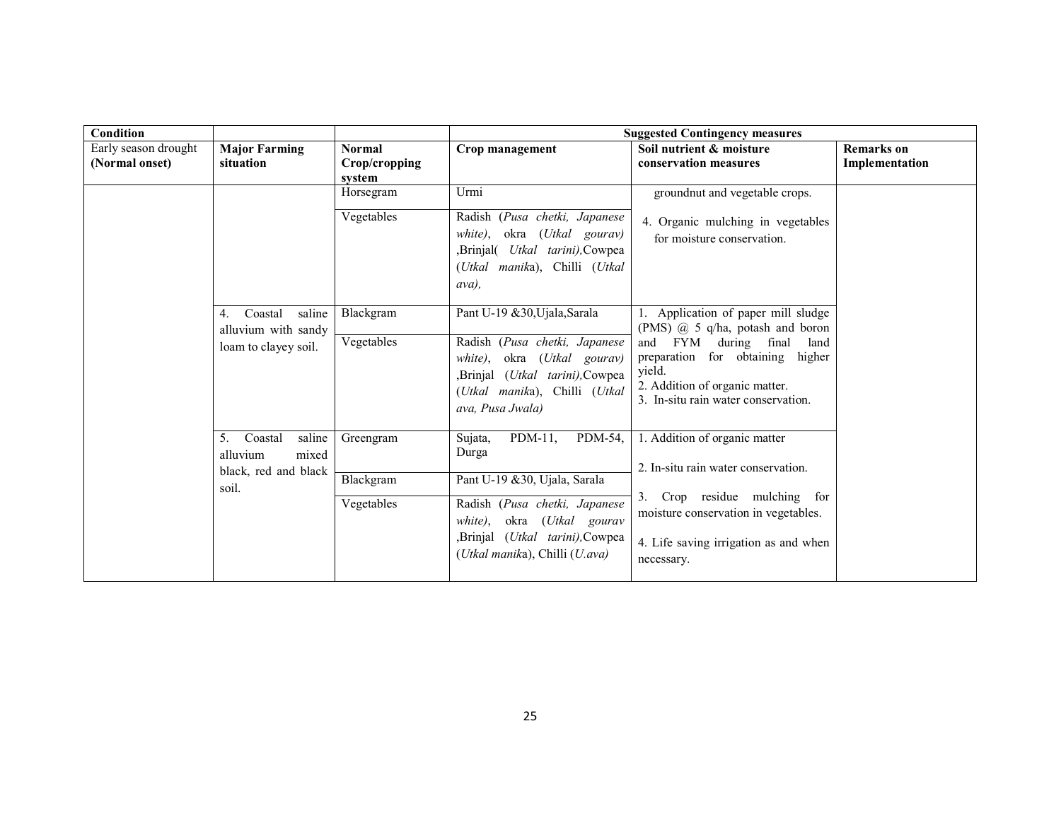| Condition | | | Suggested Contingency measures | | |
|---|---|---|---|---|---|
| Early season drought (Normal onset) | **Major Farming situation** | **Normal Crop/cropping system** | **Crop management** | **Soil nutrient & moisture conservation measures** | **Remarks on Implementation** |
| | | Horsegram | Urmi | groundnut and vegetable crops.<br><br>4. Organic mulching in vegetables for moisture conservation. | |
| | | Vegetables | Radish (*Pusa chetki, Japanese white*), okra (*Utkal gourav)* ,Brinjal( *Utkal tarini),*Cowpea (*Utkal manik*a), Chilli (*Utkal ava),* | | |
| | 4. Coastal saline alluvium with sandy loam to clayey soil. | Blackgram | Pant U-19 &30,Ujala,Sarala | 1. Application of paper mill sludge (PMS) @ 5 q/ha, potash and boron and FYM during final land preparation for obtaining higher yield.<br>2. Addition of organic matter.<br>3. In-situ rain water conservation. | |
| | | Vegetables | Radish (*Pusa chetki, Japanese white*), okra (*Utkal gourav)* ,Brinjal (*Utkal tarini),*Cowpea (*Utkal manik*a), Chilli (*Utkal ava, Pusa Jwala)* | | |
| | 5. Coastal saline alluvium mixed black, red and black soil. | Greengram | Sujata, PDM-11, PDM-54, Durga | 1. Addition of organic matter<br><br>2. In-situ rain water conservation.<br><br>3. Crop residue mulching for moisture conservation in vegetables.<br><br>4. Life saving irrigation as and when necessary. | |
| | | Blackgram | Pant U-19 &30, Ujala, Sarala | | |
| | | Vegetables | Radish (*Pusa chetki, Japanese white*), okra (*Utkal gourav* ,Brinjal (*Utkal tarini),*Cowpea (*Utkal manik*a), Chilli (*U.ava)* | | |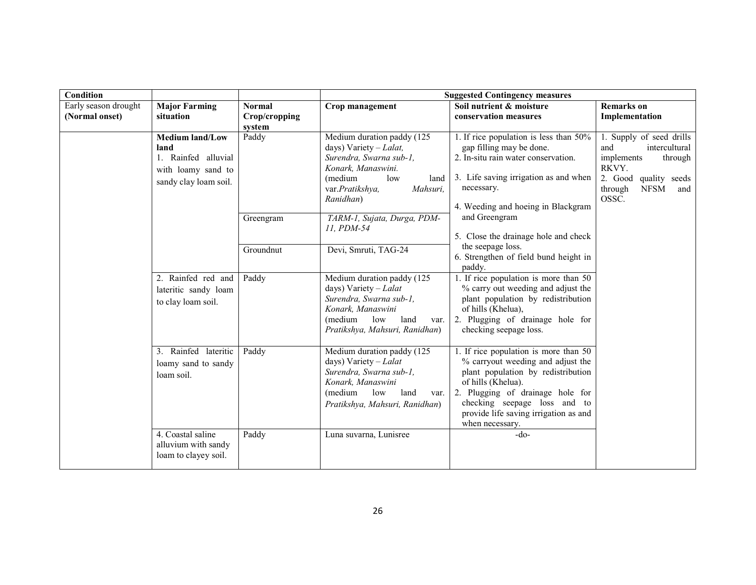| Condition | | | Suggested Contingency measures | | |
|---|---|---|---|---|---|
| Early season drought **(Normal onset)** | **Major Farming situation** | **Normal Crop/cropping system** | **Crop management** | **Soil nutrient & moisture conservation measures** | **Remarks on Implementation** |
| | **Medium land/Low land** 1. Rainfed alluvial with loamy sand to sandy clay loam soil. | Paddy | Medium duration paddy (125 days) Variety – *Lalat, Surendra, Swarna sub-1, Konark, Manaswini.* (medium low land var.*Pratikshya, Mahsuri, Ranidhan*) | 1. If rice population is less than 50% gap filling may be done.<br>2. In-situ rain water conservation.<br>3. Life saving irrigation as and when necessary.<br>4. Weeding and hoeing in Blackgram and Greengram<br>5. Close the drainage hole and check the seepage loss.<br>6. Strengthen of field bund height in paddy. | 1. Supply of seed drills and intercultural implements through RKVY.<br>2. Good quality seeds through NFSM and OSSC. |
| | | Greengram | *TARM-1, Sujata, Durga, PDM-11, PDM-54* | | |
| | | Groundnut | Devi, Smruti, TAG-24 | | |
| | 2. Rainfed red and lateritic sandy loam to clay loam soil. | Paddy | Medium duration paddy (125 days) Variety – *Lalat Surendra, Swarna sub-1, Konark, Manaswini* (medium low land var. *Pratikshya, Mahsuri, Ranidhan*) | 1. If rice population is more than 50 % carry out weeding and adjust the plant population by redistribution of hills (Khelua),<br>2. Plugging of drainage hole for checking seepage loss. | |
| | 3. Rainfed lateritic loamy sand to sandy loam soil. | Paddy | Medium duration paddy (125 days) Variety – *Lalat Surendra, Swarna sub-1, Konark, Manaswini* (medium low land var. *Pratikshya, Mahsuri, Ranidhan*) | 1. If rice population is more than 50 % carryout weeding and adjust the plant population by redistribution of hills (Khelua).<br>2. Plugging of drainage hole for checking seepage loss and to provide life saving irrigation as and when necessary. | |
| | 4. Coastal saline alluvium with sandy loam to clayey soil. | Paddy | Luna suvarna, Lunisree | -do- | |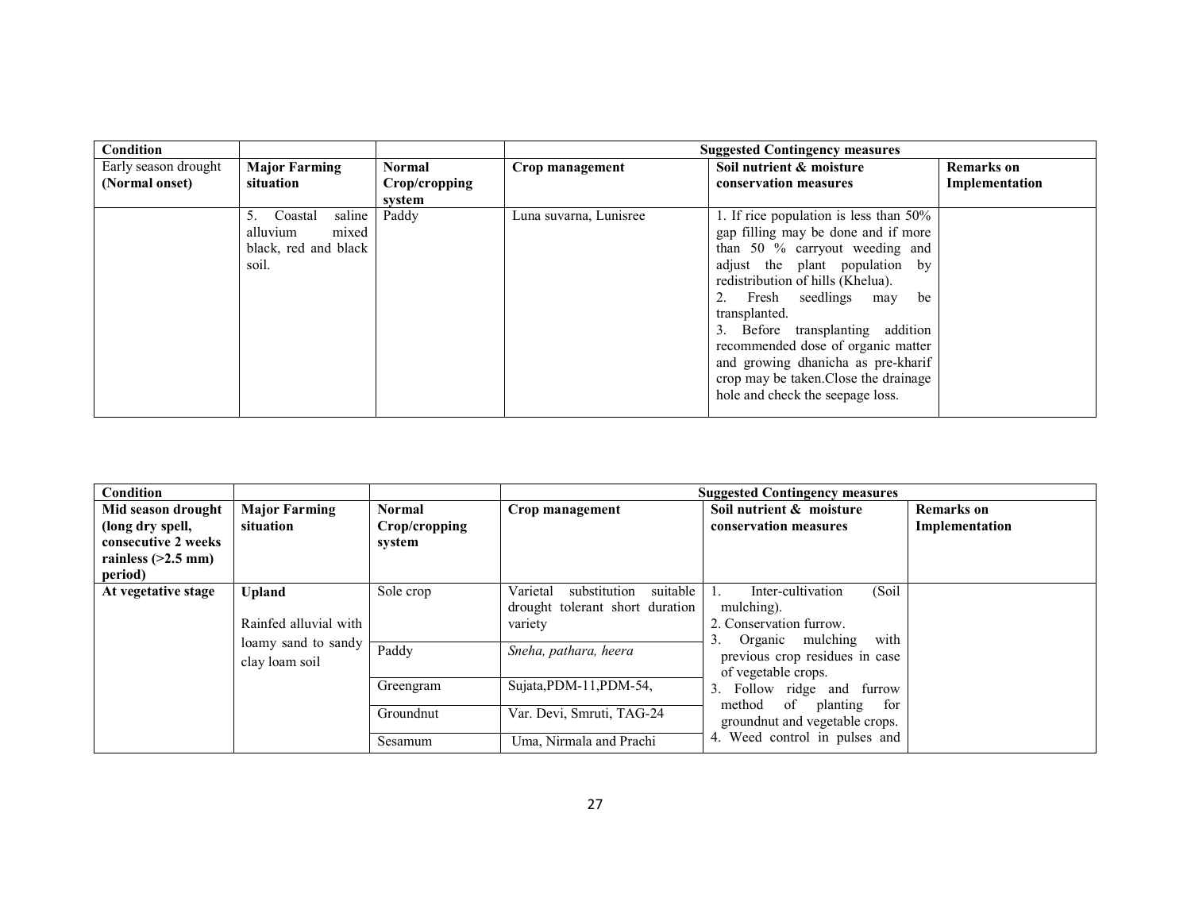| Condition | | | Suggested Contingency measures | | |
|---|---|---|---|---|---|
| Early season drought (Normal onset) | **Major Farming situation** | **Normal Crop/cropping system** | **Crop management** | **Soil nutrient & moisture conservation measures** | **Remarks on Implementation** |
| | 5. Coastal saline alluvium mixed black, red and black soil. | Paddy | Luna suvarna, Lunisree | 1. If rice population is less than 50% gap filling may be done and if more than 50 % carryout weeding and adjust the plant population by redistribution of hills (Khelua).<br>2. Fresh seedlings may be transplanted.<br>3. Before transplanting addition recommended dose of organic matter and growing dhanicha as pre-kharif crop may be taken.Close the drainage hole and check the seepage loss. | |

| Condition | | | Suggested Contingency measures | | |
|---|---|---|---|---|---|
| **Mid season drought (long dry spell, consecutive 2 weeks rainless (>2.5 mm) period)** | **Major Farming situation** | **Normal Crop/cropping system** | **Crop management** | **Soil nutrient & moisture conservation measures** | **Remarks on Implementation** |
| **At vegetative stage** | **Upland**<br><br>Rainfed alluvial with loamy sand to sandy clay loam soil | Sole crop | Varietal substitution suitable drought tolerant short duration variety | 1. Inter-cultivation (Soil mulching).<br>2. Conservation furrow.<br>3. Organic mulching with previous crop residues in case of vegetable crops.<br>3. Follow ridge and furrow method of planting for groundnut and vegetable crops.<br>4. Weed control in pulses and | |
| | | Paddy | *Sneha, pathara, heera* | | |
| | | Greengram | Sujata,PDM-11,PDM-54, | | |
| | | Groundnut | Var. Devi, Smruti, TAG-24 | | |
| | | Sesamum | Uma, Nirmala and Prachi | | |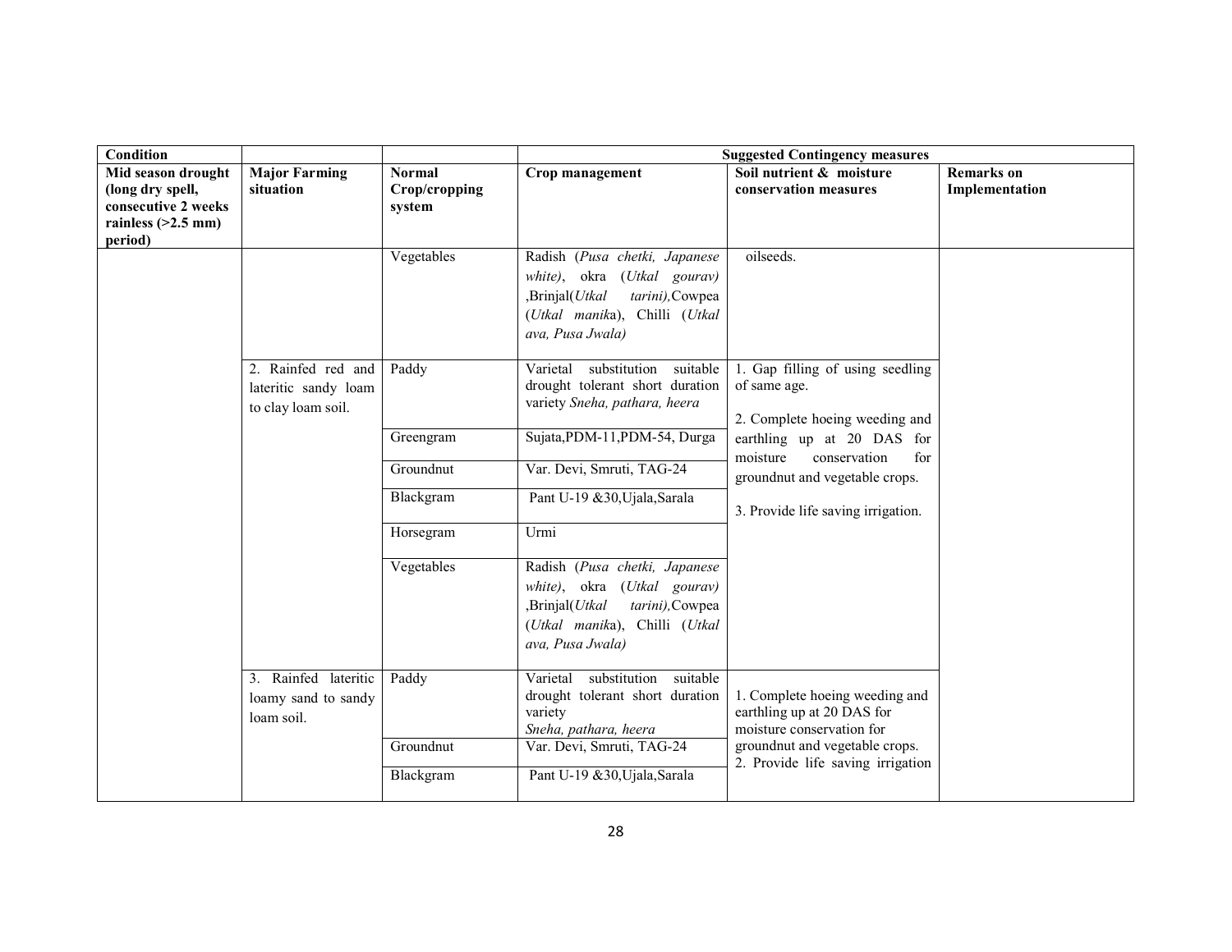| Condition | | | Suggested Contingency measures | | |
|---|---|---|---|---|---|
| **Mid season drought (long dry spell, consecutive 2 weeks rainless (>2.5 mm) period)** | **Major Farming situation** | **Normal Crop/cropping system** | **Crop management** | **Soil nutrient & moisture conservation measures** | **Remarks on Implementation** |
| | | Vegetables | Radish (*Pusa chetki, Japanese white*), okra (*Utkal gourav)* ,Brinjal(*Utkal tarini),*Cowpea (*Utkal manik*a), Chilli (*Utkal ava, Pusa Jwala)* | oilseeds. | |
| | 2. Rainfed red and lateritic sandy loam to clay loam soil. | Paddy | Varietal substitution suitable drought tolerant short duration variety *Sneha, pathara, heera* | 1. Gap filling of using seedling of same age.<br><br>2. Complete hoeing weeding and earthling up at 20 DAS for moisture conservation for groundnut and vegetable crops.<br><br>3. Provide life saving irrigation. | |
| | | Greengram | Sujata,PDM-11,PDM-54, Durga | | |
| | | Groundnut | Var. Devi, Smruti, TAG-24 | | |
| | | Blackgram | Pant U-19 &30,Ujala,Sarala | | |
| | | Horsegram | Urmi | | |
| | | Vegetables | Radish (*Pusa chetki, Japanese white)*, okra (*Utkal gourav)* ,Brinjal(*Utkal tarini),*Cowpea (*Utkal manik*a), Chilli (*Utkal ava, Pusa Jwala)* | | |
| | 3. Rainfed lateritic loamy sand to sandy loam soil. | Paddy | Varietal substitution suitable drought tolerant short duration variety *Sneha, pathara, heera* | 1. Complete hoeing weeding and earthling up at 20 DAS for moisture conservation for groundnut and vegetable crops.<br>2. Provide life saving irrigation | |
| | | Groundnut | Var. Devi, Smruti, TAG-24 | | |
| | | Blackgram | Pant U-19 &30,Ujala,Sarala | | |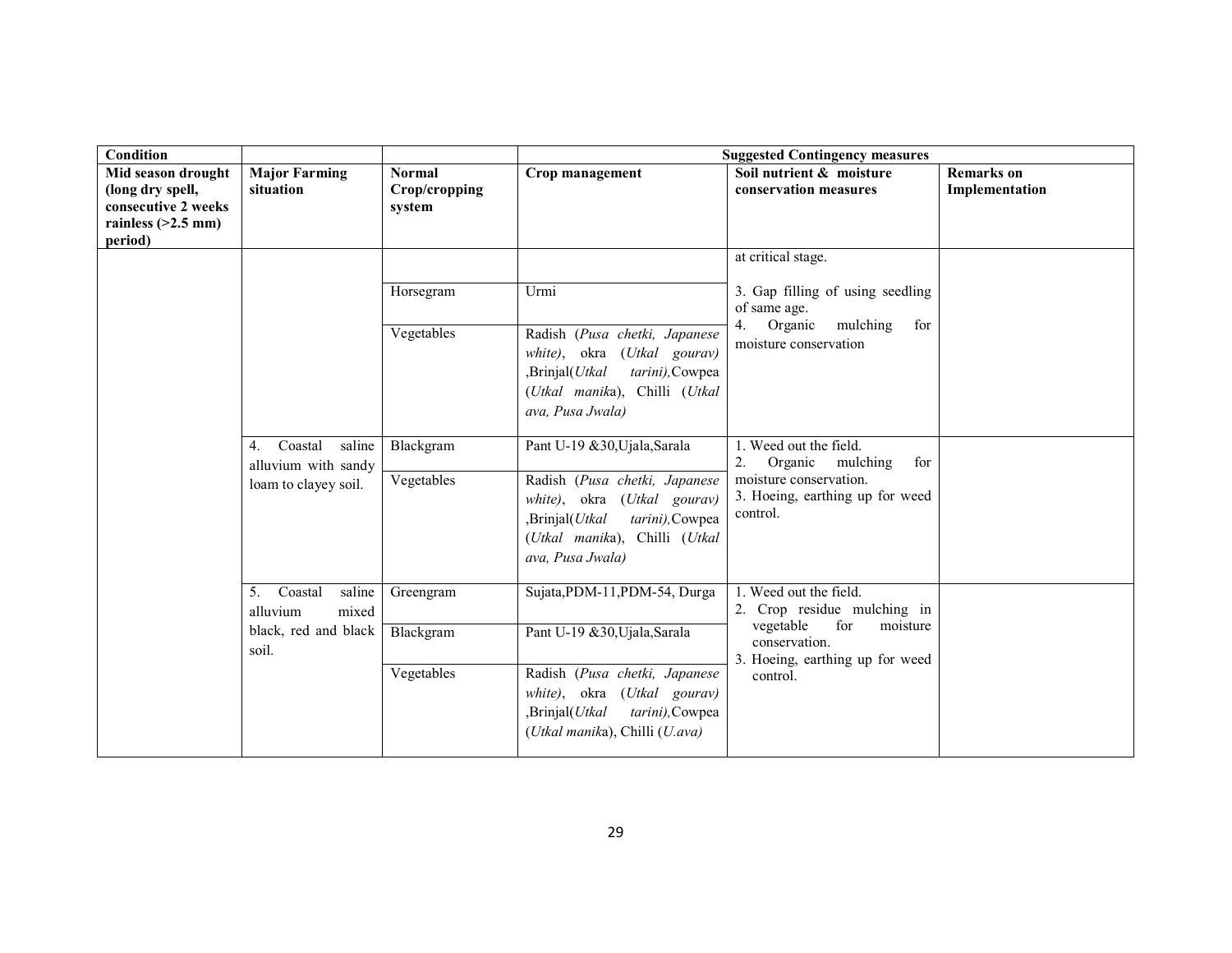| Condition | | | Suggested Contingency measures | | |
|---|---|---|---|---|---|
| Mid season drought (long dry spell, consecutive 2 weeks rainless (>2.5 mm) period) | Major Farming situation | Normal Crop/cropping system | Crop management | Soil nutrient & moisture conservation measures | Remarks on Implementation |
| | | | | at critical stage. | |
| | | Horsegram | Urmi | 3. Gap filling of using seedling of same age.<br>4. Organic mulching for moisture conservation | |
| | | Vegetables | Radish (*Pusa chetki, Japanese white)*, okra (*Utkal gourav)* ,Brinjal(*Utkal tarini),*Cowpea (*Utkal manik*a), Chilli (*Utkal ava, Pusa Jwala)* | | |
| | 4. Coastal saline alluvium with sandy loam to clayey soil. | Blackgram | Pant U-19 &30,Ujala,Sarala | 1. Weed out the field.<br>2. Organic mulching for moisture conservation.<br>3. Hoeing, earthing up for weed control. | |
| | | Vegetables | Radish (*Pusa chetki, Japanese white)*, okra (*Utkal gourav)* ,Brinjal(*Utkal tarini),*Cowpea (*Utkal manik*a), Chilli (*Utkal ava, Pusa Jwala)* | | |
| | 5. Coastal saline alluvium mixed black, red and black soil. | Greengram | Sujata,PDM-11,PDM-54, Durga | 1. Weed out the field.<br>2. Crop residue mulching in vegetable for moisture conservation.<br>3. Hoeing, earthing up for weed control. | |
| | | Blackgram | Pant U-19 &30,Ujala,Sarala | | |
| | | Vegetables | Radish (*Pusa chetki, Japanese white)*, okra (*Utkal gourav)* ,Brinjal(*Utkal tarini),*Cowpea (*Utkal manik*a), Chilli (*U.ava)* | | |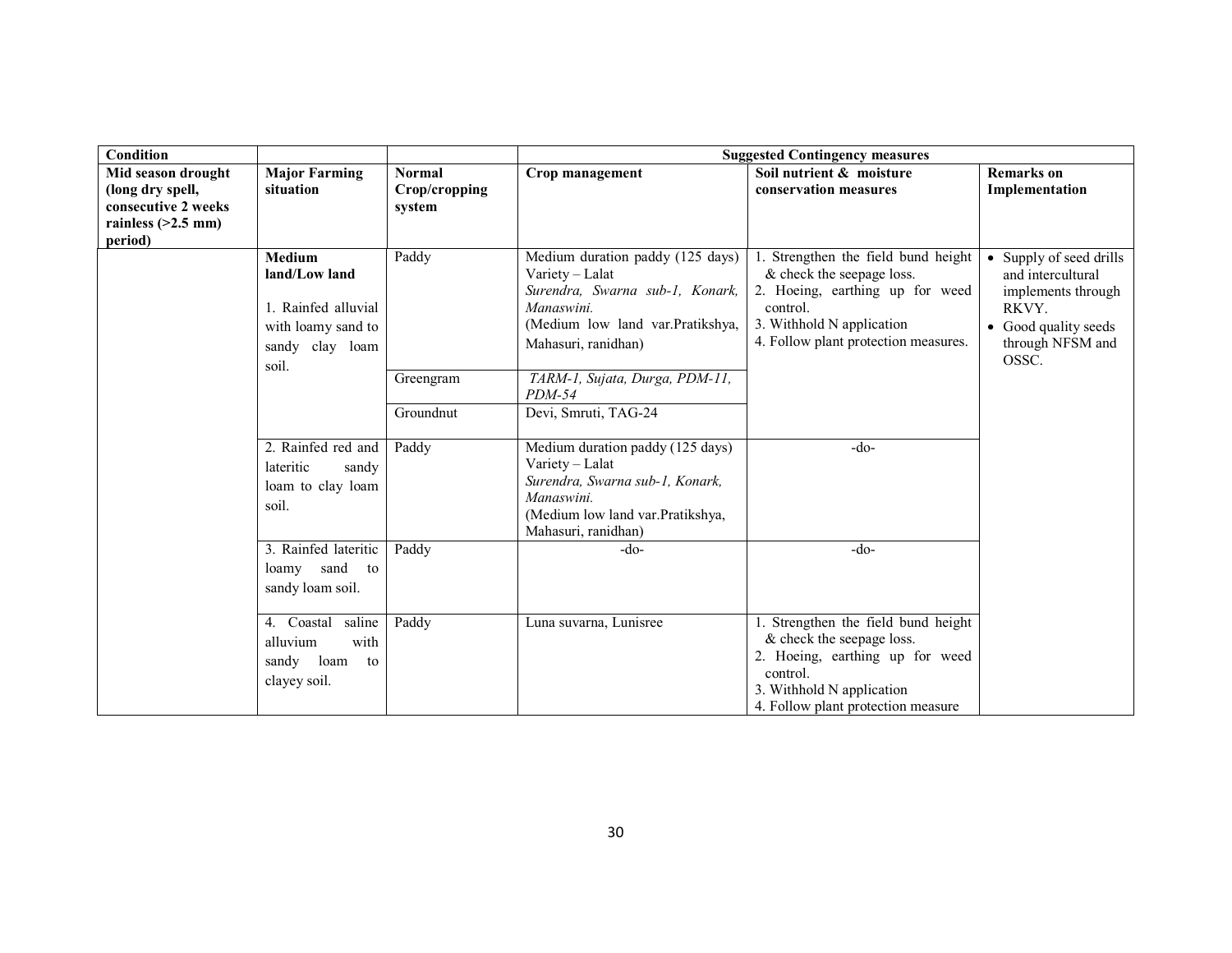| Condition | | | Suggested Contingency measures | | |
|---|---|---|---|---|---|
| **Mid season drought (long dry spell, consecutive 2 weeks rainless (>2.5 mm) period)** | **Major Farming situation** | **Normal Crop/cropping system** | **Crop management** | **Soil nutrient & moisture conservation measures** | **Remarks on Implementation** |
| | **Medium land/Low land**<br>1. Rainfed alluvial with loamy sand to sandy clay loam soil. | Paddy | Medium duration paddy (125 days) Variety – Lalat *Surendra, Swarna sub-1, Konark, Manaswini.* (Medium low land var.Pratikshya, Mahasuri, ranidhan) | 1. Strengthen the field bund height & check the seepage loss.<br>2. Hoeing, earthing up for weed control.<br>3. Withhold N application<br>4. Follow plant protection measures. | • Supply of seed drills and intercultural implements through RKVY.<br>• Good quality seeds through NFSM and OSSC. |
| | | Greengram | *TARM-1, Sujata, Durga, PDM-11, PDM-54* | | |
| | | Groundnut | Devi, Smruti, TAG-24 | | |
| | 2. Rainfed red and lateritic sandy loam to clay loam soil. | Paddy | Medium duration paddy (125 days) Variety – Lalat *Surendra, Swarna sub-1, Konark, Manaswini.* (Medium low land var.Pratikshya, Mahasuri, ranidhan) | -do- | |
| | 3. Rainfed lateritic loamy sand to sandy loam soil. | Paddy | -do- | -do- | |
| | 4. Coastal saline alluvium with sandy loam to clayey soil. | Paddy | Luna suvarna, Lunisree | 1. Strengthen the field bund height & check the seepage loss.<br>2. Hoeing, earthing up for weed control.<br>3. Withhold N application<br>4. Follow plant protection measure | |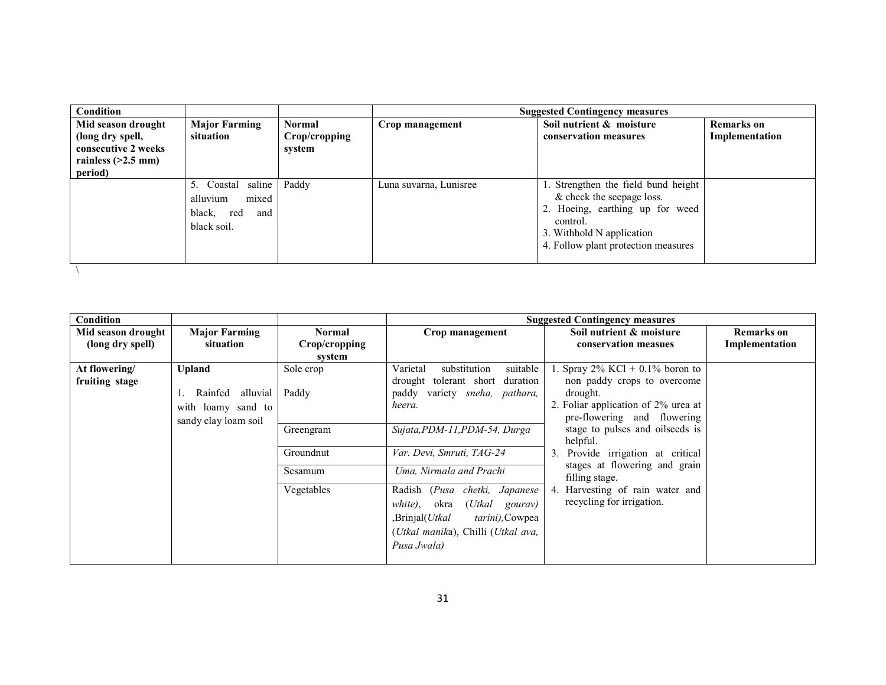| Condition | | | Suggested Contingency measures | | |
|---|---|---|---|---|---|
| Mid season drought (long dry spell, consecutive 2 weeks rainless (>2.5 mm) period) | Major Farming situation | Normal Crop/cropping system | Crop management | Soil nutrient & moisture conservation measures | Remarks on Implementation |
| | 5. Coastal saline alluvium mixed black, red and black soil. | Paddy | Luna suvarna, Lunisree | 1. Strengthen the field bund height & check the seepage loss.<br>2. Hoeing, earthing up for weed control.<br>3. Withhold N application<br>4. Follow plant protection measures | |

\

| Condition | | | Suggested Contingency measures | | |
|---|---|---|---|---|---|
| Mid season drought (long dry spell) | Major Farming situation | Normal Crop/cropping system | Crop management | Soil nutrient & moisture conservation measues | Remarks on Implementation |
| **At flowering/ fruiting stage** | **Upland**<br><br>1. Rainfed alluvial with loamy sand to sandy clay loam soil | Sole crop<br><br>Paddy | Varietal substitution suitable drought tolerant short duration paddy variety *sneha, pathara, heera.* | 1. Spray 2% KCl + 0.1% boron to non paddy crops to overcome drought.<br>2. Foliar application of 2% urea at pre-flowering and flowering stage to pulses and oilseeds is helpful.<br>3. Provide irrigation at critical stages at flowering and grain filling stage.<br>4. Harvesting of rain water and recycling for irrigation. | |
| | | Greengram | *Sujata,PDM-11,PDM-54, Durga* | | |
| | | Groundnut | *Var. Devi, Smruti, TAG-24* | | |
| | | Sesamum | *Uma, Nirmala and Prachi* | | |
| | | Vegetables | Radish (*Pusa chetki, Japanese white*), okra (*Utkal gourav)* ,Brinjal(*Utkal tarini),*Cowpea (*Utkal manika*), Chilli (*Utkal ava, Pusa Jwala)* | | |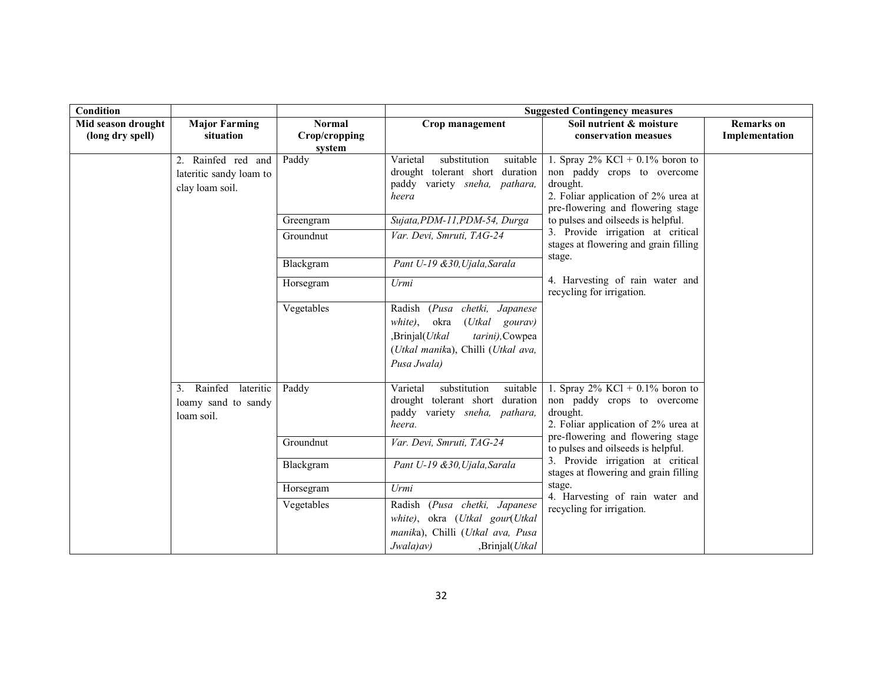| Condition | | | Suggested Contingency measures | | |
|---|---|---|---|---|---|
| Mid season drought (long dry spell) | Major Farming situation | Normal Crop/cropping system | Crop management | Soil nutrient & moisture conservation measues | Remarks on Implementation |
| | 2. Rainfed red and lateritic sandy loam to clay loam soil. | Paddy | Varietal substitution suitable drought tolerant short duration paddy variety *sneha, pathara, heera* | 1. Spray 2% KCl + 0.1% boron to non paddy crops to overcome drought.<br>2. Foliar application of 2% urea at pre-flowering and flowering stage to pulses and oilseeds is helpful.<br>3. Provide irrigation at critical stages at flowering and grain filling stage.<br>4. Harvesting of rain water and recycling for irrigation. | |
| | | Greengram | *Sujata,PDM-11,PDM-54, Durga* | | |
| | | Groundnut | *Var. Devi, Smruti, TAG-24* | | |
| | | Blackgram | *Pant U-19 &30,Ujala,Sarala* | | |
| | | Horsegram | *Urmi* | | |
| | | Vegetables | Radish (*Pusa chetki, Japanese white)*, okra (*Utkal gourav)* ,Brinjal(*Utkal tarini),*Cowpea (*Utkal manik*a), Chilli (*Utkal ava, Pusa Jwala)* | | |
| | 3. Rainfed lateritic loamy sand to sandy loam soil. | Paddy | Varietal substitution suitable drought tolerant short duration paddy variety *sneha, pathara, heera.* | 1. Spray 2% KCl + 0.1% boron to non paddy crops to overcome drought.<br>2. Foliar application of 2% urea at pre-flowering and flowering stage to pulses and oilseeds is helpful.<br>3. Provide irrigation at critical stages at flowering and grain filling stage.<br>4. Harvesting of rain water and recycling for irrigation. | |
| | | Groundnut | *Var. Devi, Smruti, TAG-24* | | |
| | | Blackgram | *Pant U-19 &30,Ujala,Sarala* | | |
| | | Horsegram | *Urmi* | | |
| | | Vegetables | Radish (*Pusa chetki, Japanese white)*, okra (*Utkal gour*(*Utkal manik*a), Chilli (*Utkal ava, Pusa Jwala)av)* ,Brinjal(*Utkal* | | |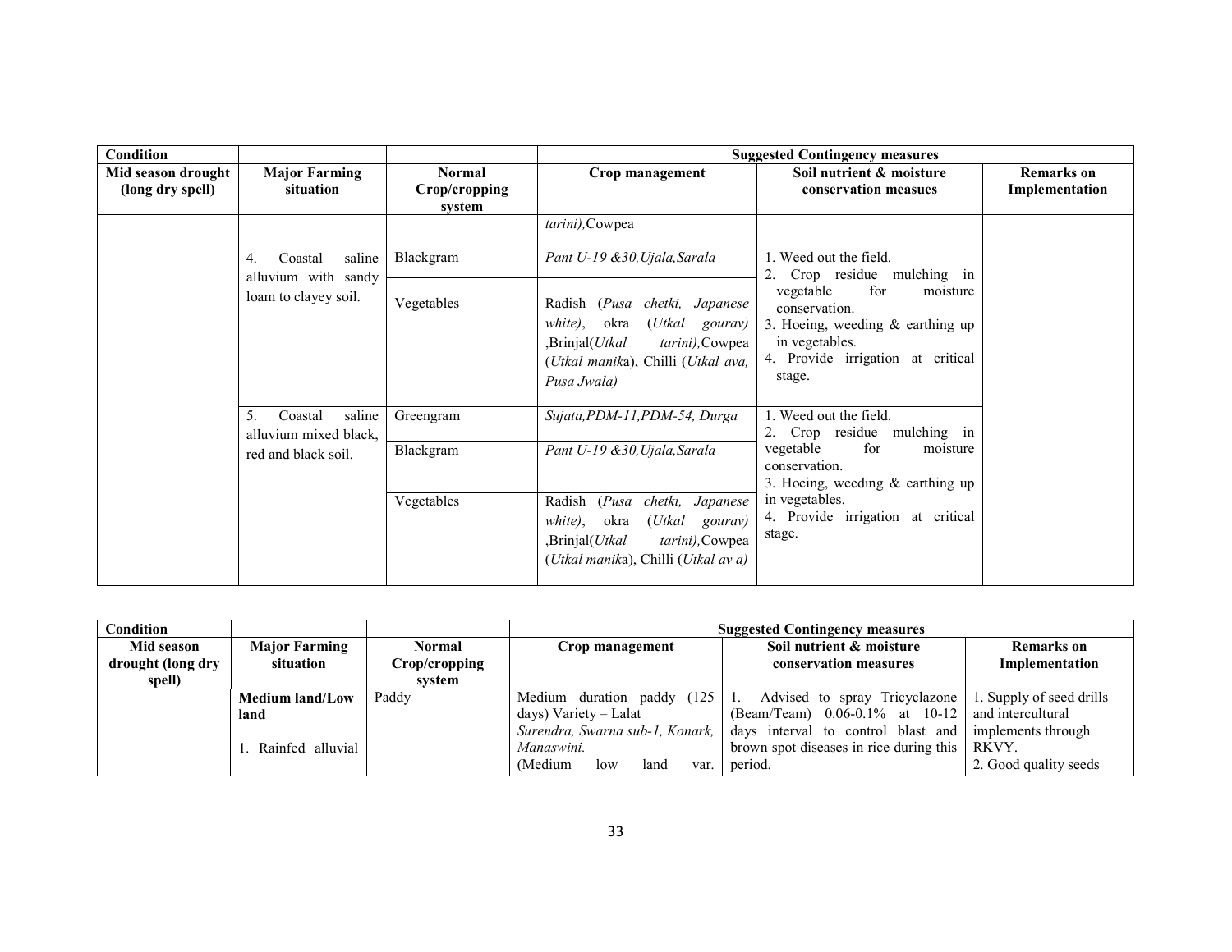| Condition | | | Suggested Contingency measures | | |
|---|---|---|---|---|---|
| **Mid season drought (long dry spell)** | **Major Farming situation** | **Normal Crop/cropping system** | **Crop management** | **Soil nutrient & moisture conservation measues** | **Remarks on Implementation** |
| | | | *tarini),*Cowpea | | |
| | 4. Coastal saline alluvium with sandy loam to clayey soil. | Blackgram | *Pant U-19 &30,Ujala,Sarala* | 1. Weed out the field.<br>2. Crop residue mulching in vegetable for moisture conservation.<br>3. Hoeing, weeding & earthing up in vegetables.<br>4. Provide irrigation at critical stage. | |
| | | Vegetables | Radish (*Pusa chetki, Japanese white)*, okra (*Utkal gourav)* ,Brinjal(*Utkal tarini),*Cowpea (*Utkal manik*a), Chilli (*Utkal ava, Pusa Jwala)* | | |
| | 5. Coastal saline alluvium mixed black, red and black soil. | Greengram | *Sujata,PDM-11,PDM-54, Durga* | 1. Weed out the field.<br>2. Crop residue mulching in vegetable for moisture conservation.<br>3. Hoeing, weeding & earthing up in vegetables.<br>4. Provide irrigation at critical stage. | |
| | | Blackgram | *Pant U-19 &30,Ujala,Sarala* | | |
| | | Vegetables | Radish (*Pusa chetki, Japanese white)*, okra (*Utkal gourav)* ,Brinjal(*Utkal tarini),*Cowpea (*Utkal manik*a), Chilli (*Utkal av a)* | | |

| Condition | | | Suggested Contingency measures | | |
|---|---|---|---|---|---|
| **Mid season drought (long dry spell)** | **Major Farming situation** | **Normal Crop/cropping system** | **Crop management** | **Soil nutrient & moisture conservation measures** | **Remarks on Implementation** |
| | **Medium land/Low land**<br><br>1. Rainfed alluvial | Paddy | Medium duration paddy (125 days) Variety – Lalat *Surendra, Swarna sub-1, Konark, Manaswini.*<br>(Medium low land var. | 1. Advised to spray Tricyclazone (Beam/Team) 0.06-0.1% at 10-12 days interval to control blast and brown spot diseases in rice during this period. | 1. Supply of seed drills and intercultural implements through RKVY.<br>2. Good quality seeds |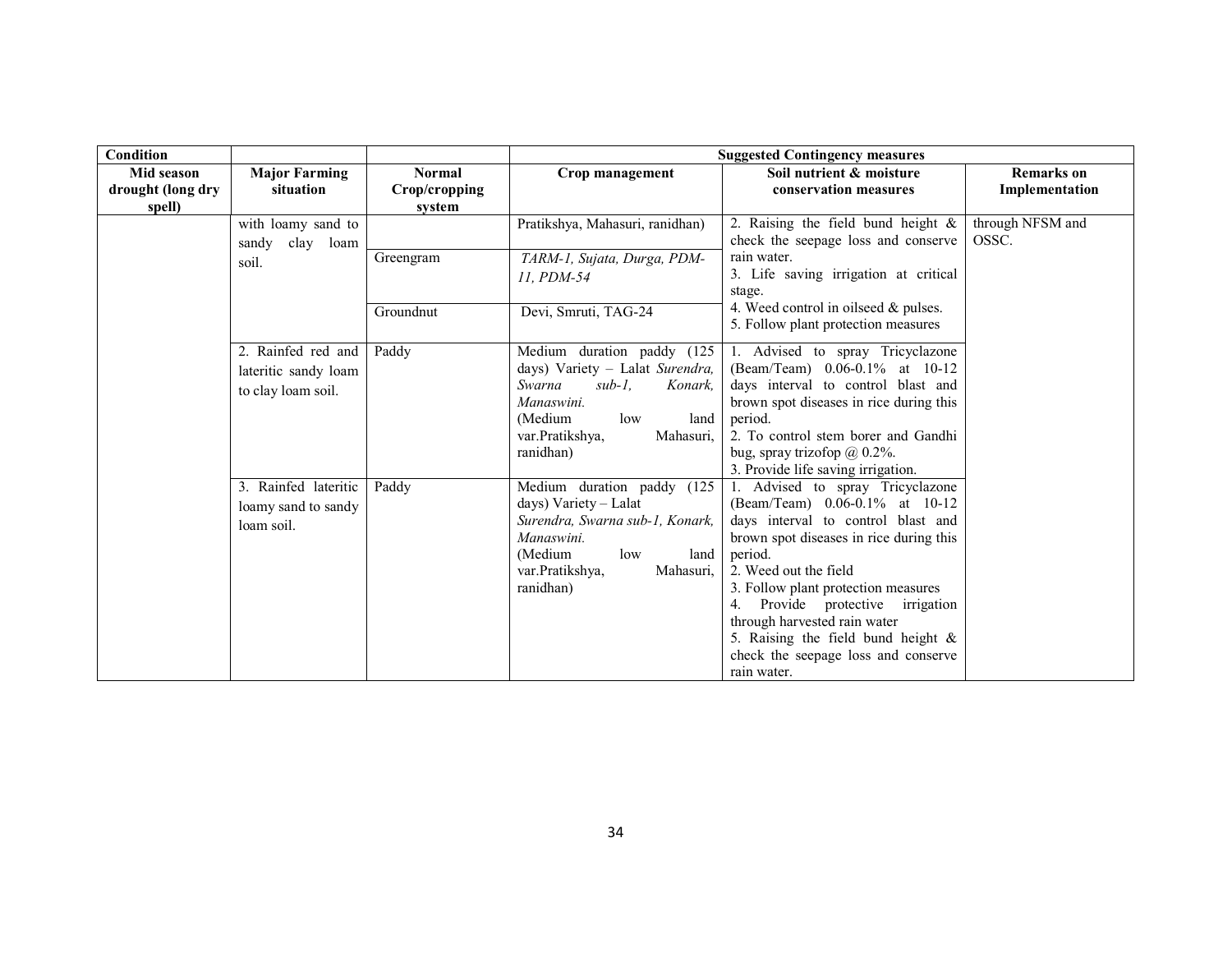| Condition | | | Suggested Contingency measures | | |
|---|---|---|---|---|---|
| Mid season drought (long dry spell) | Major Farming situation | Normal Crop/cropping system | Crop management | Soil nutrient & moisture conservation measures | Remarks on Implementation |
| | with loamy sand to sandy clay loam soil. | | Pratikshya, Mahasuri, ranidhan) | 2. Raising the field bund height & check the seepage loss and conserve rain water.<br>3. Life saving irrigation at critical stage.<br>4. Weed control in oilseed & pulses.<br>5. Follow plant protection measures | through NFSM and OSSC. |
| | | Greengram | *TARM-1, Sujata, Durga, PDM-11, PDM-54* | | |
| | | Groundnut | Devi, Smruti, TAG-24 | | |
| | 2. Rainfed red and lateritic sandy loam to clay loam soil. | Paddy | Medium duration paddy (125 days) Variety – Lalat *Surendra, Swarna sub-1, Konark, Manaswini.*<br>(Medium low land var.Pratikshya, Mahasuri, ranidhan) | 1. Advised to spray Tricyclazone (Beam/Team) 0.06-0.1% at 10-12 days interval to control blast and brown spot diseases in rice during this period.<br>2. To control stem borer and Gandhi bug, spray trizofop @ 0.2%.<br>3. Provide life saving irrigation. | |
| | 3. Rainfed lateritic loamy sand to sandy loam soil. | Paddy | Medium duration paddy (125 days) Variety – Lalat *Surendra, Swarna sub-1, Konark, Manaswini.*<br>(Medium low land var.Pratikshya, Mahasuri, ranidhan) | 1. Advised to spray Tricyclazone (Beam/Team) 0.06-0.1% at 10-12 days interval to control blast and brown spot diseases in rice during this period.<br>2. Weed out the field<br>3. Follow plant protection measures<br>4. Provide protective irrigation through harvested rain water<br>5. Raising the field bund height & check the seepage loss and conserve rain water. | |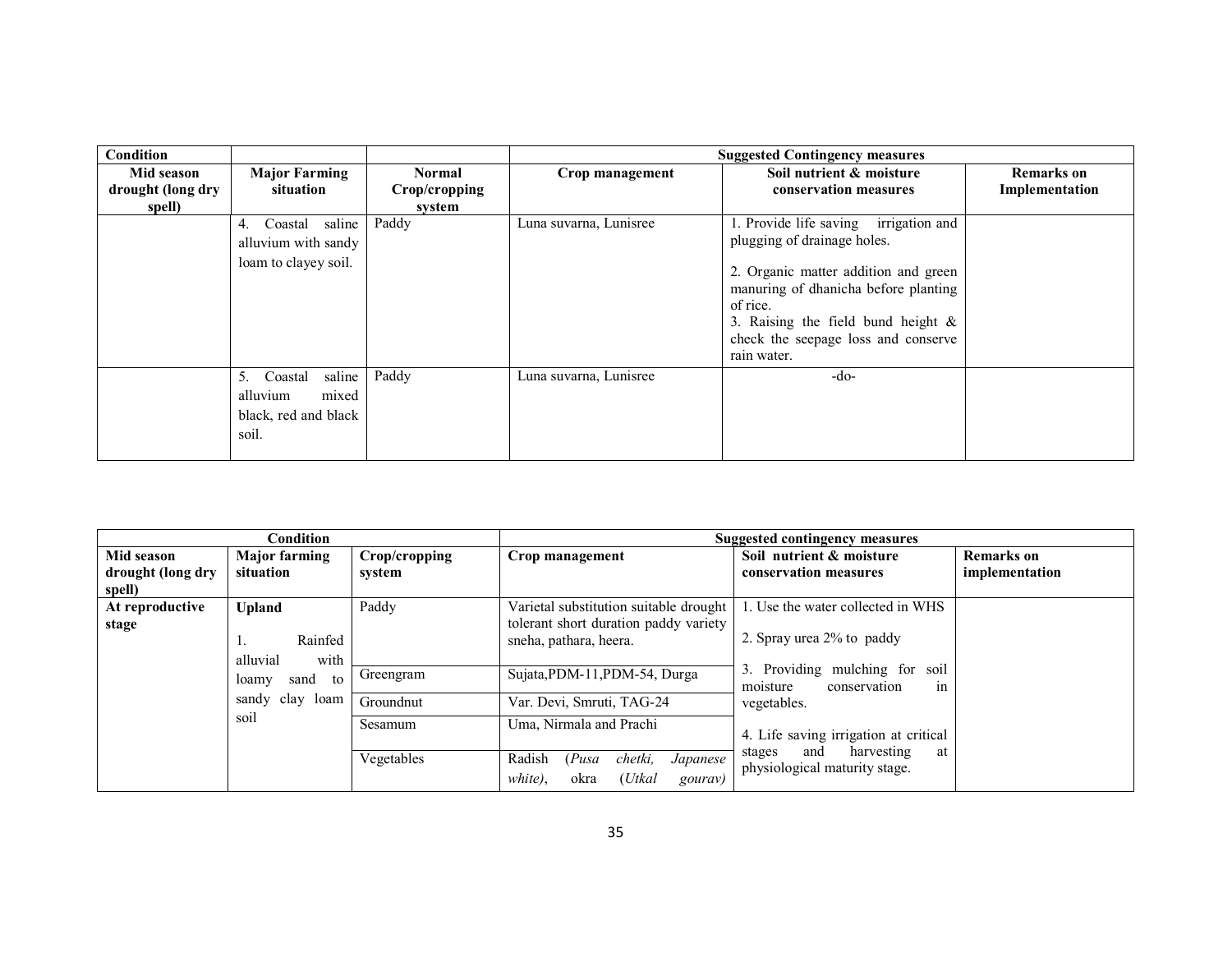| Condition | | | Suggested Contingency measures | | |
|---|---|---|---|---|---|
| **Mid season drought (long dry spell)** | **Major Farming situation** | **Normal Crop/cropping system** | **Crop management** | **Soil nutrient & moisture conservation measures** | **Remarks on Implementation** |
| | 4. Coastal saline alluvium with sandy loam to clayey soil. | Paddy | Luna suvarna, Lunisree | 1. Provide life saving irrigation and plugging of drainage holes.<br><br>2. Organic matter addition and green manuring of dhanicha before planting of rice.<br>3. Raising the field bund height & check the seepage loss and conserve rain water. | |
| | 5. Coastal saline alluvium mixed black, red and black soil. | Paddy | Luna suvarna, Lunisree | -do- | |

| Condition | | | Suggested contingency measures | | |
|---|---|---|---|---|---|
| **Mid season drought (long dry spell)** | **Major farming situation** | **Crop/cropping system** | **Crop management** | **Soil nutrient & moisture conservation measures** | **Remarks on implementation** |
| **At reproductive stage** | **Upland**<br><br>1. Rainfed alluvial with loamy sand to sandy clay loam soil | Paddy | Varietal substitution suitable drought tolerant short duration paddy variety sneha, pathara, heera. | 1. Use the water collected in WHS<br><br>2. Spray urea 2% to paddy<br><br>3. Providing mulching for soil moisture conservation in vegetables.<br><br>4. Life saving irrigation at critical stages and harvesting at physiological maturity stage. | |
| | | Greengram | Sujata,PDM-11,PDM-54, Durga | | |
| | | Groundnut | Var. Devi, Smruti, TAG-24 | | |
| | | Sesamum | Uma, Nirmala and Prachi | | |
| | | Vegetables | Radish (*Pusa chetki, Japanese white*), okra (*Utkal gourav*) | | |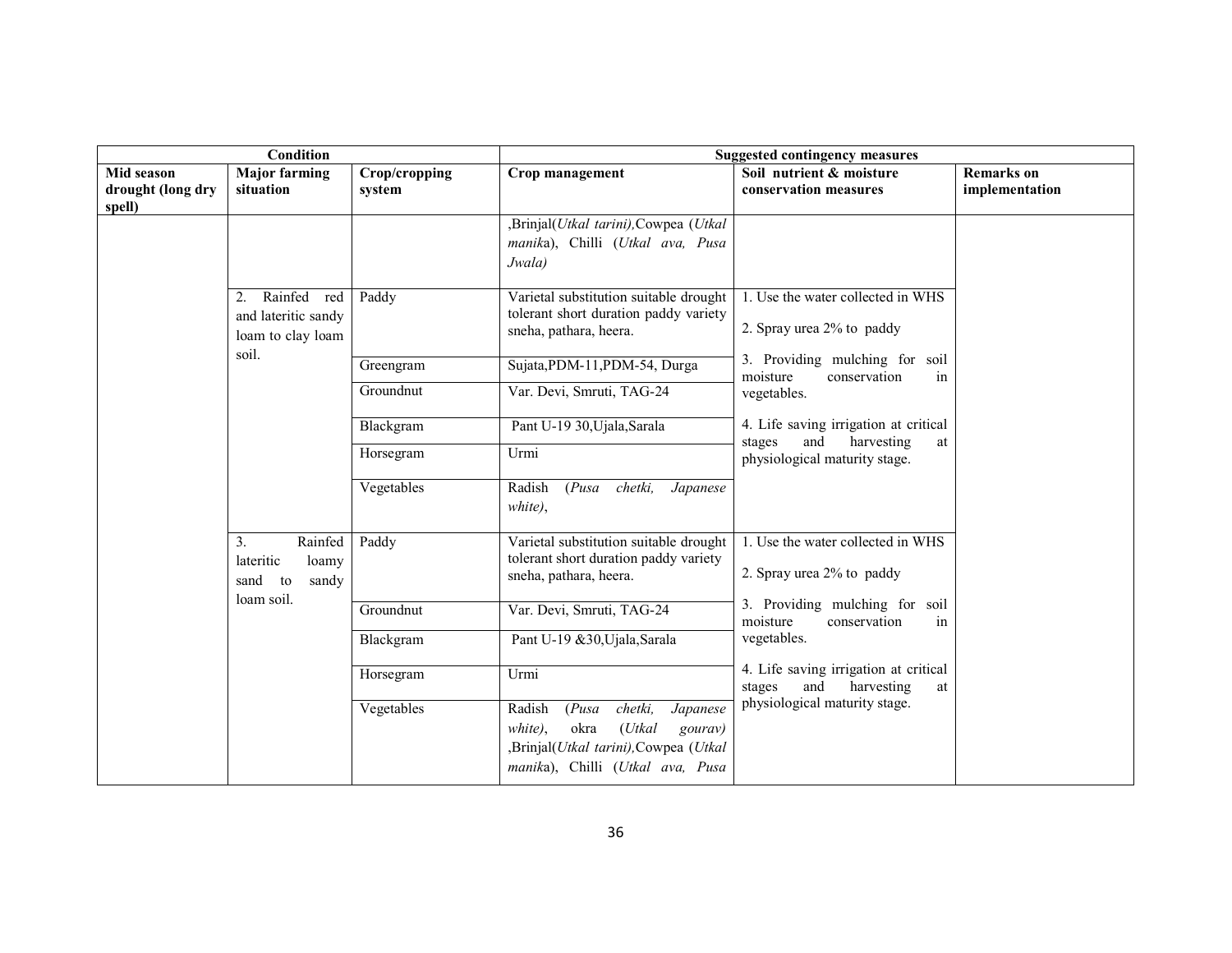| Condition | | | Suggested contingency measures | | |
|---|---|---|---|---|---|
| Mid season drought (long dry spell) | Major farming situation | Crop/cropping system | Crop management | Soil nutrient & moisture conservation measures | Remarks on implementation |
| | | | ,Brinjal(*Utkal tarini),*Cowpea (*Utkal manik*a), Chilli (*Utkal ava, Pusa Jwala)* | | |
| | 2. Rainfed red and lateritic sandy loam to clay loam soil. | Paddy | Varietal substitution suitable drought tolerant short duration paddy variety sneha, pathara, heera. | 1. Use the water collected in WHS<br><br>2. Spray urea 2% to paddy<br><br>3. Providing mulching for soil moisture conservation in vegetables.<br><br>4. Life saving irrigation at critical stages and harvesting at physiological maturity stage. | |
| | | Greengram | Sujata,PDM-11,PDM-54, Durga | | |
| | | Groundnut | Var. Devi, Smruti, TAG-24 | | |
| | | Blackgram | Pant U-19 30,Ujala,Sarala | | |
| | | Horsegram | Urmi | | |
| | | Vegetables | Radish (*Pusa chetki, Japanese white)*, | | |
| | 3. Rainfed lateritic loamy sand to sandy loam soil. | Paddy | Varietal substitution suitable drought tolerant short duration paddy variety sneha, pathara, heera. | 1. Use the water collected in WHS<br><br>2. Spray urea 2% to paddy<br><br>3. Providing mulching for soil moisture conservation in vegetables.<br><br>4. Life saving irrigation at critical stages and harvesting at physiological maturity stage. | |
| | | Groundnut | Var. Devi, Smruti, TAG-24 | | |
| | | Blackgram | Pant U-19 &30,Ujala,Sarala | | |
| | | Horsegram | Urmi | | |
| | | Vegetables | Radish (*Pusa chetki, Japanese white)*, okra (*Utkal gourav)* ,Brinjal(*Utkal tarini),*Cowpea (*Utkal manik*a), Chilli (*Utkal ava, Pusa* | | |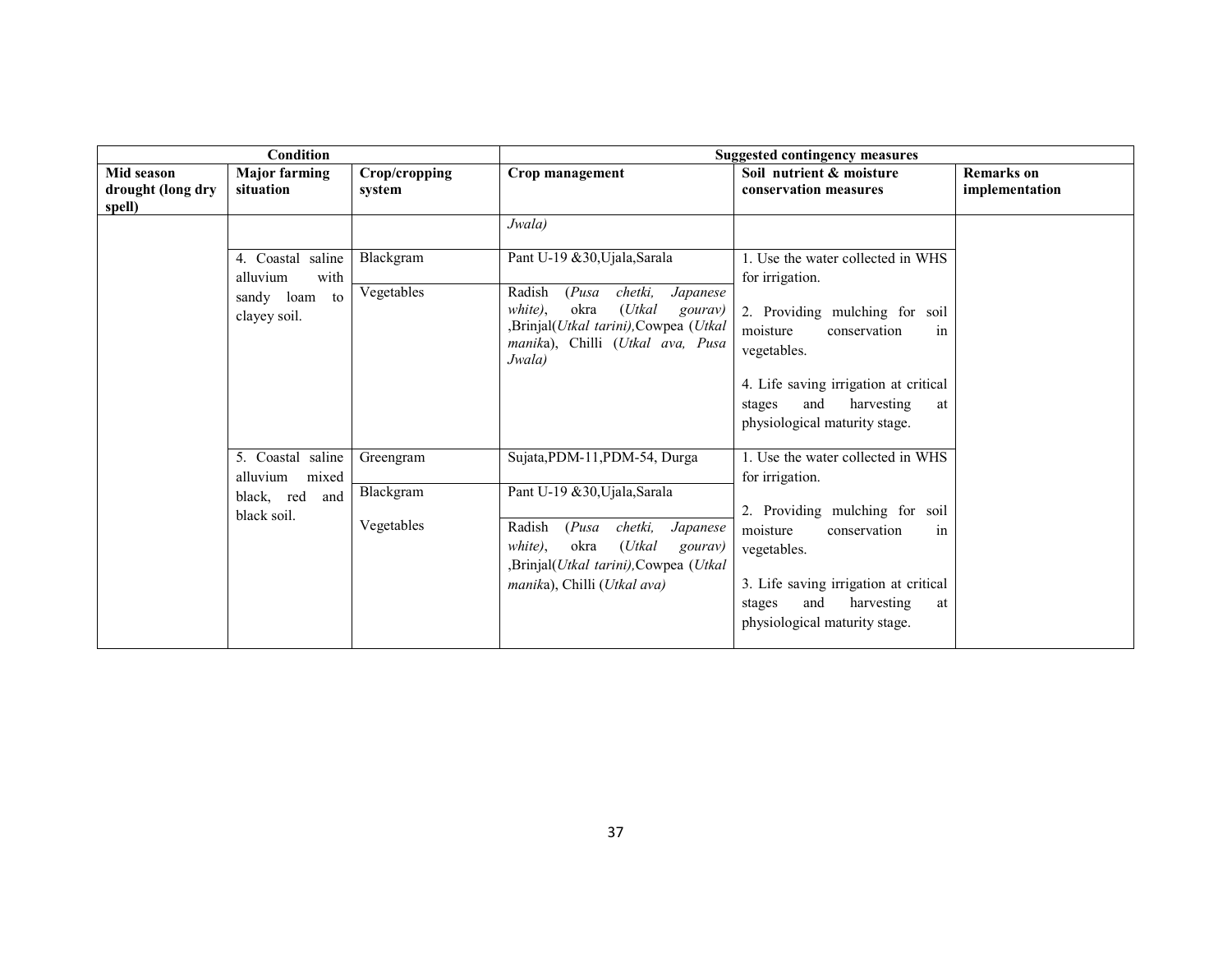| Condition | | | Suggested contingency measures | | |
|---|---|---|---|---|---|
| Mid season drought (long dry spell) | Major farming situation | Crop/cropping system | Crop management | Soil nutrient & moisture conservation measures | Remarks on implementation |
| | | | *Jwala)* | | |
| | 4. Coastal saline alluvium with sandy loam to clayey soil. | Blackgram | Pant U-19 &30,Ujala,Sarala | 1. Use the water collected in WHS for irrigation.<br>2. Providing mulching for soil moisture conservation in vegetables.<br>4. Life saving irrigation at critical stages and harvesting at physiological maturity stage. | |
| | | Vegetables | Radish (*Pusa chetki, Japanese white)*, okra (*Utkal gourav)* ,Brinjal(*Utkal tarini),*Cowpea (*Utkal manik*a), Chilli (*Utkal ava, Pusa Jwala)* | | |
| | 5. Coastal saline alluvium mixed black, red and black soil. | Greengram | Sujata,PDM-11,PDM-54, Durga | 1. Use the water collected in WHS for irrigation.<br>2. Providing mulching for soil moisture conservation in vegetables.<br>3. Life saving irrigation at critical stages and harvesting at physiological maturity stage. | |
| | | Blackgram | Pant U-19 &30,Ujala,Sarala | | |
| | | Vegetables | Radish (*Pusa chetki, Japanese white)*, okra (*Utkal gourav)* ,Brinjal(*Utkal tarini),*Cowpea (*Utkal manik*a), Chilli (*Utkal ava)* | | |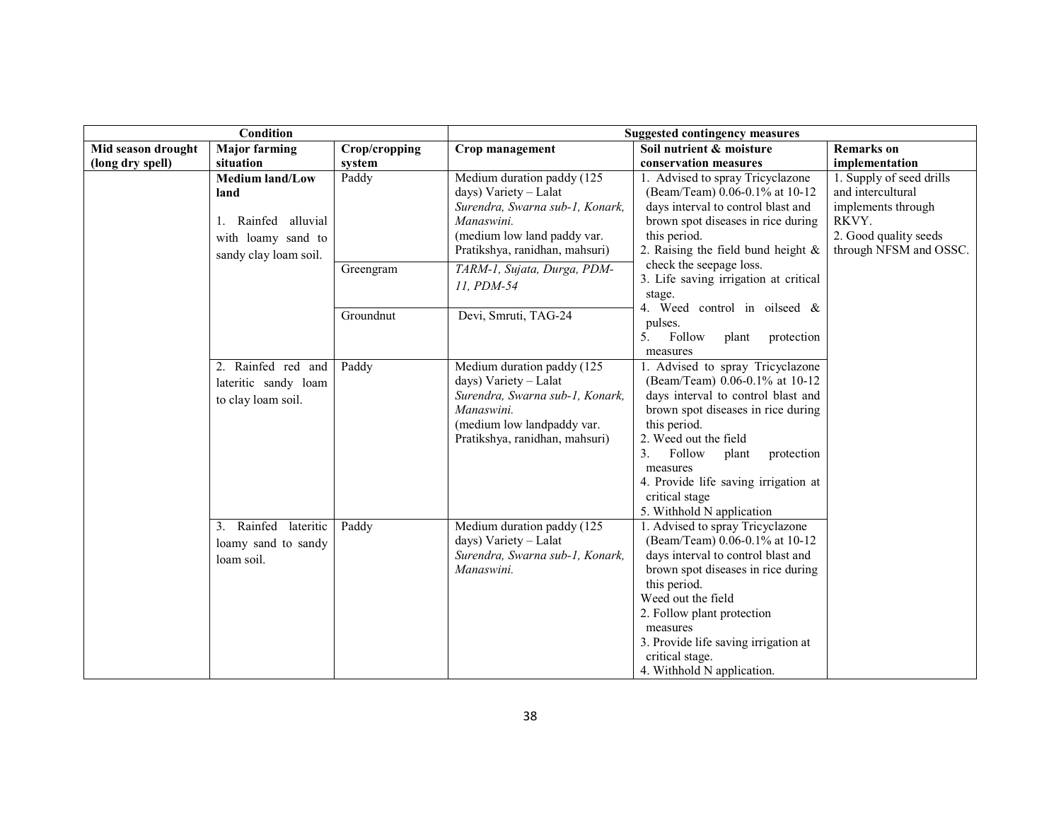| Condition | | | Suggested contingency measures | | |
|---|---|---|---|---|---|
| Mid season drought (long dry spell) | Major farming situation | Crop/cropping system | Crop management | Soil nutrient & moisture conservation measures | Remarks on implementation |
| | **Medium land/Low land**<br>1. Rainfed alluvial with loamy sand to sandy clay loam soil. | Paddy | Medium duration paddy (125 days) Variety – Lalat *Surendra, Swarna sub-1, Konark, Manaswini.* (medium low land paddy var. Pratikshya, ranidhan, mahsuri) | 1. Advised to spray Tricyclazone (Beam/Team) 0.06-0.1% at 10-12 days interval to control blast and brown spot diseases in rice during this period.<br>2. Raising the field bund height & check the seepage loss.<br>3. Life saving irrigation at critical stage.<br>4. Weed control in oilseed & pulses.<br>5. Follow plant protection measures | 1. Supply of seed drills and intercultural implements through RKVY.<br>2. Good quality seeds through NFSM and OSSC. |
| | | Greengram | *TARM-1, Sujata, Durga, PDM-11, PDM-54* | | |
| | | Groundnut | Devi, Smruti, TAG-24 | | |
| | 2. Rainfed red and lateritic sandy loam to clay loam soil. | Paddy | Medium duration paddy (125 days) Variety – Lalat *Surendra, Swarna sub-1, Konark, Manaswini.* (medium low landpaddy var. Pratikshya, ranidhan, mahsuri) | 1. Advised to spray Tricyclazone (Beam/Team) 0.06-0.1% at 10-12 days interval to control blast and brown spot diseases in rice during this period.<br>2. Weed out the field<br>3. Follow plant protection measures<br>4. Provide life saving irrigation at critical stage<br>5. Withhold N application | |
| | 3. Rainfed lateritic loamy sand to sandy loam soil. | Paddy | Medium duration paddy (125 days) Variety – Lalat *Surendra, Swarna sub-1, Konark, Manaswini.* | 1. Advised to spray Tricyclazone (Beam/Team) 0.06-0.1% at 10-12 days interval to control blast and brown spot diseases in rice during this period.<br>Weed out the field<br>2. Follow plant protection measures<br>3. Provide life saving irrigation at critical stage.<br>4. Withhold N application. | |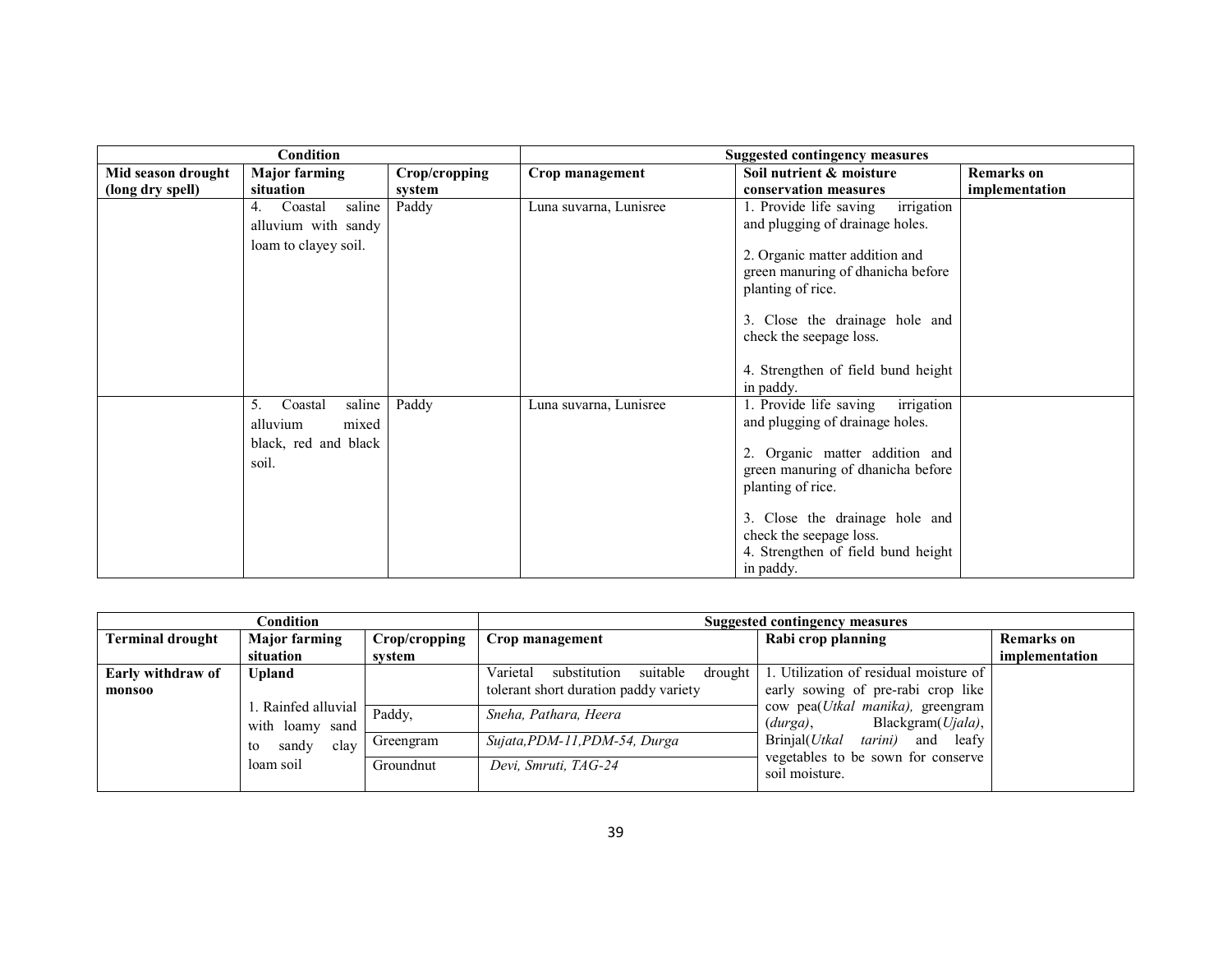| Condition | | | Suggested contingency measures | | |
|---|---|---|---|---|---|
| **Mid season drought (long dry spell)** | **Major farming situation** | **Crop/cropping system** | **Crop management** | **Soil nutrient & moisture conservation measures** | **Remarks on implementation** |
| | 4. Coastal saline alluvium with sandy loam to clayey soil. | Paddy | Luna suvarna, Lunisree | 1. Provide life saving irrigation and plugging of drainage holes.<br><br>2. Organic matter addition and green manuring of dhanicha before planting of rice.<br><br>3. Close the drainage hole and check the seepage loss.<br><br>4. Strengthen of field bund height in paddy. | |
| | 5. Coastal saline alluvium mixed black, red and black soil. | Paddy | Luna suvarna, Lunisree | 1. Provide life saving irrigation and plugging of drainage holes.<br><br>2. Organic matter addition and green manuring of dhanicha before planting of rice.<br><br>3. Close the drainage hole and check the seepage loss.<br>4. Strengthen of field bund height in paddy. | |

| Condition | | | Suggested contingency measures | | |
|---|---|---|---|---|---|
| **Terminal drought** | **Major farming situation** | **Crop/cropping system** | **Crop management** | **Rabi crop planning** | **Remarks on implementation** |
| **Early withdraw of monsoo** | **Upland**<br><br>1. Rainfed alluvial with loamy sand to sandy clay loam soil | | Varietal substitution suitable drought tolerant short duration paddy variety | 1. Utilization of residual moisture of early sowing of pre-rabi crop like cow pea(*Utkal manika),* greengram (*durga)*, Blackgram(*Ujala)*, Brinjal(*Utkal tarini)* and leafy vegetables to be sown for conserve soil moisture. | |
| | | Paddy, | *Sneha, Pathara, Heera* | | |
| | | Greengram | *Sujata,PDM-11,PDM-54, Durga* | | |
| | | Groundnut | *Devi, Smruti, TAG-24* | | |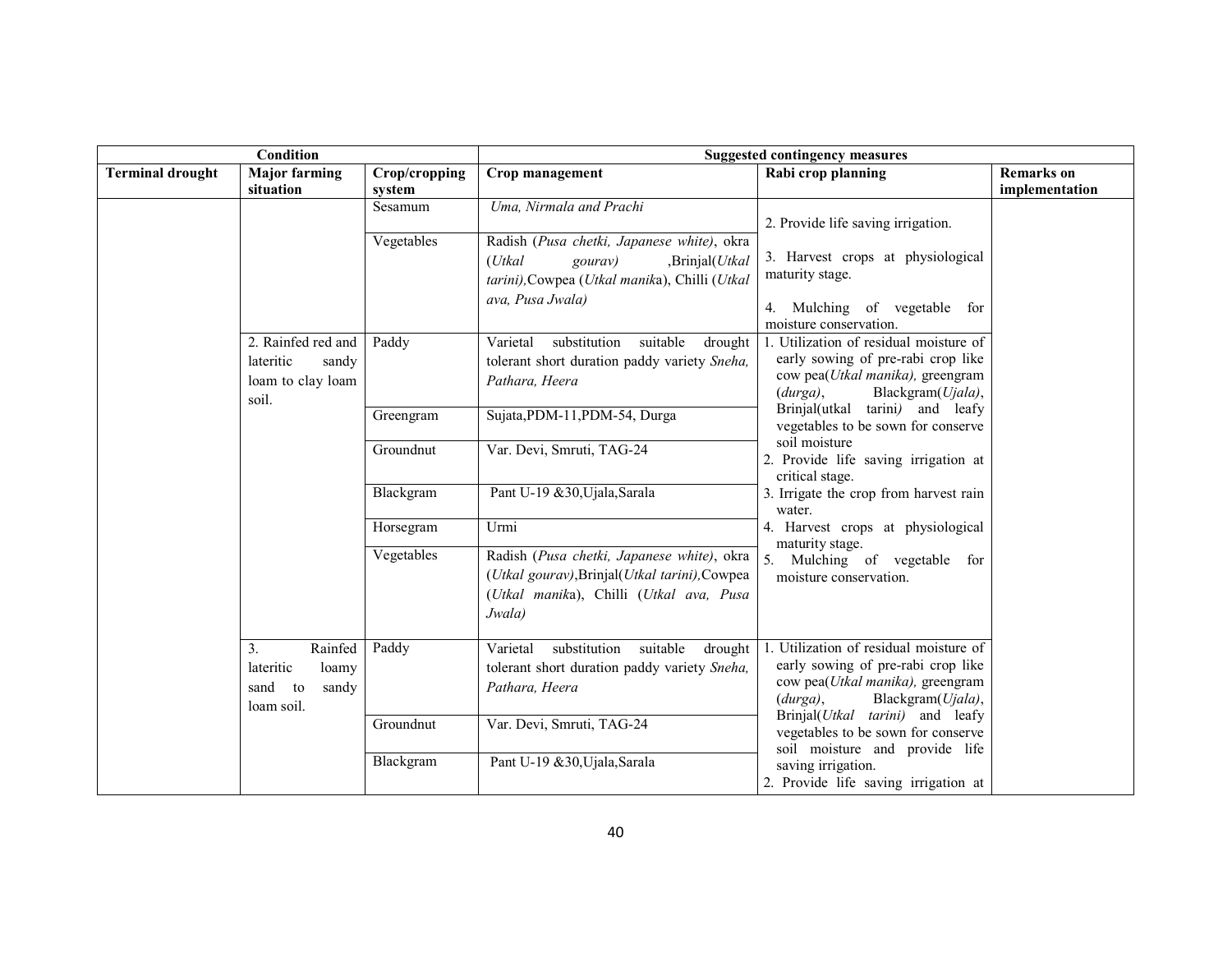| Condition | | | Suggested contingency measures | | |
|---|---|---|---|---|---|
| Terminal drought | Major farming situation | Crop/cropping system | Crop management | Rabi crop planning | Remarks on implementation |
| | | Sesamum | *Uma, Nirmala and Prachi* | 2. Provide life saving irrigation.<br><br>3. Harvest crops at physiological maturity stage.<br><br>4. Mulching of vegetable for moisture conservation. | |
| | | Vegetables | Radish (*Pusa chetki, Japanese white)*, okra (*Utkal gourav)* ,Brinjal(*Utkal tarini),*Cowpea (*Utkal manik*a), Chilli (*Utkal ava, Pusa Jwala)* | | |
| | 2. Rainfed red and lateritic sandy loam to clay loam soil. | Paddy | Varietal substitution suitable drought tolerant short duration paddy variety *Sneha, Pathara, Heera* | 1. Utilization of residual moisture of early sowing of pre-rabi crop like cow pea(*Utkal manika),* greengram (*durga)*, Blackgram(*Ujala)*, Brinjal(utkal tarini*)* and leafy vegetables to be sown for conserve soil moisture<br>2. Provide life saving irrigation at critical stage.<br>3. Irrigate the crop from harvest rain water.<br>4. Harvest crops at physiological maturity stage.<br>5. Mulching of vegetable for moisture conservation. | |
| | | Greengram | Sujata,PDM-11,PDM-54, Durga | | |
| | | Groundnut | Var. Devi, Smruti, TAG-24 | | |
| | | Blackgram | Pant U-19 &30,Ujala,Sarala | | |
| | | Horsegram | Urmi | | |
| | | Vegetables | Radish (*Pusa chetki, Japanese white)*, okra (*Utkal gourav)*,Brinjal(*Utkal tarini),*Cowpea (*Utkal manik*a), Chilli (*Utkal ava, Pusa Jwala)* | | |
| | 3. Rainfed lateritic loamy sand to sandy loam soil. | Paddy | Varietal substitution suitable drought tolerant short duration paddy variety *Sneha, Pathara, Heera* | 1. Utilization of residual moisture of early sowing of pre-rabi crop like cow pea(*Utkal manika),* greengram (*durga)*, Blackgram(*Ujala)*, Brinjal(*Utkal tarini)* and leafy vegetables to be sown for conserve soil moisture and provide life saving irrigation.<br>2. Provide life saving irrigation at | |
| | | Groundnut | Var. Devi, Smruti, TAG-24 | | |
| | | Blackgram | Pant U-19 &30,Ujala,Sarala | | |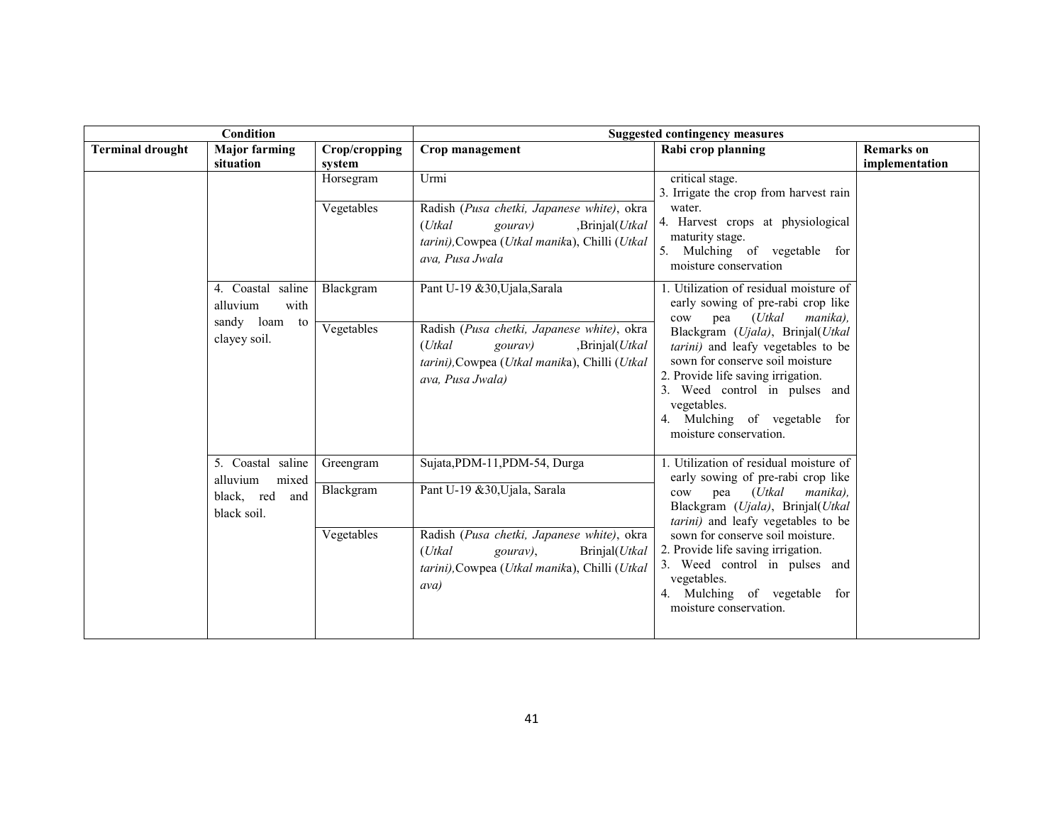| Condition | | | Suggested contingency measures | | |
|---|---|---|---|---|---|
| **Terminal drought** | **Major farming situation** | **Crop/cropping system** | **Crop management** | **Rabi crop planning** | **Remarks on implementation** |
| | | Horsegram | Urmi | critical stage.<br>3. Irrigate the crop from harvest rain water.<br>4. Harvest crops at physiological maturity stage.<br>5. Mulching of vegetable for moisture conservation | |
| | | Vegetables | Radish (*Pusa chetki, Japanese white)*, okra (*Utkal gourav)* ,Brinjal(*Utkal tarini),*Cowpea (*Utkal manika*), Chilli (*Utkal ava, Pusa Jwala* | | |
| | 4. Coastal saline alluvium with sandy loam to clayey soil. | Blackgram | Pant U-19 &30,Ujala,Sarala | 1. Utilization of residual moisture of early sowing of pre-rabi crop like cow pea (*Utkal manika),* Blackgram (*Ujala)*, Brinjal(*Utkal tarini)* and leafy vegetables to be sown for conserve soil moisture<br>2. Provide life saving irrigation.<br>3. Weed control in pulses and vegetables.<br>4. Mulching of vegetable for moisture conservation. | |
| | | Vegetables | Radish (*Pusa chetki, Japanese white)*, okra (*Utkal gourav)* ,Brinjal(*Utkal tarini),*Cowpea (*Utkal manika*), Chilli (*Utkal ava, Pusa Jwala)* | | |
| | 5. Coastal saline alluvium mixed black, red and black soil. | Greengram | Sujata,PDM-11,PDM-54, Durga | 1. Utilization of residual moisture of early sowing of pre-rabi crop like cow pea (*Utkal manika),* Blackgram (*Ujala)*, Brinjal(*Utkal tarini)* and leafy vegetables to be sown for conserve soil moisture.<br>2. Provide life saving irrigation.<br>3. Weed control in pulses and vegetables.<br>4. Mulching of vegetable for moisture conservation. | |
| | | Blackgram | Pant U-19 &30,Ujala, Sarala | | |
| | | Vegetables | Radish (*Pusa chetki, Japanese white)*, okra (*Utkal gourav)*, Brinjal(*Utkal tarini),*Cowpea (*Utkal manika*), Chilli (*Utkal ava)* | | |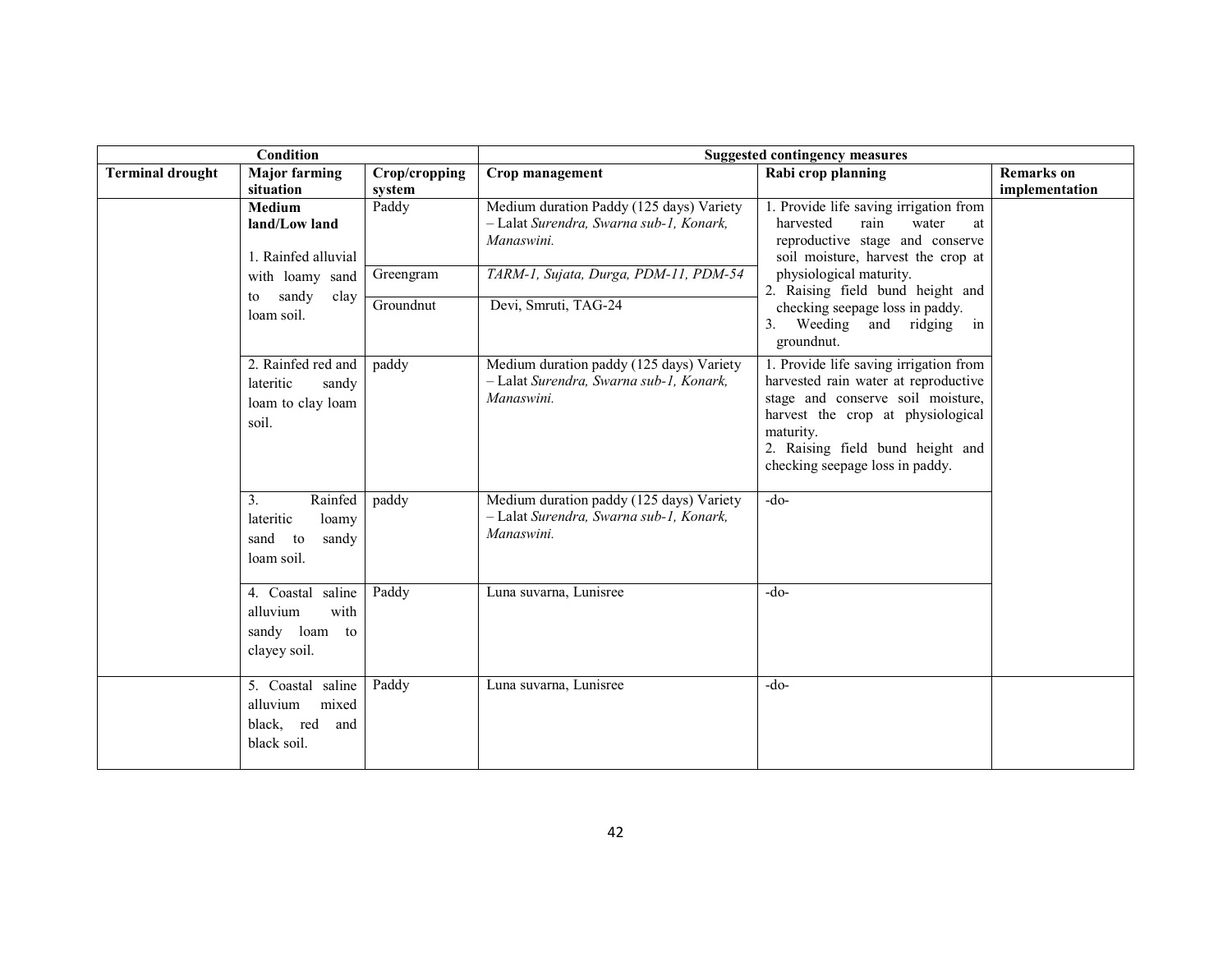| Condition | | | Suggested contingency measures | | |
|---|---|---|---|---|---|
| **Terminal drought** | **Major farming situation** | **Crop/cropping system** | **Crop management** | **Rabi crop planning** | **Remarks on implementation** |
| | **Medium land/Low land**<br><br>1. Rainfed alluvial with loamy sand to sandy clay loam soil. | Paddy | Medium duration Paddy (125 days) Variety – Lalat *Surendra, Swarna sub-1, Konark, Manaswini.* | 1. Provide life saving irrigation from harvested rain water at reproductive stage and conserve soil moisture, harvest the crop at physiological maturity.<br>2. Raising field bund height and checking seepage loss in paddy.<br>3. Weeding and ridging in groundnut. | |
| | | Greengram | *TARM-1, Sujata, Durga, PDM-11, PDM-54* | | |
| | | Groundnut | Devi, Smruti, TAG-24 | | |
| | 2. Rainfed red and lateritic sandy loam to clay loam soil. | paddy | Medium duration paddy (125 days) Variety – Lalat *Surendra, Swarna sub-1, Konark, Manaswini.* | 1. Provide life saving irrigation from harvested rain water at reproductive stage and conserve soil moisture, harvest the crop at physiological maturity.<br>2. Raising field bund height and checking seepage loss in paddy. | |
| | 3. Rainfed lateritic loamy sand to sandy loam soil. | paddy | Medium duration paddy (125 days) Variety – Lalat *Surendra, Swarna sub-1, Konark, Manaswini.* | -do- | |
| | 4. Coastal saline alluvium with sandy loam to clayey soil. | Paddy | Luna suvarna, Lunisree | -do- | |
| | 5. Coastal saline alluvium mixed black, red and black soil. | Paddy | Luna suvarna, Lunisree | -do- | |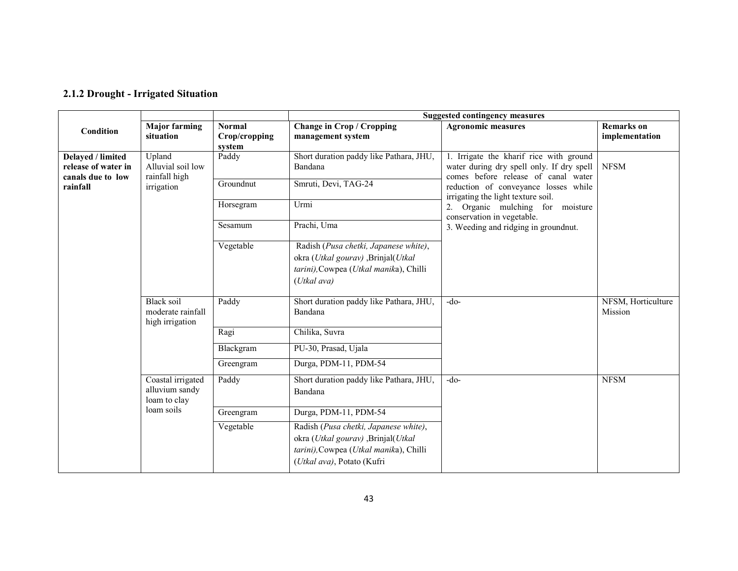### 2.1.2 Drought - Irrigated Situation

| Condition | Major farming situation | Normal Crop/cropping system | Suggested contingency measures | | |
|---|---|---|---|---|---|
| | | | **Change in Crop / Cropping management system** | **Agronomic measures** | **Remarks on implementation** |
| **Delayed / limited release of water in canals due to low rainfall** | Upland Alluvial soil low rainfall high irrigation | Paddy | Short duration paddy like Pathara, JHU, Bandana | 1. Irrigate the kharif rice with ground water during dry spell only. If dry spell comes before release of canal water reduction of conveyance losses while irrigating the light texture soil.<br>2. Organic mulching for moisture conservation in vegetable.<br>3. Weeding and ridging in groundnut. | NFSM |
| | | Groundnut | Smruti, Devi, TAG-24 | | |
| | | Horsegram | Urmi | | |
| | | Sesamum | Prachi, Uma | | |
| | | Vegetable | Radish (*Pusa chetki, Japanese white*), okra (*Utkal gourav)* ,Brinjal(*Utkal tarini),*Cowpea (*Utkal manik*a), Chilli (*Utkal ava)* | | |
| | Black soil moderate rainfall high irrigation | Paddy | Short duration paddy like Pathara, JHU, Bandana | -do- | NFSM, Horticulture Mission |
| | | Ragi | Chilika, Suvra | | |
| | | Blackgram | PU-30, Prasad, Ujala | | |
| | | Greengram | Durga, PDM-11, PDM-54 | | |
| | Coastal irrigated alluvium sandy loam to clay loam soils | Paddy | Short duration paddy like Pathara, JHU, Bandana | -do- | NFSM |
| | | Greengram | Durga, PDM-11, PDM-54 | | |
| | | Vegetable | Radish (*Pusa chetki, Japanese white)*, okra (*Utkal gourav)* ,Brinjal(*Utkal tarini),*Cowpea (*Utkal manik*a), Chilli (*Utkal ava)*, Potato (Kufri | | |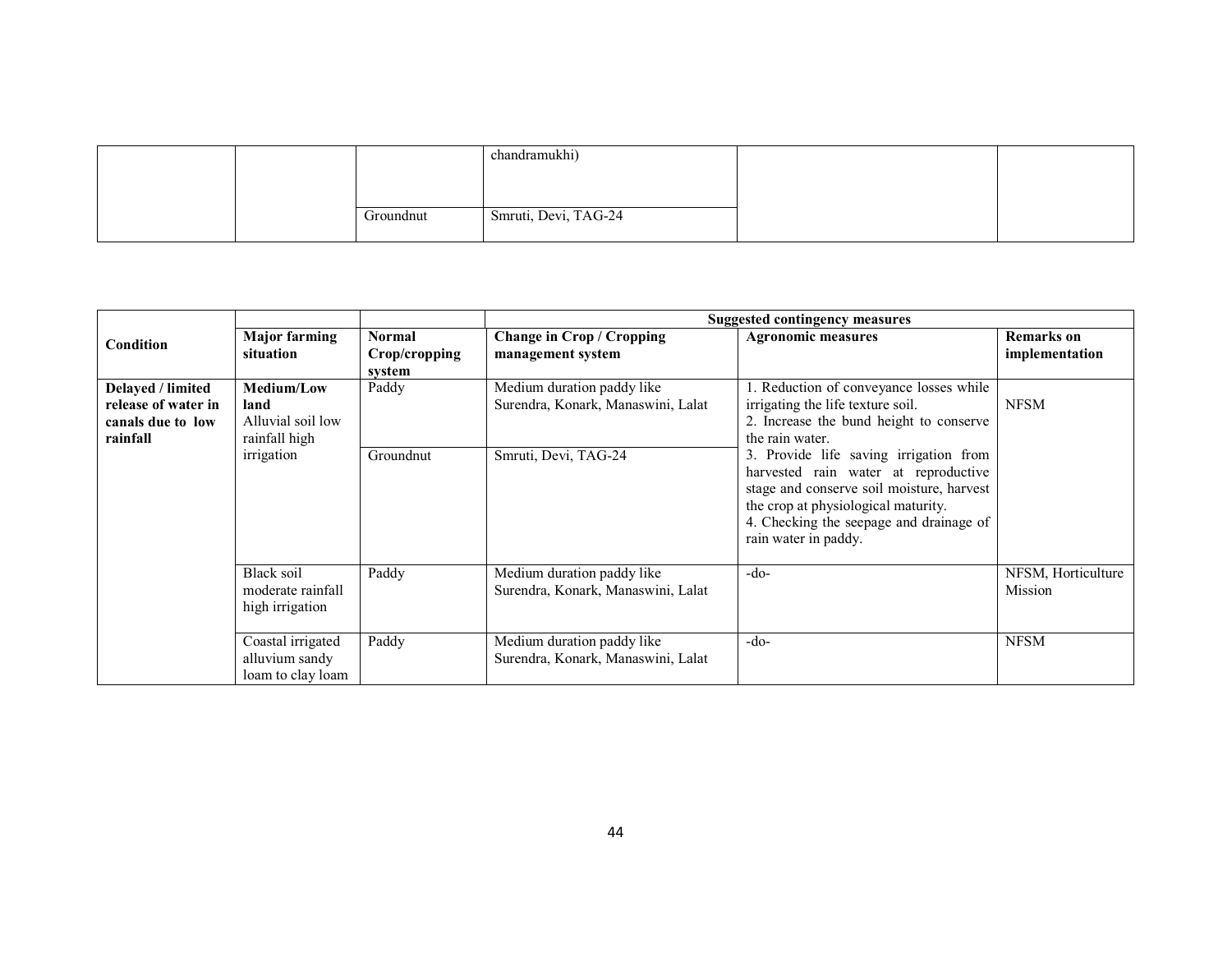| | | | chandramukhi) | | |
| --- | --- | --- | --- | --- | --- |
| | | Groundnut | Smruti, Devi, TAG-24 | | |

| Condition | Major farming situation | Normal Crop/cropping system | Suggested contingency measures | | |
| --- | --- | --- | --- | --- | --- |
| | | | **Change in Crop / Cropping management system** | **Agronomic measures** | **Remarks on implementation** |
| **Delayed / limited release of water in canals due to low rainfall** | **Medium/Low land** Alluvial soil low rainfall high irrigation | Paddy | Medium duration paddy like Surendra, Konark, Manaswini, Lalat | 1. Reduction of conveyance losses while irrigating the life texture soil.<br>2. Increase the bund height to conserve the rain water.<br>3. Provide life saving irrigation from harvested rain water at reproductive stage and conserve soil moisture, harvest the crop at physiological maturity.<br>4. Checking the seepage and drainage of rain water in paddy. | NFSM |
| | | Groundnut | Smruti, Devi, TAG-24 | | |
| | Black soil moderate rainfall high irrigation | Paddy | Medium duration paddy like Surendra, Konark, Manaswini, Lalat | -do- | NFSM, Horticulture Mission |
| | Coastal irrigated alluvium sandy loam to clay loam | Paddy | Medium duration paddy like Surendra, Konark, Manaswini, Lalat | -do- | NFSM |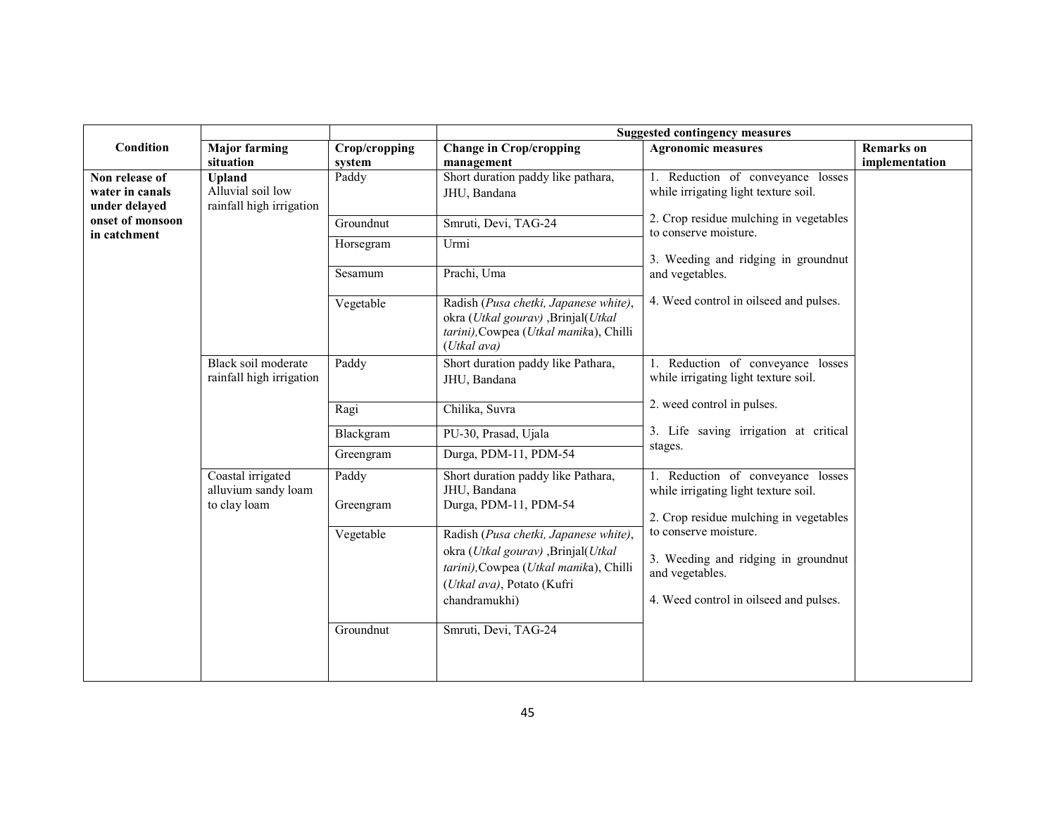| Condition | Major farming situation | Crop/cropping system | Suggested contingency measures | | |
|---|---|---|---|---|---|
| | | | Change in Crop/cropping management | Agronomic measures | Remarks on implementation |
| **Non release of water in canals under delayed onset of monsoon in catchment** | **Upland** Alluvial soil low rainfall high irrigation | Paddy | Short duration paddy like pathara, JHU, Bandana | 1. Reduction of conveyance losses while irrigating light texture soil.<br><br>2. Crop residue mulching in vegetables to conserve moisture.<br><br>3. Weeding and ridging in groundnut and vegetables.<br><br>4. Weed control in oilseed and pulses. | |
| | | Groundnut | Smruti, Devi, TAG-24 | | |
| | | Horsegram | Urmi | | |
| | | Sesamum | Prachi, Uma | | |
| | | Vegetable | Radish (*Pusa chetki, Japanese white)*, okra (*Utkal gourav)* ,Brinjal(*Utkal tarini),*Cowpea (*Utkal manik*a), Chilli (*Utkal ava)* | | |
| | Black soil moderate rainfall high irrigation | Paddy | Short duration paddy like Pathara, JHU, Bandana | 1. Reduction of conveyance losses while irrigating light texture soil.<br><br>2. weed control in pulses.<br><br>3. Life saving irrigation at critical stages. | |
| | | Ragi | Chilika, Suvra | | |
| | | Blackgram | PU-30, Prasad, Ujala | | |
| | | Greengram | Durga, PDM-11, PDM-54 | | |
| | Coastal irrigated alluvium sandy loam to clay loam | Paddy<br><br>Greengram | Short duration paddy like Pathara, JHU, Bandana<br>Durga, PDM-11, PDM-54 | 1. Reduction of conveyance losses while irrigating light texture soil.<br><br>2. Crop residue mulching in vegetables to conserve moisture.<br><br>3. Weeding and ridging in groundnut and vegetables.<br><br>4. Weed control in oilseed and pulses. | |
| | | Vegetable | Radish (*Pusa chetki, Japanese white)*, okra (*Utkal gourav)* ,Brinjal(*Utkal tarini),*Cowpea (*Utkal manik*a), Chilli (*Utkal ava)*, Potato (Kufri chandramukhi) | | |
| | | Groundnut | Smruti, Devi, TAG-24 | | |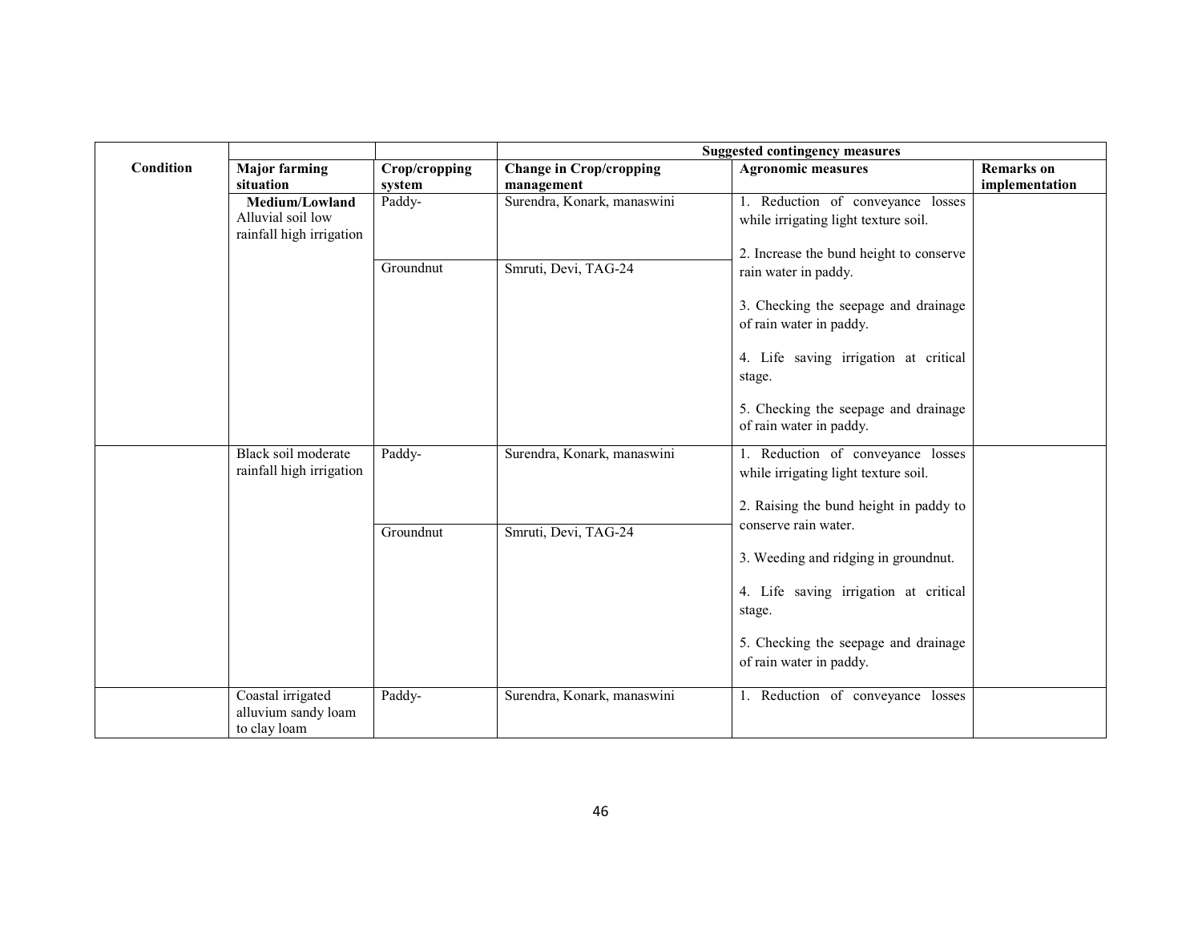| Condition | | | Suggested contingency measures | | |
|---|---|---|---|---|---|
| | Major farming situation | Crop/cropping system | Change in Crop/cropping management | Agronomic measures | Remarks on implementation |
| | **Medium/Lowland** Alluvial soil low rainfall high irrigation | Paddy- | Surendra, Konark, manaswini | 1. Reduction of conveyance losses while irrigating light texture soil.<br><br>2. Increase the bund height to conserve rain water in paddy.<br><br>3. Checking the seepage and drainage of rain water in paddy.<br><br>4. Life saving irrigation at critical stage.<br><br>5. Checking the seepage and drainage of rain water in paddy. | |
| | | Groundnut | Smruti, Devi, TAG-24 | | |
| | Black soil moderate rainfall high irrigation | Paddy- | Surendra, Konark, manaswini | 1. Reduction of conveyance losses while irrigating light texture soil.<br><br>2. Raising the bund height in paddy to conserve rain water.<br><br>3. Weeding and ridging in groundnut.<br><br>4. Life saving irrigation at critical stage.<br><br>5. Checking the seepage and drainage of rain water in paddy. | |
| | | Groundnut | Smruti, Devi, TAG-24 | | |
| | Coastal irrigated alluvium sandy loam to clay loam | Paddy- | Surendra, Konark, manaswini | 1. Reduction of conveyance losses | |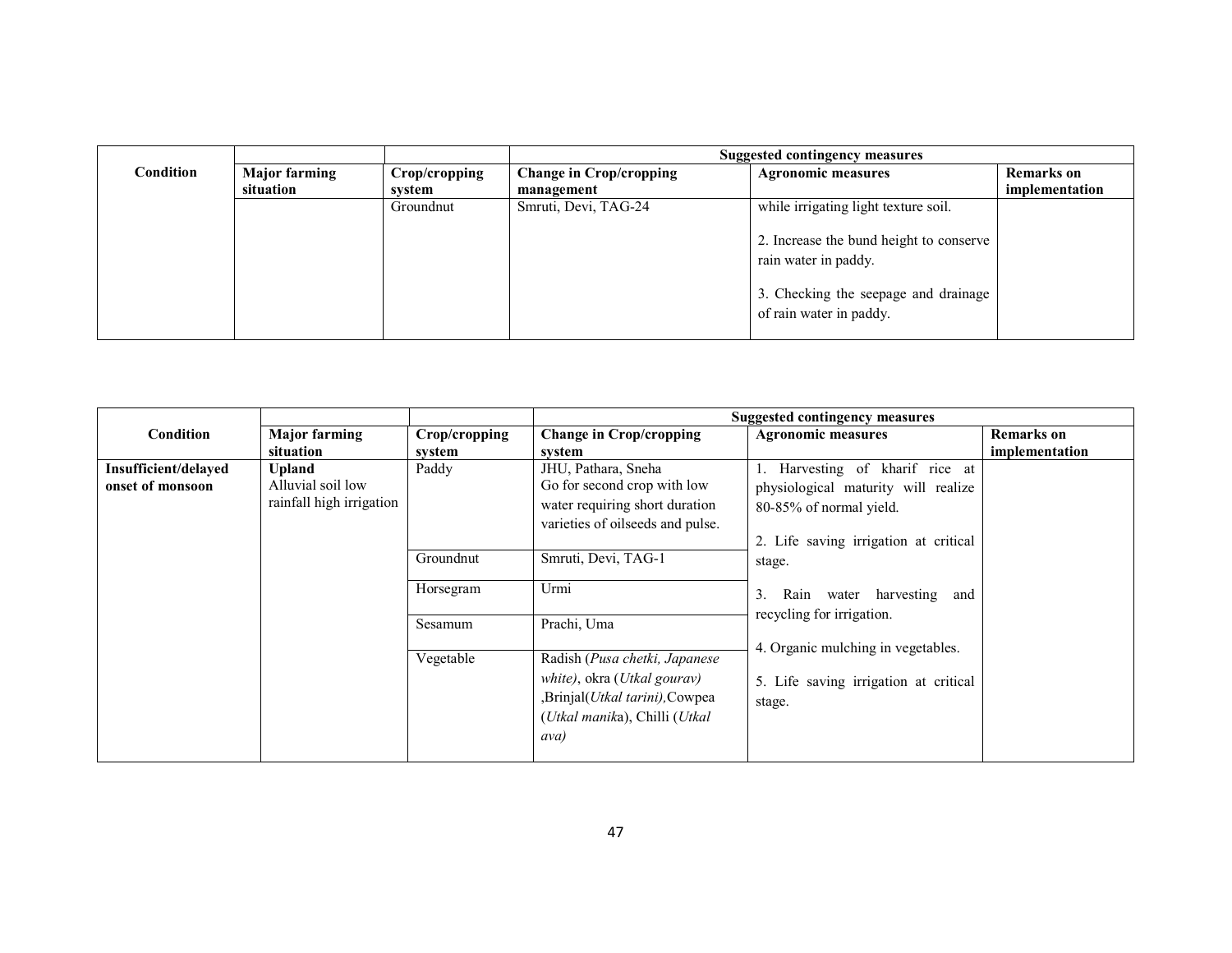| Condition | | | Suggested contingency measures | | |
|---|---|---|---|---|---|
| | Major farming situation | Crop/cropping system | Change in Crop/cropping management | Agronomic measures | Remarks on implementation |
| | | Groundnut | Smruti, Devi, TAG-24 | while irrigating light texture soil.<br><br>2. Increase the bund height to conserve rain water in paddy.<br><br>3. Checking the seepage and drainage of rain water in paddy. | |

| Condition | | | Suggested contingency measures | | |
|---|---|---|---|---|---|
| | Major farming situation | Crop/cropping system | Change in Crop/cropping system | Agronomic measures | Remarks on implementation |
| **Insufficient/delayed onset of monsoon** | **Upland**<br>Alluvial soil low rainfall high irrigation | Paddy | JHU, Pathara, Sneha<br>Go for second crop with low water requiring short duration varieties of oilseeds and pulse. | 1. Harvesting of kharif rice at physiological maturity will realize 80-85% of normal yield.<br><br>2. Life saving irrigation at critical stage.<br><br>3. Rain water harvesting and recycling for irrigation.<br><br>4. Organic mulching in vegetables.<br><br>5. Life saving irrigation at critical stage. | |
| | | Groundnut | Smruti, Devi, TAG-1 | | |
| | | Horsegram | Urmi | | |
| | | Sesamum | Prachi, Uma | | |
| | | Vegetable | Radish (*Pusa chetki, Japanese white)*, okra (*Utkal gourav)* ,Brinjal(*Utkal tarini),*Cowpea (*Utkal manik*a), Chilli (*Utkal ava)* | | |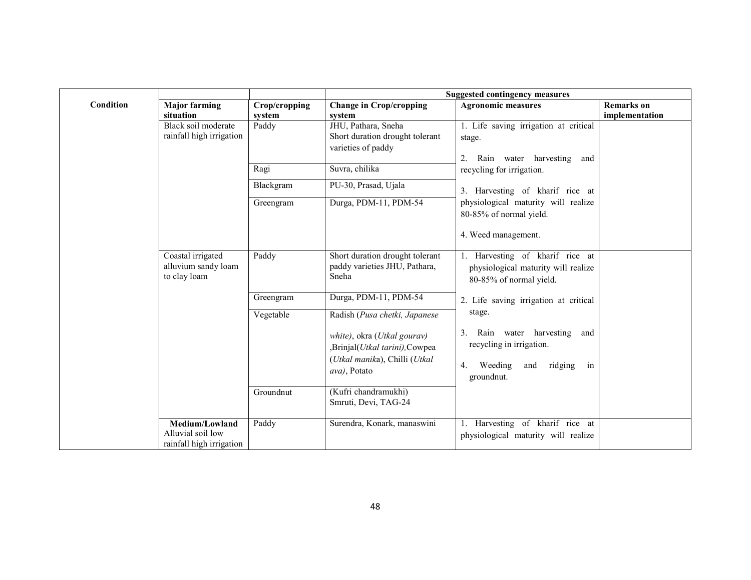| Condition | | | Suggested contingency measures | | |
|---|---|---|---|---|---|
| | **Major farming situation** | **Crop/cropping system** | **Change in Crop/cropping system** | **Agronomic measures** | **Remarks on implementation** |
| | Black soil moderate rainfall high irrigation | Paddy | JHU, Pathara, Sneha Short duration drought tolerant varieties of paddy | 1. Life saving irrigation at critical stage.<br>2. Rain water harvesting and recycling for irrigation.<br>3. Harvesting of kharif rice at physiological maturity will realize 80-85% of normal yield.<br>4. Weed management. | |
| | | Ragi | Suvra, chilika | | |
| | | Blackgram | PU-30, Prasad, Ujala | | |
| | | Greengram | Durga, PDM-11, PDM-54 | | |
| | Coastal irrigated alluvium sandy loam to clay loam | Paddy | Short duration drought tolerant paddy varieties JHU, Pathara, Sneha | 1. Harvesting of kharif rice at physiological maturity will realize 80-85% of normal yield.<br>2. Life saving irrigation at critical stage.<br>3. Rain water harvesting and recycling in irrigation.<br>4. Weeding and ridging in groundnut. | |
| | | Greengram | Durga, PDM-11, PDM-54 | | |
| | | Vegetable | Radish (*Pusa chetki, Japanese white)*, okra (*Utkal gourav)* ,Brinjal(*Utkal tarini),*Cowpea (*Utkal manik*a), Chilli (*Utkal ava)*, Potato | | |
| | | Groundnut | (Kufri chandramukhi) Smruti, Devi, TAG-24 | | |
| | **Medium/Lowland** Alluvial soil low rainfall high irrigation | Paddy | Surendra, Konark, manaswini | 1. Harvesting of kharif rice at physiological maturity will realize | |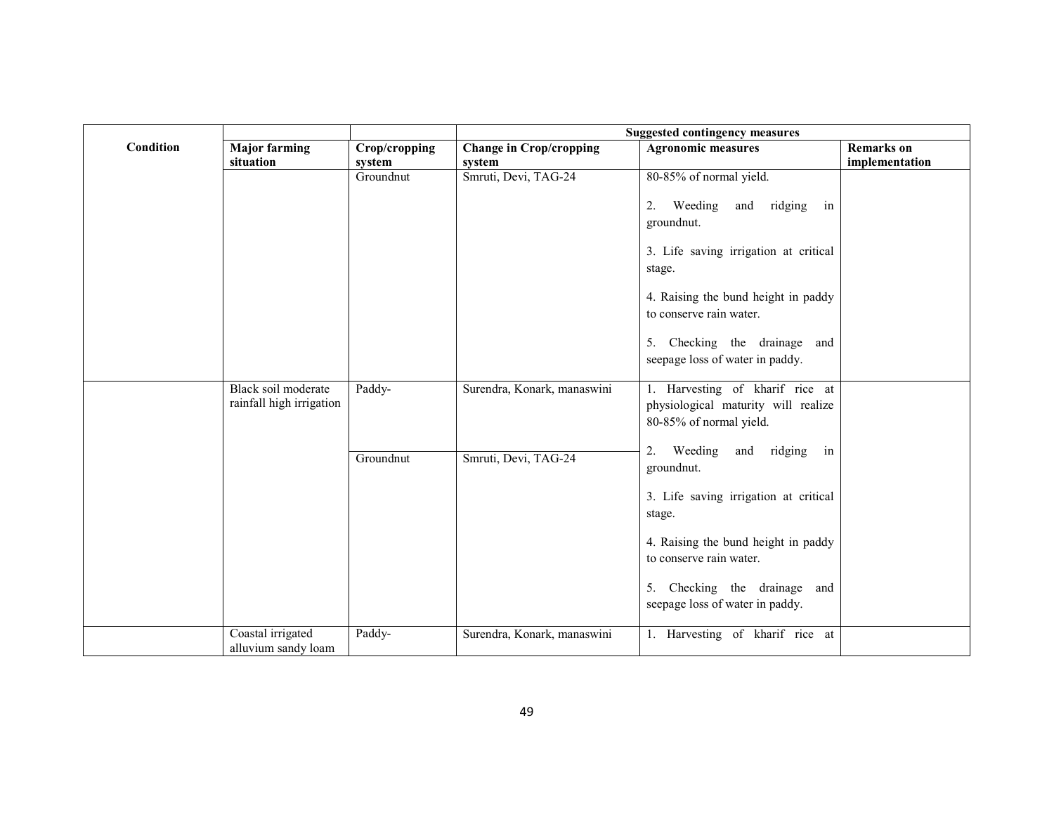| Condition | | | Suggested contingency measures | | |
|---|---|---|---|---|---|
| | Major farming situation | Crop/cropping system | Change in Crop/cropping system | Agronomic measures | Remarks on implementation |
| | | Groundnut | Smruti, Devi, TAG-24 | 80-85% of normal yield.<br><br>2. Weeding and ridging in groundnut.<br><br>3. Life saving irrigation at critical stage.<br><br>4. Raising the bund height in paddy to conserve rain water.<br><br>5. Checking the drainage and seepage loss of water in paddy. | |
| | Black soil moderate rainfall high irrigation | Paddy- | Surendra, Konark, manaswini | 1. Harvesting of kharif rice at physiological maturity will realize 80-85% of normal yield.<br><br>2. Weeding and ridging in groundnut.<br><br>3. Life saving irrigation at critical stage.<br><br>4. Raising the bund height in paddy to conserve rain water.<br><br>5. Checking the drainage and seepage loss of water in paddy. | |
| | | Groundnut | Smruti, Devi, TAG-24 | | |
| | Coastal irrigated alluvium sandy loam | Paddy- | Surendra, Konark, manaswini | 1. Harvesting of kharif rice at | |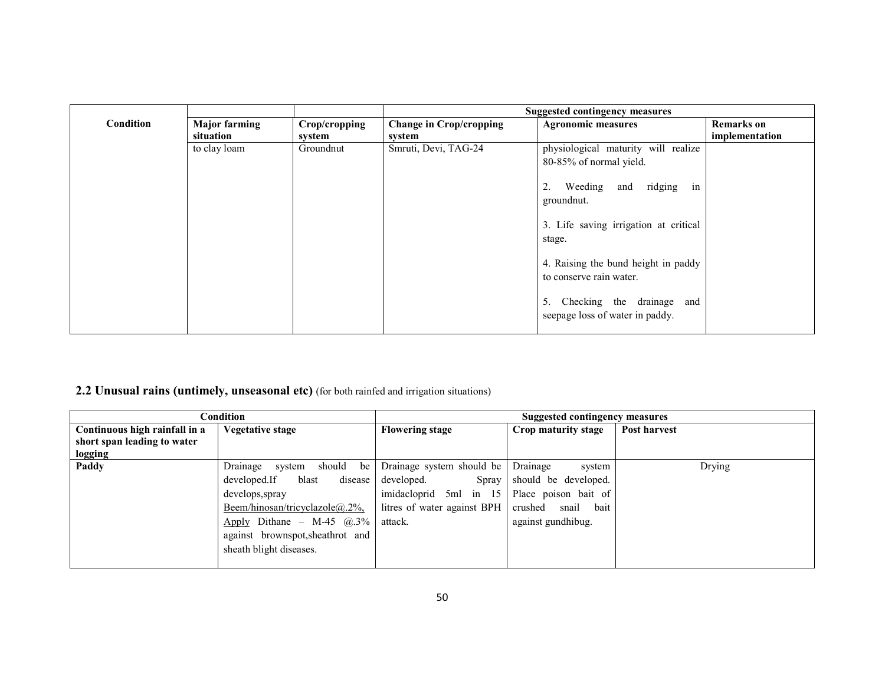| Condition | Major farming situation | Crop/cropping system | Suggested contingency measures | | |
|---|---|---|---|---|---|
| | | | Change in Crop/cropping system | Agronomic measures | Remarks on implementation |
| | to clay loam | Groundnut | Smruti, Devi, TAG-24 | physiological maturity will realize 80-85% of normal yield.<br><br>2. Weeding and ridging in groundnut.<br><br>3. Life saving irrigation at critical stage.<br><br>4. Raising the bund height in paddy to conserve rain water.<br><br>5. Checking the drainage and seepage loss of water in paddy. | |

## 2.2 Unusual rains (untimely, unseasonal etc) (for both rainfed and irrigation situations)

| Condition | | Suggested contingency measures | | |
|---|---|---|---|---|
| **Continuous high rainfall in a short span leading to water logging** | **Vegetative stage** | **Flowering stage** | **Crop maturity stage** | **Post harvest** |
| **Paddy** | Drainage system should be developed.If blast disease develops,spray Beem/hinosan/tricyclazole@.2%, Apply Dithane – M-45 @.3% against brownspot,sheathrot and sheath blight diseases. | Drainage system should be developed. Spray imidacloprid 5ml in 15 litres of water against BPH attack. | Drainage system should be developed. Place poison bait of crushed snail bait against gundhibug. | Drying |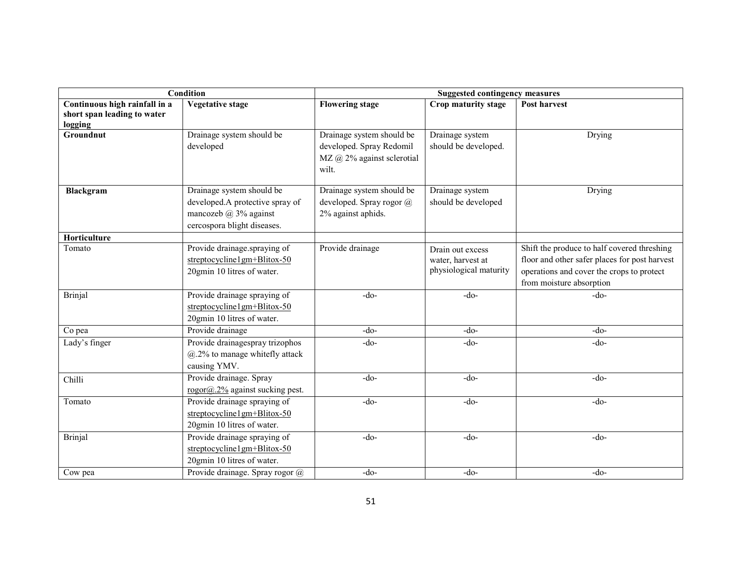| Condition | | Suggested contingency measures | | |
|---|---|---|---|---|
| **Continuous high rainfall in a short span leading to water logging** | **Vegetative stage** | **Flowering stage** | **Crop maturity stage** | **Post harvest** |
| **Groundnut** | Drainage system should be developed | Drainage system should be developed. Spray Redomil MZ @ 2% against sclerotial wilt. | Drainage system should be developed. | Drying |
| **Blackgram** | Drainage system should be developed.A protective spray of mancozeb @ 3% against cercospora blight diseases. | Drainage system should be developed. Spray rogor @ 2% against aphids. | Drainage system should be developed | Drying |
| **Horticulture** | | | | |
| Tomato | Provide drainage.spraying of streptocycline1gm+Blitox-50 20gmin 10 litres of water. | Provide drainage | Drain out excess water, harvest at physiological maturity | Shift the produce to half covered threshing floor and other safer places for post harvest operations and cover the crops to protect from moisture absorption |
| Brinjal | Provide drainage spraying of streptocycline1gm+Blitox-50 20gmin 10 litres of water. | -do- | -do- | -do- |
| Co pea | Provide drainage | -do- | -do- | -do- |
| Lady's finger | Provide drainagespray trizophos @.2% to manage whitefly attack causing YMV. | -do- | -do- | -do- |
| Chilli | Provide drainage. Spray rogor@.2% against sucking pest. | -do- | -do- | -do- |
| Tomato | Provide drainage spraying of streptocycline1gm+Blitox-50 20gmin 10 litres of water. | -do- | -do- | -do- |
| Brinjal | Provide drainage spraying of streptocycline1gm+Blitox-50 20gmin 10 litres of water. | -do- | -do- | -do- |
| Cow pea | Provide drainage. Spray rogor @ | -do- | -do- | -do- |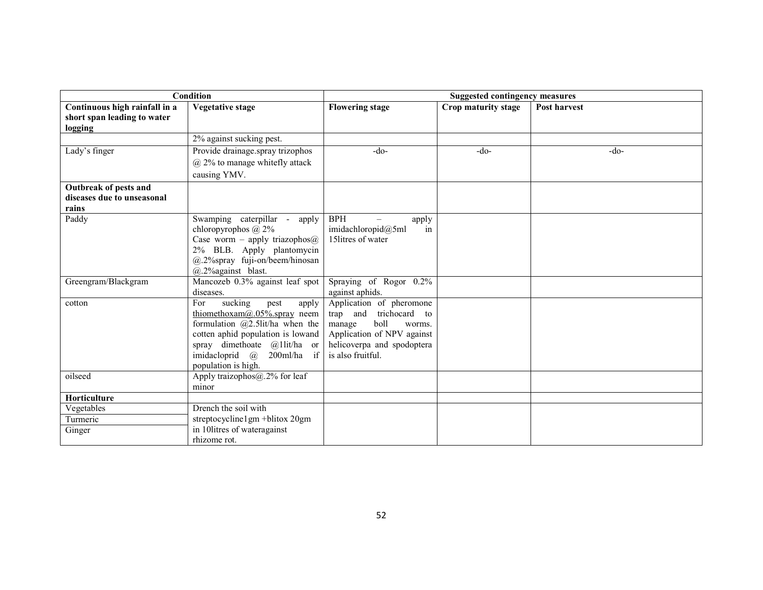| Condition | | Suggested contingency measures | | |
|---|---|---|---|---|
| **Continuous high rainfall in a short span leading to water logging** | **Vegetative stage** | **Flowering stage** | **Crop maturity stage** | **Post harvest** |
| | 2% against sucking pest. | | | |
| Lady's finger | Provide drainage.spray trizophos @ 2% to manage whitefly attack causing YMV. | -do- | -do- | -do- |
| **Outbreak of pests and diseases due to unseasonal rains** | | | | |
| Paddy | Swamping caterpillar - apply chloropyrophos @ 2%<br>Case worm – apply triazophos@ 2% BLB. Apply plantomycin @.2%spray fuji-on/beem/hinosan @.2%against blast. | BPH – apply imidachloropid@5ml in 15litres of water | | |
| Greengram/Blackgram | Mancozeb 0.3% against leaf spot diseases. | Spraying of Rogor 0.2% against aphids. | | |
| cotton | For sucking pest apply thiomethoxam@.05%.spray neem formulation @2.5lit/ha when the cotten aphid population is lowand spray dimethoate @1lit/ha or imidacloprid @ 200ml/ha if population is high. | Application of pheromone trap and trichocard to manage boll worms. Application of NPV against helicoverpa and spodoptera is also fruitful. | | |
| oilseed | Apply traizophos@.2% for leaf minor | | | |
| **Horticulture** | | | | |
| Vegetables<br>Turmeric<br>Ginger | Drench the soil with streptocycline1gm +blitox 20gm in 10litres of wateragainst rhizome rot. | | | |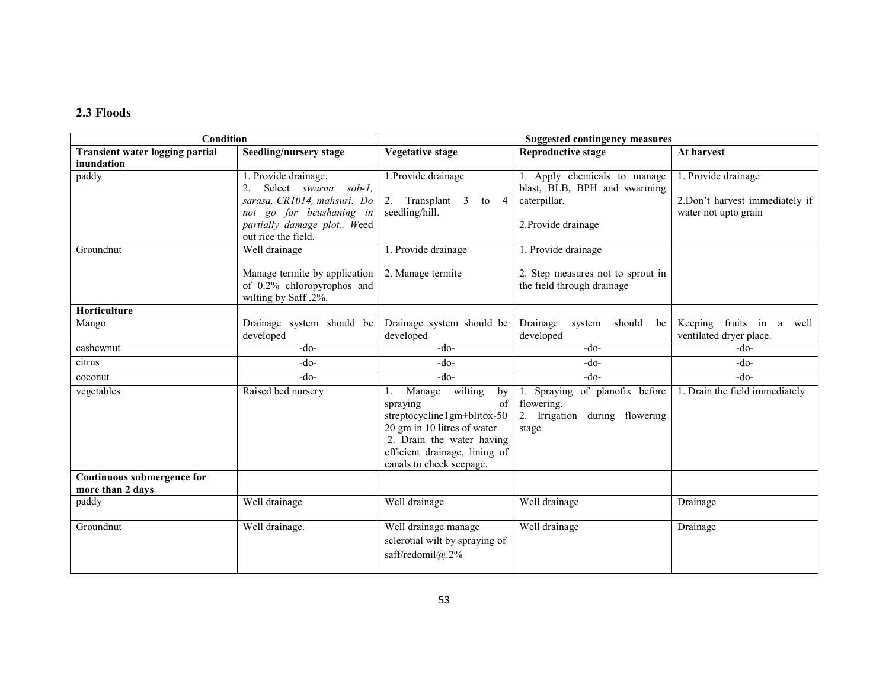## 2.3 Floods

| Condition | | Suggested contingency measures | | |
|---|---|---|---|---|
| **Transient water logging partial inundation** | **Seedling/nursery stage** | **Vegetative stage** | **Reproductive stage** | **At harvest** |
| paddy | 1. Provide drainage.<br>2. Select *swarna sob-1, sarasa, CR1014, mahsuri. Do not go for beushaning in partially damage plot.. W*eed out rice the field. | 1.Provide drainage<br><br>2. Transplant 3 to 4 seedling/hill. | 1. Apply chemicals to manage blast, BLB, BPH and swarming caterpillar.<br><br>2.Provide drainage | 1. Provide drainage<br><br>2.Don't harvest immediately if water not upto grain |
| Groundnut | Well drainage<br><br>Manage termite by application of 0.2% chloropyrophos and wilting by Saff .2%. | 1. Provide drainage<br><br>2. Manage termite | 1. Provide drainage<br><br>2. Step measures not to sprout in the field through drainage | |
| **Horticulture** | | | | |
| Mango | Drainage system should be developed | Drainage system should be developed | Drainage system should be developed | Keeping fruits in a well ventilated dryer place. |
| cashewnut | -do- | -do- | -do- | -do- |
| citrus | -do- | -do- | -do- | -do- |
| coconut | -do- | -do- | -do- | -do- |
| vegetables | Raised bed nursery | 1. Manage wilting by spraying of streptocycline1gm+blitox-50 20 gm in 10 litres of water<br>2. Drain the water having efficient drainage, lining of canals to check seepage. | 1. Spraying of planofix before flowering.<br>2. Irrigation during flowering stage. | 1. Drain the field immediately |
| **Continuous submergence for more than 2 days** | | | | |
| paddy | Well drainage | Well drainage | Well drainage | Drainage |
| Groundnut | Well drainage. | Well drainage manage sclerotial wilt by spraying of saff/redomil@.2% | Well drainage | Drainage |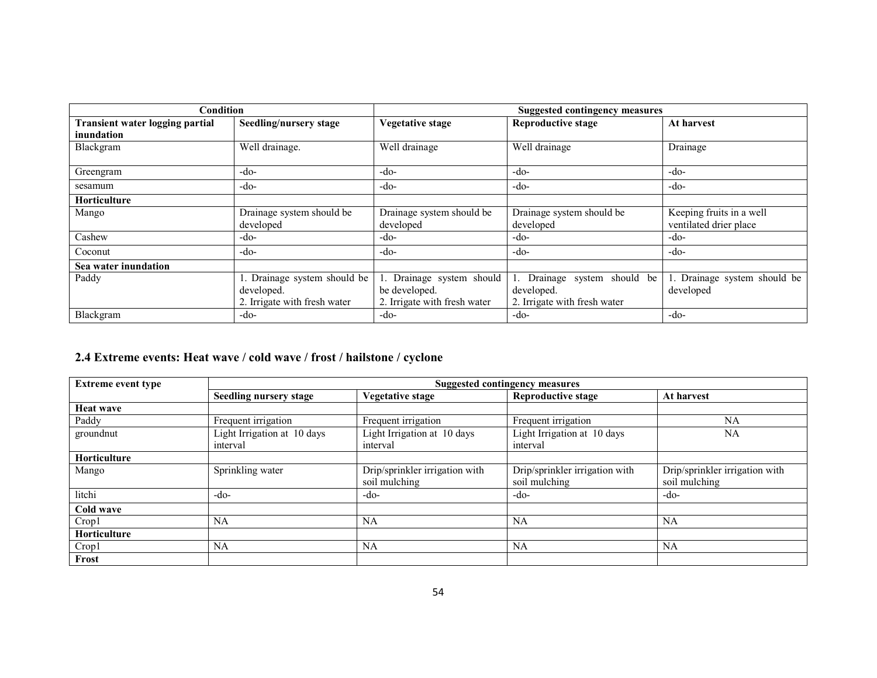| Condition | | Suggested contingency measures | | |
|---|---|---|---|---|
| **Transient water logging partial inundation** | **Seedling/nursery stage** | **Vegetative stage** | **Reproductive stage** | **At harvest** |
| Blackgram | Well drainage. | Well drainage | Well drainage | Drainage |
| Greengram | -do- | -do- | -do- | -do- |
| sesamum | -do- | -do- | -do- | -do- |
| **Horticulture** | | | | |
| Mango | Drainage system should be developed | Drainage system should be developed | Drainage system should be developed | Keeping fruits in a well ventilated drier place |
| Cashew | -do- | -do- | -do- | -do- |
| Coconut | -do- | -do- | -do- | -do- |
| **Sea water inundation** | | | | |
| Paddy | 1. Drainage system should be developed.<br>2. Irrigate with fresh water | 1. Drainage system should be developed.<br>2. Irrigate with fresh water | 1. Drainage system should be developed.<br>2. Irrigate with fresh water | 1. Drainage system should be developed |
| Blackgram | -do- | -do- | -do- | -do- |

## 2.4 Extreme events: Heat wave / cold wave / frost / hailstone / cyclone

| Extreme event type | Suggested contingency measures | | | |
|---|---|---|---|---|
| | **Seedling nursery stage** | **Vegetative stage** | **Reproductive stage** | **At harvest** |
| **Heat wave** | | | | |
| Paddy | Frequent irrigation | Frequent irrigation | Frequent irrigation | NA |
| groundnut | Light Irrigation at 10 days interval | Light Irrigation at 10 days interval | Light Irrigation at 10 days interval | NA |
| **Horticulture** | | | | |
| Mango | Sprinkling water | Drip/sprinkler irrigation with soil mulching | Drip/sprinkler irrigation with soil mulching | Drip/sprinkler irrigation with soil mulching |
| litchi | -do- | -do- | -do- | -do- |
| **Cold wave** | | | | |
| Crop1 | NA | NA | NA | NA |
| **Horticulture** | | | | |
| Crop1 | NA | NA | NA | NA |
| **Frost** | | | | |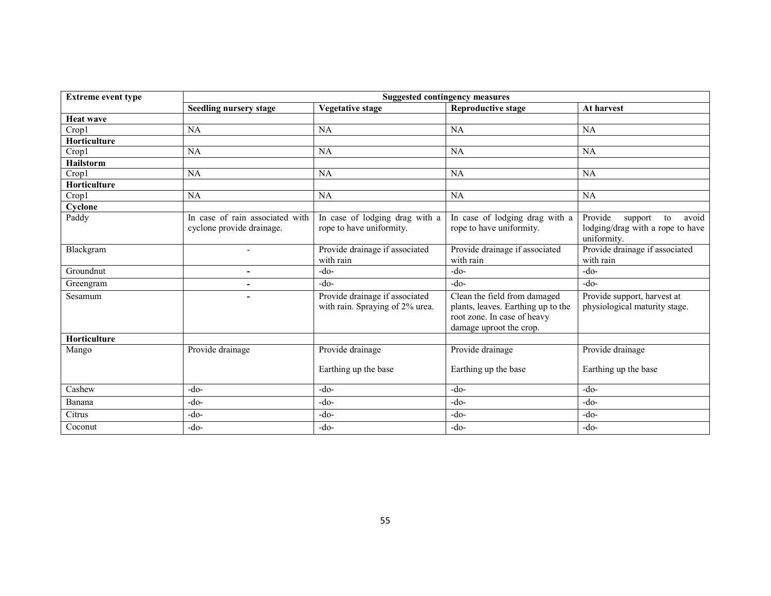| Extreme event type | Suggested contingency measures | | | |
|---|---|---|---|---|
| | **Seedling nursery stage** | **Vegetative stage** | **Reproductive stage** | **At harvest** |
| **Heat wave** | | | | |
| Crop1 | NA | NA | NA | NA |
| **Horticulture** | | | | |
| Crop1 | NA | NA | NA | NA |
| **Hailstorm** | | | | |
| Crop1 | NA | NA | NA | NA |
| **Horticulture** | | | | |
| Crop1 | NA | NA | NA | NA |
| **Cyclone** | | | | |
| Paddy | In case of rain associated with cyclone provide drainage. | In case of lodging drag with a rope to have uniformity. | In case of lodging drag with a rope to have uniformity. | Provide support to avoid lodging/drag with a rope to have uniformity. |
| Blackgram | - | Provide drainage if associated with rain | Provide drainage if associated with rain | Provide drainage if associated with rain |
| Groundnut | - | -do- | -do- | -do- |
| Greengram | - | -do- | -do- | -do- |
| Sesamum | - | Provide drainage if associated with rain. Spraying of 2% urea. | Clean the field from damaged plants, leaves. Earthing up to the root zone. In case of heavy damage uproot the crop. | Provide support, harvest at physiological maturity stage. |
| **Horticulture** | | | | |
| Mango | Provide drainage | Provide drainage<br><br>Earthing up the base | Provide drainage<br><br>Earthing up the base | Provide drainage<br><br>Earthing up the base |
| Cashew | -do- | -do- | -do- | -do- |
| Banana | -do- | -do- | -do- | -do- |
| Citrus | -do- | -do- | -do- | -do- |
| Coconut | -do- | -do- | -do- | -do- |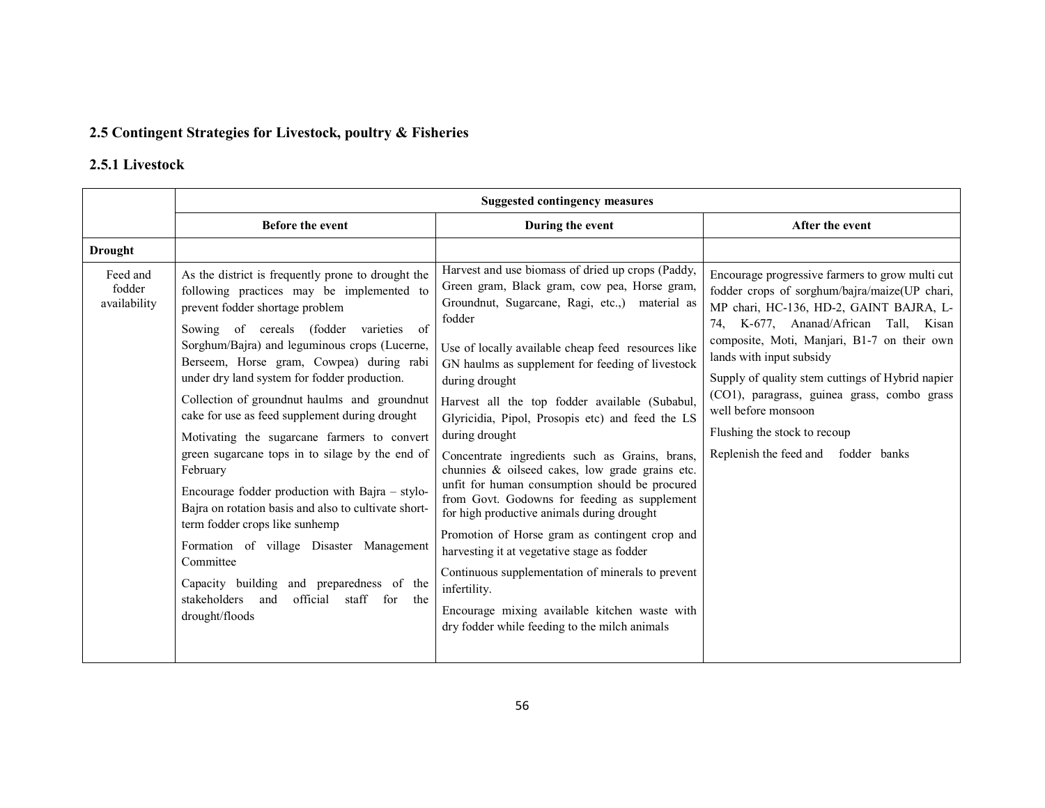## 2.5 Contingent Strategies for Livestock, poultry & Fisheries

### 2.5.1 Livestock

| | Suggested contingency measures | | |
|---|---|---|---|
| | **Before the event** | **During the event** | **After the event** |
| **Drought** | | | |
| Feed and fodder availability | As the district is frequently prone to drought the following practices may be implemented to prevent fodder shortage problem<br><br>Sowing of cereals (fodder varieties of Sorghum/Bajra) and leguminous crops (Lucerne, Berseem, Horse gram, Cowpea) during rabi under dry land system for fodder production.<br><br>Collection of groundnut haulms and groundnut cake for use as feed supplement during drought<br><br>Motivating the sugarcane farmers to convert green sugarcane tops in to silage by the end of February<br><br>Encourage fodder production with Bajra – stylo-Bajra on rotation basis and also to cultivate short-term fodder crops like sunhemp<br><br>Formation of village Disaster Management Committee<br><br>Capacity building and preparedness of the stakeholders and official staff for the drought/floods | Harvest and use biomass of dried up crops (Paddy, Green gram, Black gram, cow pea, Horse gram, Groundnut, Sugarcane, Ragi, etc.,) material as fodder<br><br>Use of locally available cheap feed resources like GN haulms as supplement for feeding of livestock during drought<br><br>Harvest all the top fodder available (Subabul, Glyricidia, Pipol, Prosopis etc) and feed the LS during drought<br><br>Concentrate ingredients such as Grains, brans, chunnies & oilseed cakes, low grade grains etc. unfit for human consumption should be procured from Govt. Godowns for feeding as supplement for high productive animals during drought<br><br>Promotion of Horse gram as contingent crop and harvesting it at vegetative stage as fodder<br><br>Continuous supplementation of minerals to prevent infertility.<br><br>Encourage mixing available kitchen waste with dry fodder while feeding to the milch animals | Encourage progressive farmers to grow multi cut fodder crops of sorghum/bajra/maize(UP chari, MP chari, HC-136, HD-2, GAINT BAJRA, L-74, K-677, Ananad/African Tall, Kisan composite, Moti, Manjari, B1-7 on their own lands with input subsidy<br><br>Supply of quality stem cuttings of Hybrid napier (CO1), paragrass, guinea grass, combo grass well before monsoon<br><br>Flushing the stock to recoup<br><br>Replenish the feed and fodder banks |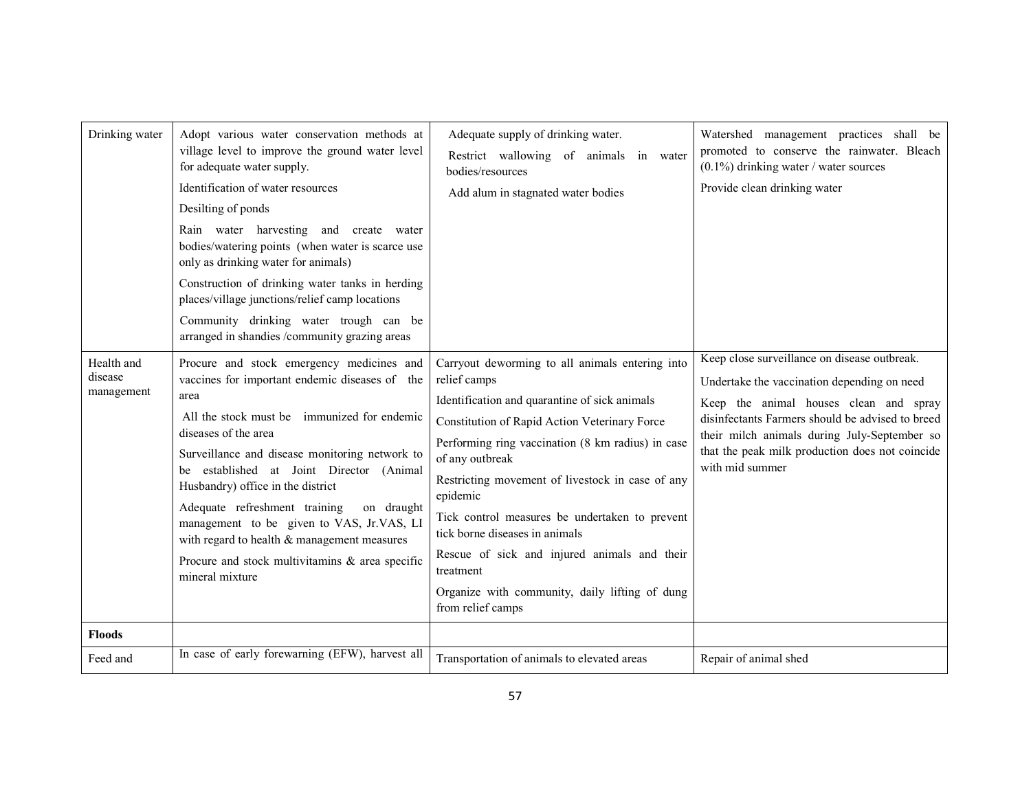| Drinking water | Adopt various water conservation methods at village level to improve the ground water level for adequate water supply.<br>Identification of water resources<br>Desilting of ponds<br>Rain water harvesting and create water bodies/watering points (when water is scarce use only as drinking water for animals)<br>Construction of drinking water tanks in herding places/village junctions/relief camp locations<br>Community drinking water trough can be arranged in shandies /community grazing areas | Adequate supply of drinking water.<br>Restrict wallowing of animals in water bodies/resources<br>Add alum in stagnated water bodies | Watershed management practices shall be promoted to conserve the rainwater. Bleach (0.1%) drinking water / water sources<br>Provide clean drinking water |
|---|---|---|---|
| Health and disease management | Procure and stock emergency medicines and vaccines for important endemic diseases of the area<br>All the stock must be immunized for endemic diseases of the area<br>Surveillance and disease monitoring network to be established at Joint Director (Animal Husbandry) office in the district<br>Adequate refreshment training on draught management to be given to VAS, Jr.VAS, LI with regard to health & management measures<br>Procure and stock multivitamins & area specific mineral mixture | Carryout deworming to all animals entering into relief camps<br>Identification and quarantine of sick animals<br>Constitution of Rapid Action Veterinary Force<br>Performing ring vaccination (8 km radius) in case of any outbreak<br>Restricting movement of livestock in case of any epidemic<br>Tick control measures be undertaken to prevent tick borne diseases in animals<br>Rescue of sick and injured animals and their treatment<br>Organize with community, daily lifting of dung from relief camps | Keep close surveillance on disease outbreak.<br>Undertake the vaccination depending on need<br>Keep the animal houses clean and spray disinfectants Farmers should be advised to breed their milch animals during July-September so that the peak milk production does not coincide with mid summer |
| **Floods** | | | |
| Feed and | In case of early forewarning (EFW), harvest all | Transportation of animals to elevated areas | Repair of animal shed |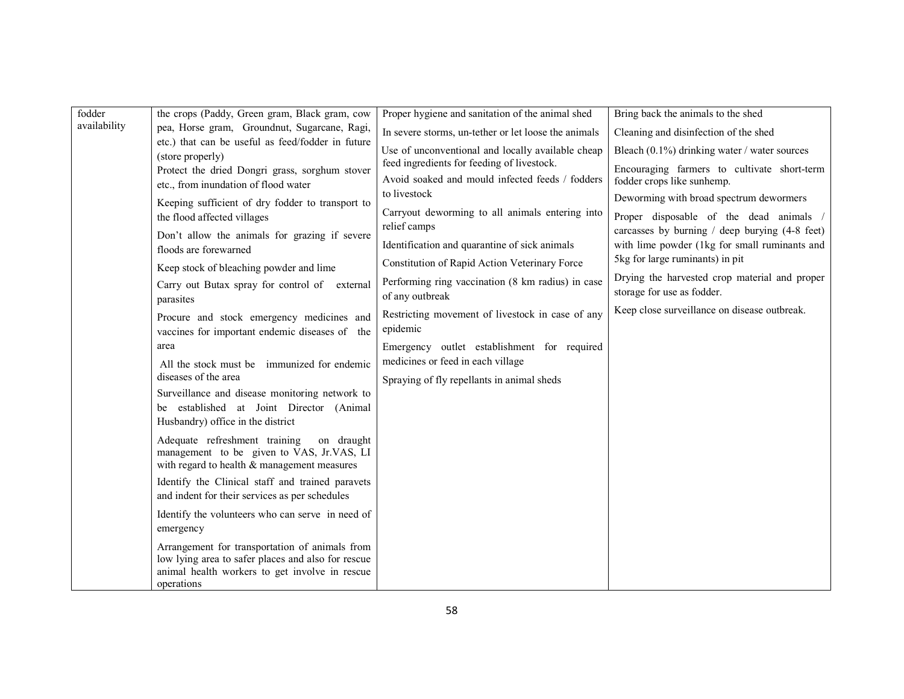| | | | |
|---|---|---|---|
| fodder availability | the crops (Paddy, Green gram, Black gram, cow pea, Horse gram, Groundnut, Sugarcane, Ragi, etc.) that can be useful as feed/fodder in future (store properly)<br>Protect the dried Dongri grass, sorghum stover etc., from inundation of flood water<br>Keeping sufficient of dry fodder to transport to the flood affected villages<br>Don't allow the animals for grazing if severe floods are forewarned<br>Keep stock of bleaching powder and lime<br>Carry out Butax spray for control of external parasites<br>Procure and stock emergency medicines and vaccines for important endemic diseases of the area<br>All the stock must be immunized for endemic diseases of the area<br>Surveillance and disease monitoring network to be established at Joint Director (Animal Husbandry) office in the district<br>Adequate refreshment training on draught management to be given to VAS, Jr.VAS, LI with regard to health & management measures<br>Identify the Clinical staff and trained paravets and indent for their services as per schedules<br>Identify the volunteers who can serve in need of emergency<br>Arrangement for transportation of animals from low lying area to safer places and also for rescue animal health workers to get involve in rescue operations | Proper hygiene and sanitation of the animal shed<br>In severe storms, un-tether or let loose the animals<br>Use of unconventional and locally available cheap feed ingredients for feeding of livestock.<br>Avoid soaked and mould infected feeds / fodders to livestock<br>Carryout deworming to all animals entering into relief camps<br>Identification and quarantine of sick animals<br>Constitution of Rapid Action Veterinary Force<br>Performing ring vaccination (8 km radius) in case of any outbreak<br>Restricting movement of livestock in case of any epidemic<br>Emergency outlet establishment for required medicines or feed in each village<br>Spraying of fly repellants in animal sheds | Bring back the animals to the shed<br>Cleaning and disinfection of the shed<br>Bleach (0.1%) drinking water / water sources<br>Encouraging farmers to cultivate short-term fodder crops like sunhemp.<br>Deworming with broad spectrum dewormers<br>Proper disposable of the dead animals / carcasses by burning / deep burying (4-8 feet) with lime powder (1kg for small ruminants and 5kg for large ruminants) in pit<br>Drying the harvested crop material and proper storage for use as fodder.<br>Keep close surveillance on disease outbreak. |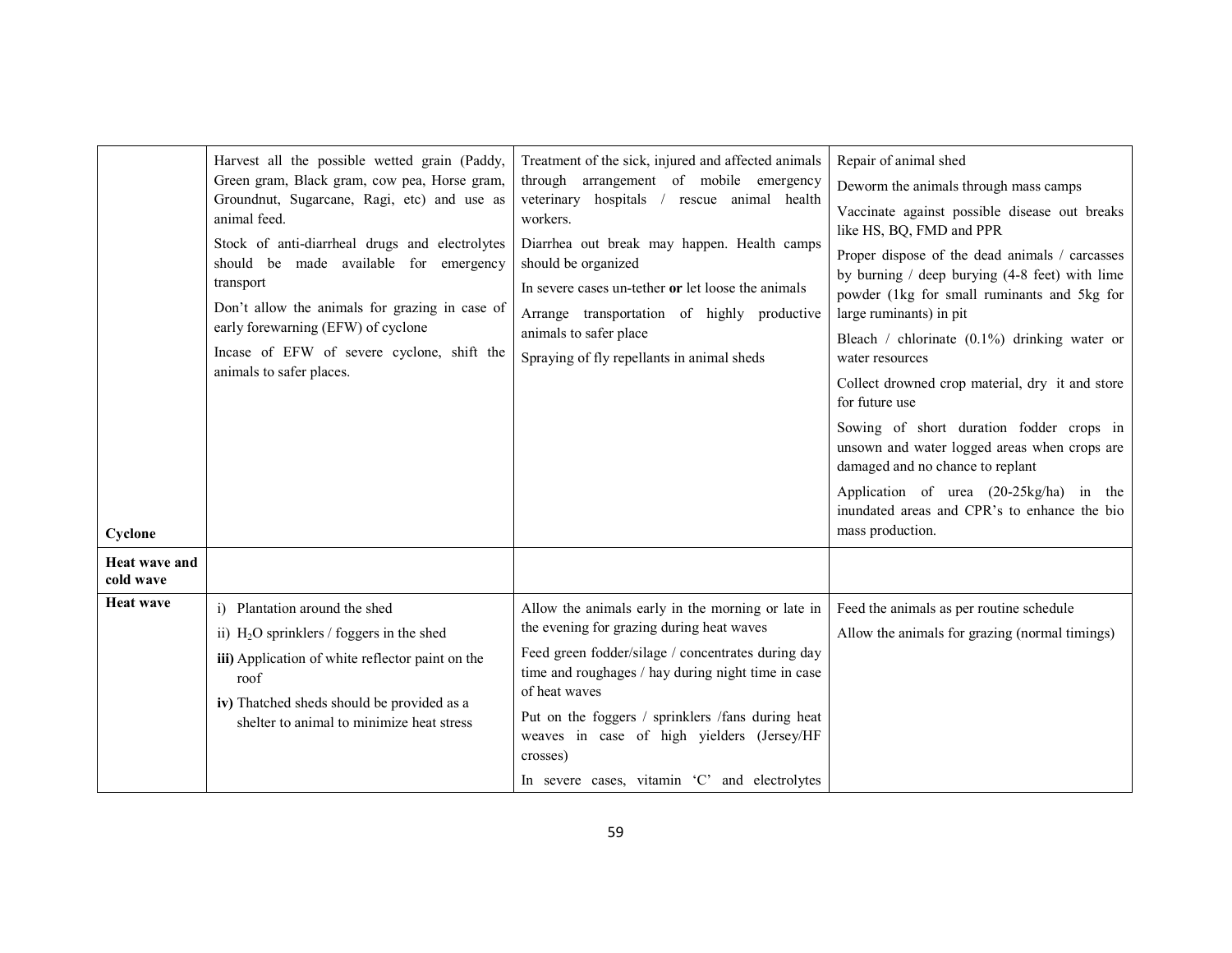| | | | |
|---|---|---|---|
| **Cyclone** | Harvest all the possible wetted grain (Paddy, Green gram, Black gram, cow pea, Horse gram, Groundnut, Sugarcane, Ragi, etc) and use as animal feed.<br>Stock of anti-diarrheal drugs and electrolytes should be made available for emergency transport<br>Don't allow the animals for grazing in case of early forewarning (EFW) of cyclone<br>Incase of EFW of severe cyclone, shift the animals to safer places. | Treatment of the sick, injured and affected animals through arrangement of mobile emergency veterinary hospitals / rescue animal health workers.<br>Diarrhea out break may happen. Health camps should be organized<br>In severe cases un-tether **or** let loose the animals<br>Arrange transportation of highly productive animals to safer place<br>Spraying of fly repellants in animal sheds | Repair of animal shed<br>Deworm the animals through mass camps<br>Vaccinate against possible disease out breaks like HS, BQ, FMD and PPR<br>Proper dispose of the dead animals / carcasses by burning / deep burying (4-8 feet) with lime powder (1kg for small ruminants and 5kg for large ruminants) in pit<br>Bleach / chlorinate (0.1%) drinking water or water resources<br>Collect drowned crop material, dry it and store for future use<br>Sowing of short duration fodder crops in unsown and water logged areas when crops are damaged and no chance to replant<br>Application of urea (20-25kg/ha) in the inundated areas and CPR's to enhance the bio mass production. |
| **Heat wave and cold wave** | | | |
| **Heat wave** | i) Plantation around the shed<br>ii) $H_2O$ sprinklers / foggers in the shed<br>**iii)** Application of white reflector paint on the roof<br>**iv)** Thatched sheds should be provided as a shelter to animal to minimize heat stress | Allow the animals early in the morning or late in the evening for grazing during heat waves<br>Feed green fodder/silage / concentrates during day time and roughages / hay during night time in case of heat waves<br>Put on the foggers / sprinklers /fans during heat weaves in case of high yielders (Jersey/HF crosses)<br>In severe cases, vitamin 'C' and electrolytes | Feed the animals as per routine schedule<br>Allow the animals for grazing (normal timings) |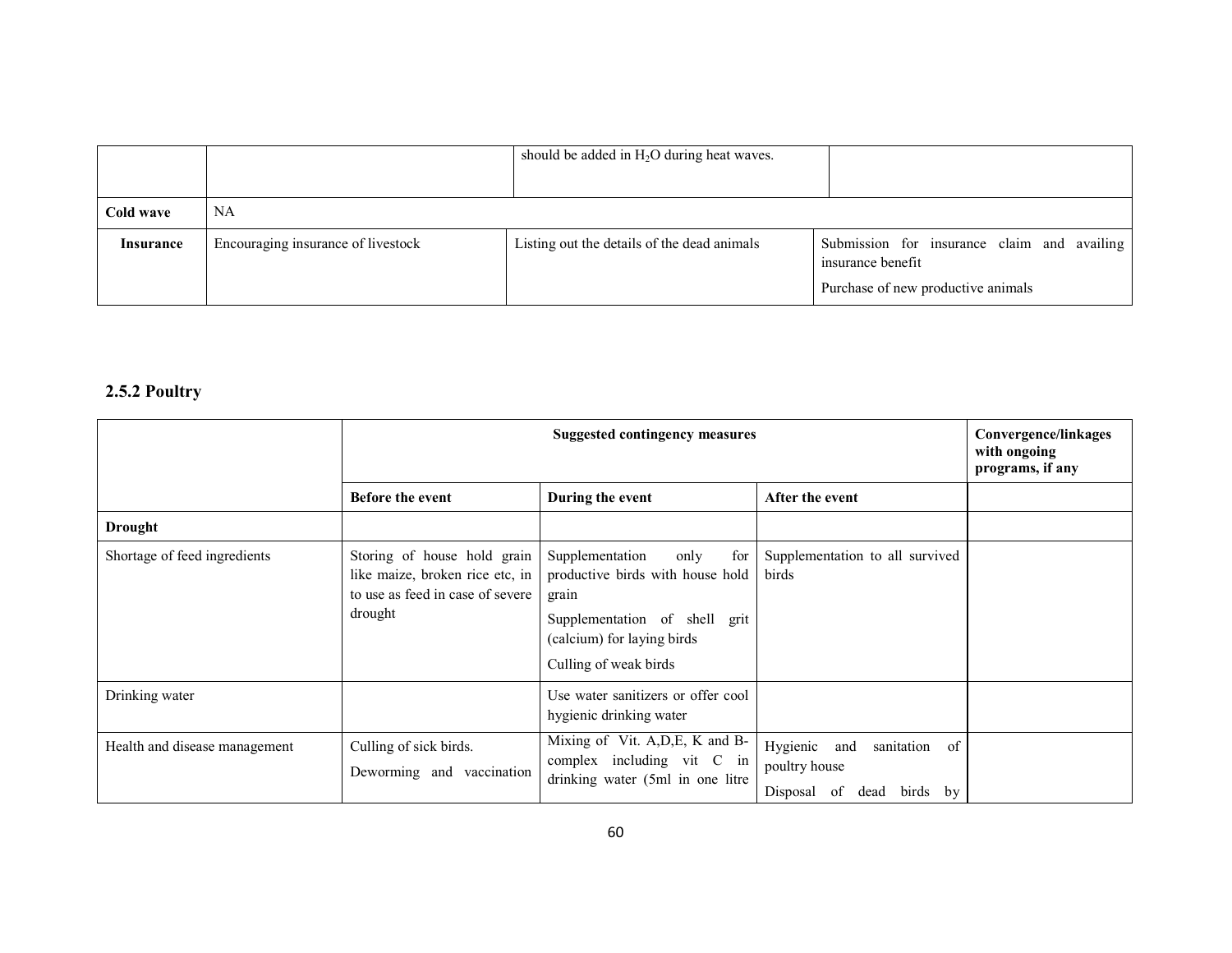| | | | |
|---|---|---|---|
| | | should be added in $H_2O$ during heat waves. | |
| **Cold wave** | NA | | |
| **Insurance** | Encouraging insurance of livestock | Listing out the details of the dead animals | Submission for insurance claim and availing insurance benefit<br>Purchase of new productive animals |

### 2.5.2 Poultry

| | Suggested contingency measures | | | Convergence/linkages with ongoing programs, if any |
|---|---|---|---|---|
| | **Before the event** | **During the event** | **After the event** | |
| **Drought** | | | | |
| Shortage of feed ingredients | Storing of house hold grain like maize, broken rice etc, in to use as feed in case of severe drought | Supplementation only for productive birds with house hold grain<br>Supplementation of shell grit (calcium) for laying birds<br>Culling of weak birds | Supplementation to all survived birds | |
| Drinking water | | Use water sanitizers or offer cool hygienic drinking water | | |
| Health and disease management | Culling of sick birds.<br>Deworming and vaccination | Mixing of Vit. A,D,E, K and B-complex including vit C in drinking water (5ml in one litre | Hygienic and sanitation of poultry house<br>Disposal of dead birds by | |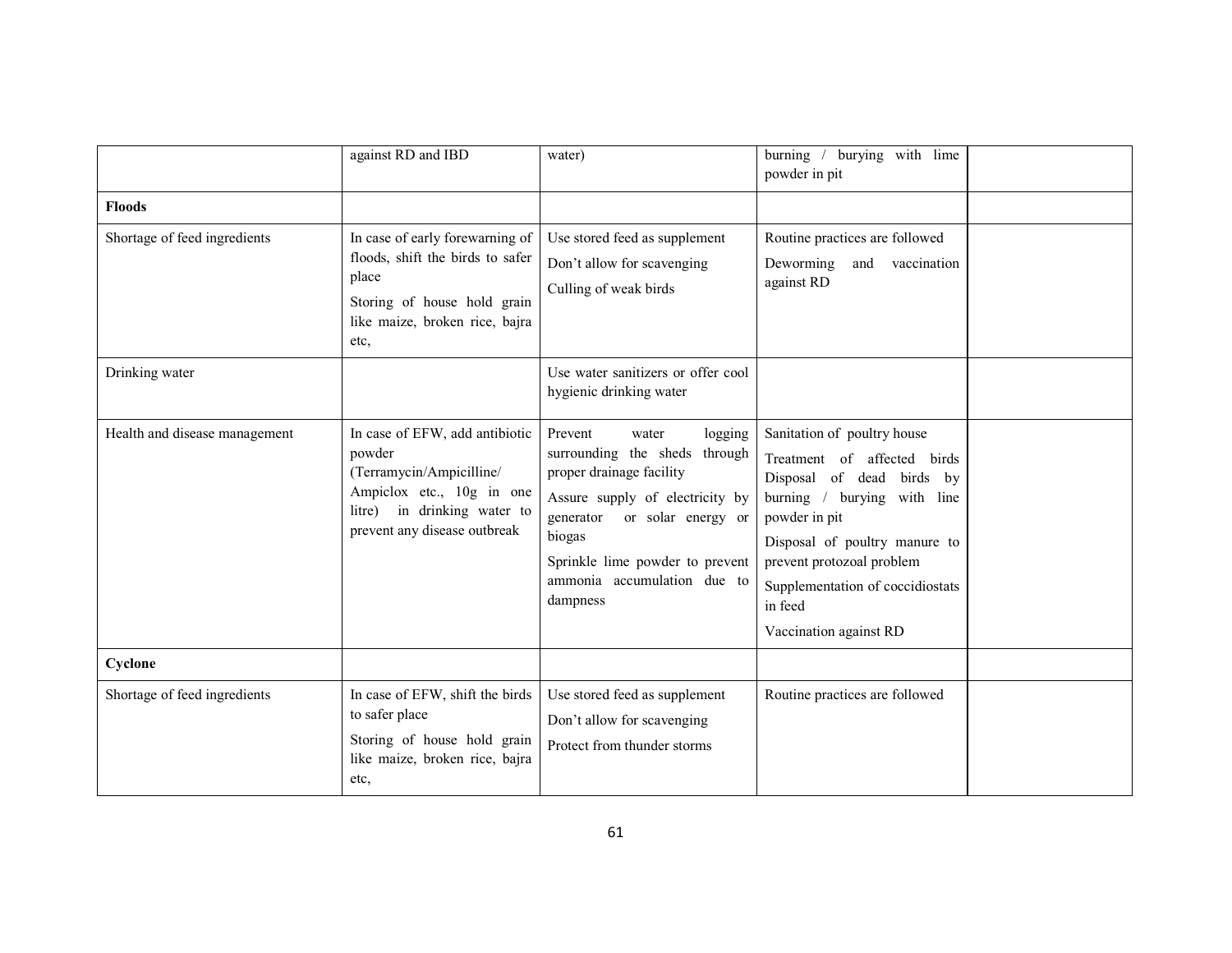| | | | | |
|---|---|---|---|---|
| | against RD and IBD | water) | burning / burying with lime powder in pit | |
| **Floods** | | | | |
| Shortage of feed ingredients | In case of early forewarning of floods, shift the birds to safer place<br>Storing of house hold grain like maize, broken rice, bajra etc, | Use stored feed as supplement<br>Don't allow for scavenging<br>Culling of weak birds | Routine practices are followed<br>Deworming and vaccination against RD | |
| Drinking water | | Use water sanitizers or offer cool hygienic drinking water | | |
| Health and disease management | In case of EFW, add antibiotic powder (Terramycin/Ampicilline/ Ampiclox etc., 10g in one litre) in drinking water to prevent any disease outbreak | Prevent water logging surrounding the sheds through proper drainage facility<br>Assure supply of electricity by generator or solar energy or biogas<br>Sprinkle lime powder to prevent ammonia accumulation due to dampness | Sanitation of poultry house<br>Treatment of affected birds Disposal of dead birds by burning / burying with line powder in pit<br>Disposal of poultry manure to prevent protozoal problem<br>Supplementation of coccidiostats in feed<br>Vaccination against RD | |
| **Cyclone** | | | | |
| Shortage of feed ingredients | In case of EFW, shift the birds to safer place<br>Storing of house hold grain like maize, broken rice, bajra etc, | Use stored feed as supplement<br>Don't allow for scavenging<br>Protect from thunder storms | Routine practices are followed | |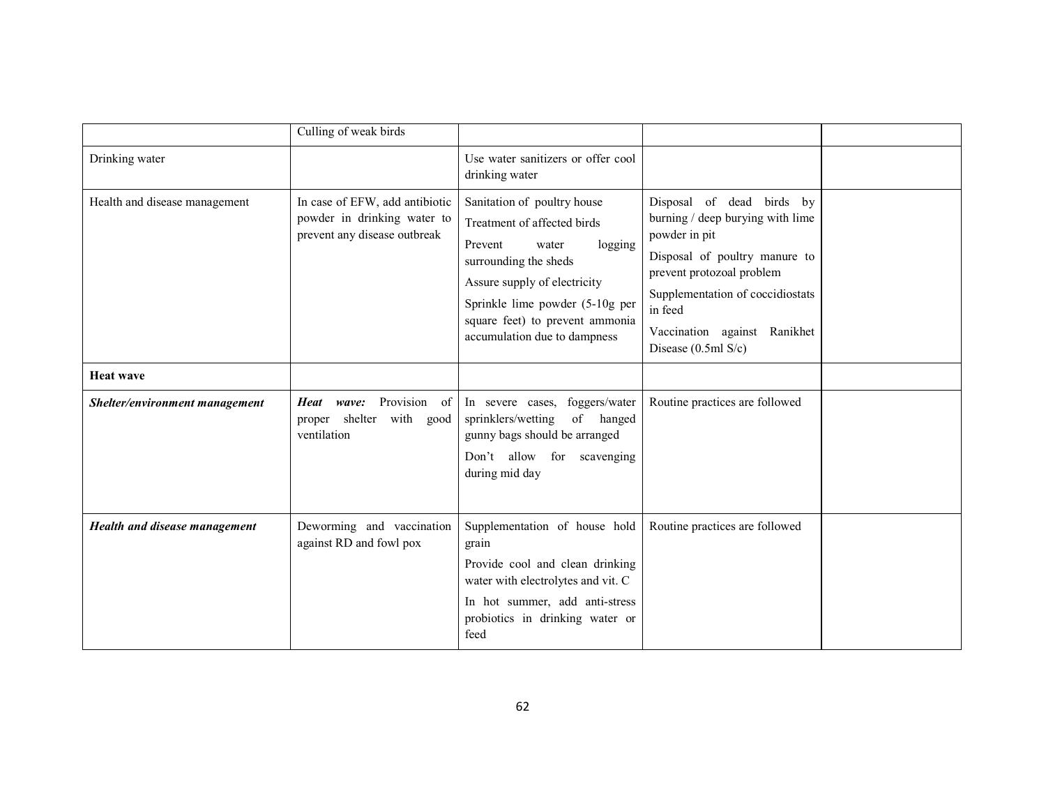| | | | | |
|---|---|---|---|---|
| | Culling of weak birds | | | |
| Drinking water | | Use water sanitizers or offer cool drinking water | | |
| Health and disease management | In case of EFW, add antibiotic powder in drinking water to prevent any disease outbreak | Sanitation of poultry house<br>Treatment of affected birds<br>Prevent water logging surrounding the sheds<br>Assure supply of electricity<br>Sprinkle lime powder (5-10g per square feet) to prevent ammonia accumulation due to dampness | Disposal of dead birds by burning / deep burying with lime powder in pit<br>Disposal of poultry manure to prevent protozoal problem<br>Supplementation of coccidiostats in feed<br>Vaccination against Ranikhet Disease (0.5ml S/c) | |
| **Heat wave** | | | | |
| ***Shelter/environment management*** | ***Heat wave:*** Provision of proper shelter with good ventilation | In severe cases, foggers/water sprinklers/wetting of hanged gunny bags should be arranged<br>Don't allow for scavenging during mid day | Routine practices are followed | |
| ***Health and disease management*** | Deworming and vaccination against RD and fowl pox | Supplementation of house hold grain<br>Provide cool and clean drinking water with electrolytes and vit. C<br>In hot summer, add anti-stress probiotics in drinking water or feed | Routine practices are followed | |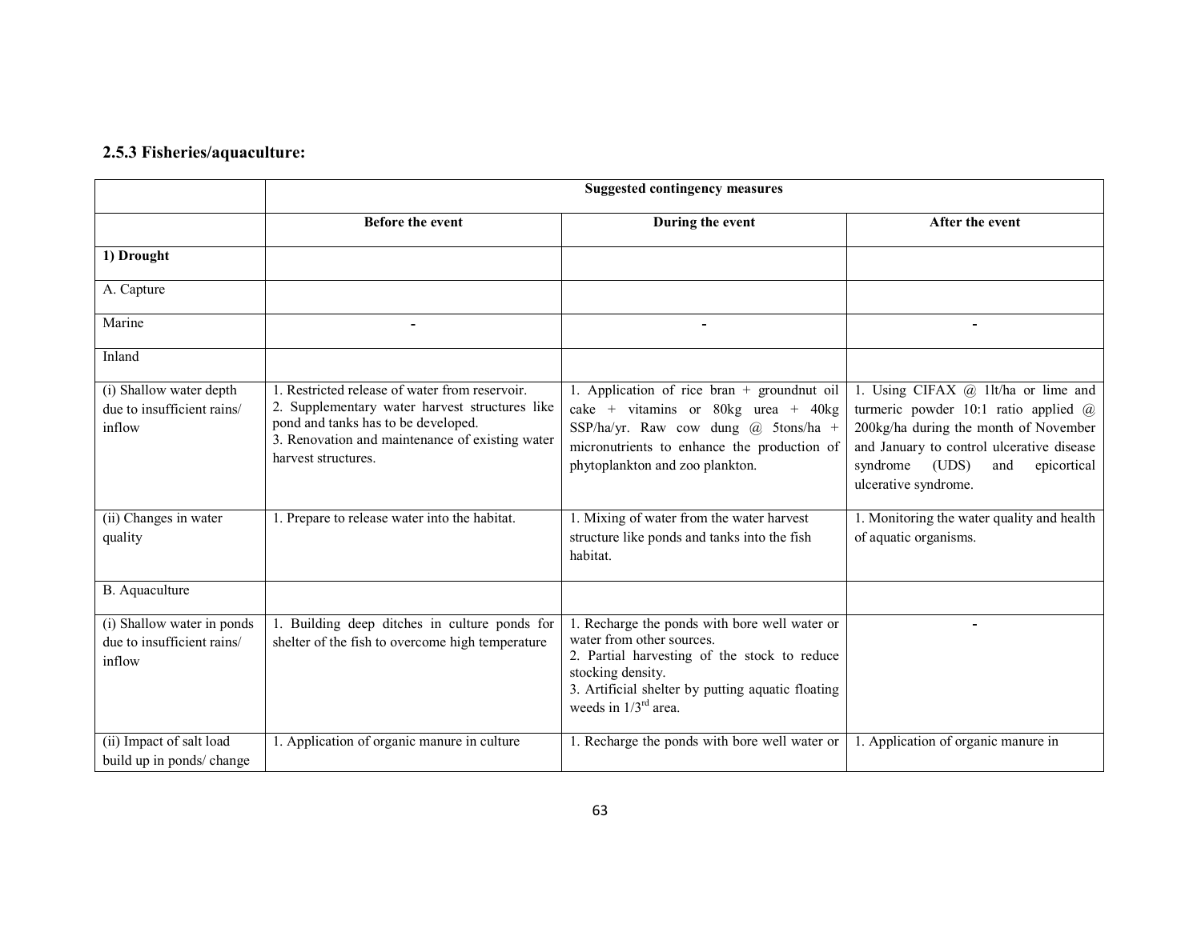### 2.5.3 Fisheries/aquaculture:

| | Suggested contingency measures | | |
|---|---|---|---|
| | **Before the event** | **During the event** | **After the event** |
| **1) Drought** | | | |
| A. Capture | | | |
| Marine | - | - | - |
| Inland | | | |
| (i) Shallow water depth due to insufficient rains/ inflow | 1. Restricted release of water from reservoir.<br>2. Supplementary water harvest structures like pond and tanks has to be developed.<br>3. Renovation and maintenance of existing water harvest structures. | 1. Application of rice bran + groundnut oil cake + vitamins or 80kg urea + 40kg SSP/ha/yr. Raw cow dung @ 5tons/ha + micronutrients to enhance the production of phytoplankton and zoo plankton. | 1. Using CIFAX @ 1lt/ha or lime and turmeric powder 10:1 ratio applied @ 200kg/ha during the month of November and January to control ulcerative disease syndrome (UDS) and epicortical ulcerative syndrome. |
| (ii) Changes in water quality | 1. Prepare to release water into the habitat. | 1. Mixing of water from the water harvest structure like ponds and tanks into the fish habitat. | 1. Monitoring the water quality and health of aquatic organisms. |
| B. Aquaculture | | | |
| (i) Shallow water in ponds due to insufficient rains/ inflow | 1. Building deep ditches in culture ponds for shelter of the fish to overcome high temperature | 1. Recharge the ponds with bore well water or water from other sources.<br>2. Partial harvesting of the stock to reduce stocking density.<br>3. Artificial shelter by putting aquatic floating weeds in 1/3rd area. | - |
| (ii) Impact of salt load build up in ponds/ change | 1. Application of organic manure in culture | 1. Recharge the ponds with bore well water or | 1. Application of organic manure in |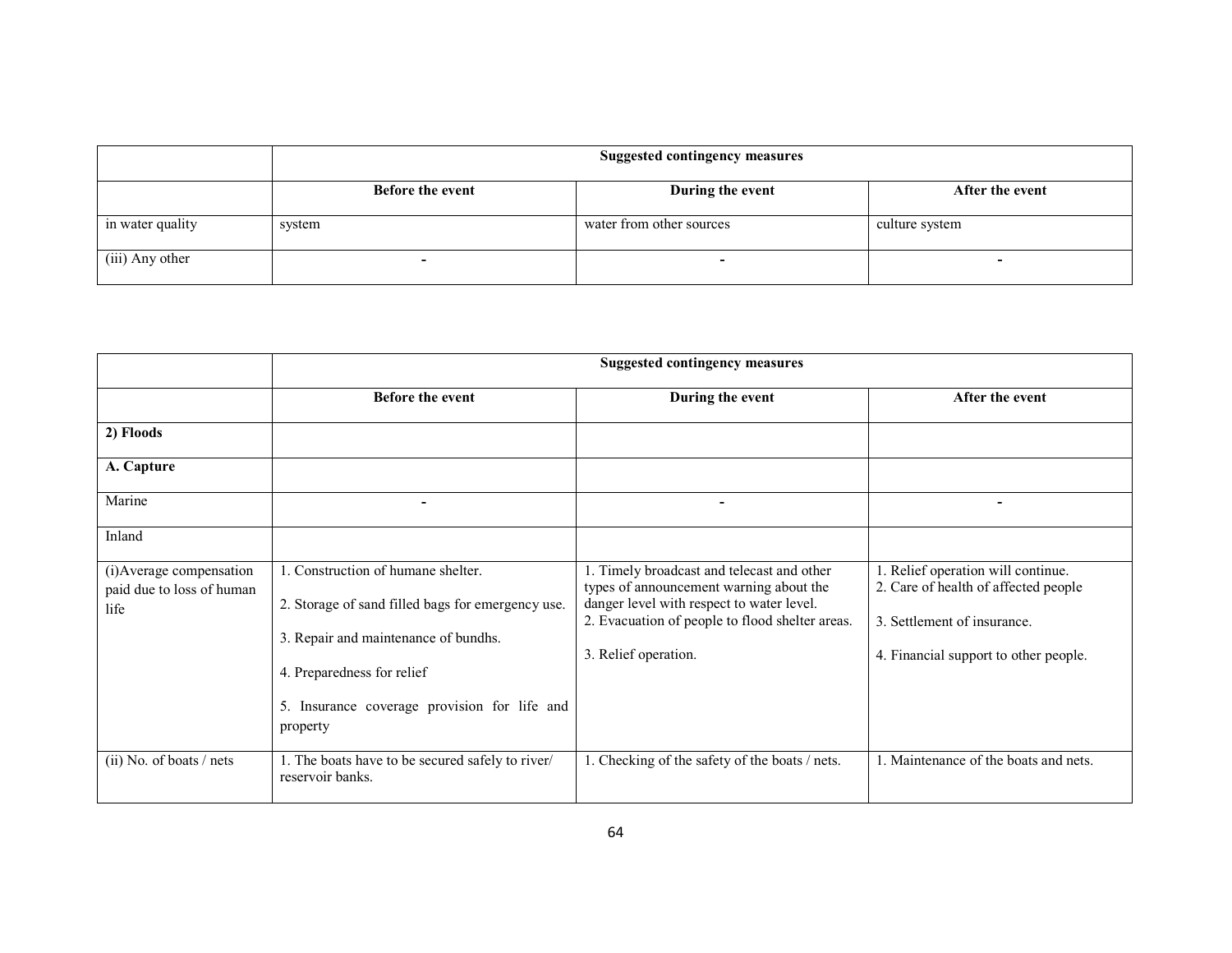| | Suggested contingency measures | | |
|---|---|---|---|
| | **Before the event** | **During the event** | **After the event** |
| in water quality | system | water from other sources | culture system |
| (iii) Any other | - | - | - |

| | Suggested contingency measures | | |
|---|---|---|---|
| | **Before the event** | **During the event** | **After the event** |
| **2) Floods** | | | |
| **A. Capture** | | | |
| Marine | - | - | - |
| Inland | | | |
| (i)Average compensation paid due to loss of human life | 1. Construction of humane shelter.<br><br>2. Storage of sand filled bags for emergency use.<br><br>3. Repair and maintenance of bundhs.<br><br>4. Preparedness for relief<br><br>5. Insurance coverage provision for life and property | 1. Timely broadcast and telecast and other types of announcement warning about the danger level with respect to water level.<br>2. Evacuation of people to flood shelter areas.<br><br>3. Relief operation. | 1. Relief operation will continue.<br>2. Care of health of affected people<br><br>3. Settlement of insurance.<br><br>4. Financial support to other people. |
| (ii) No. of boats / nets | 1. The boats have to be secured safely to river/ reservoir banks. | 1. Checking of the safety of the boats / nets. | 1. Maintenance of the boats and nets. |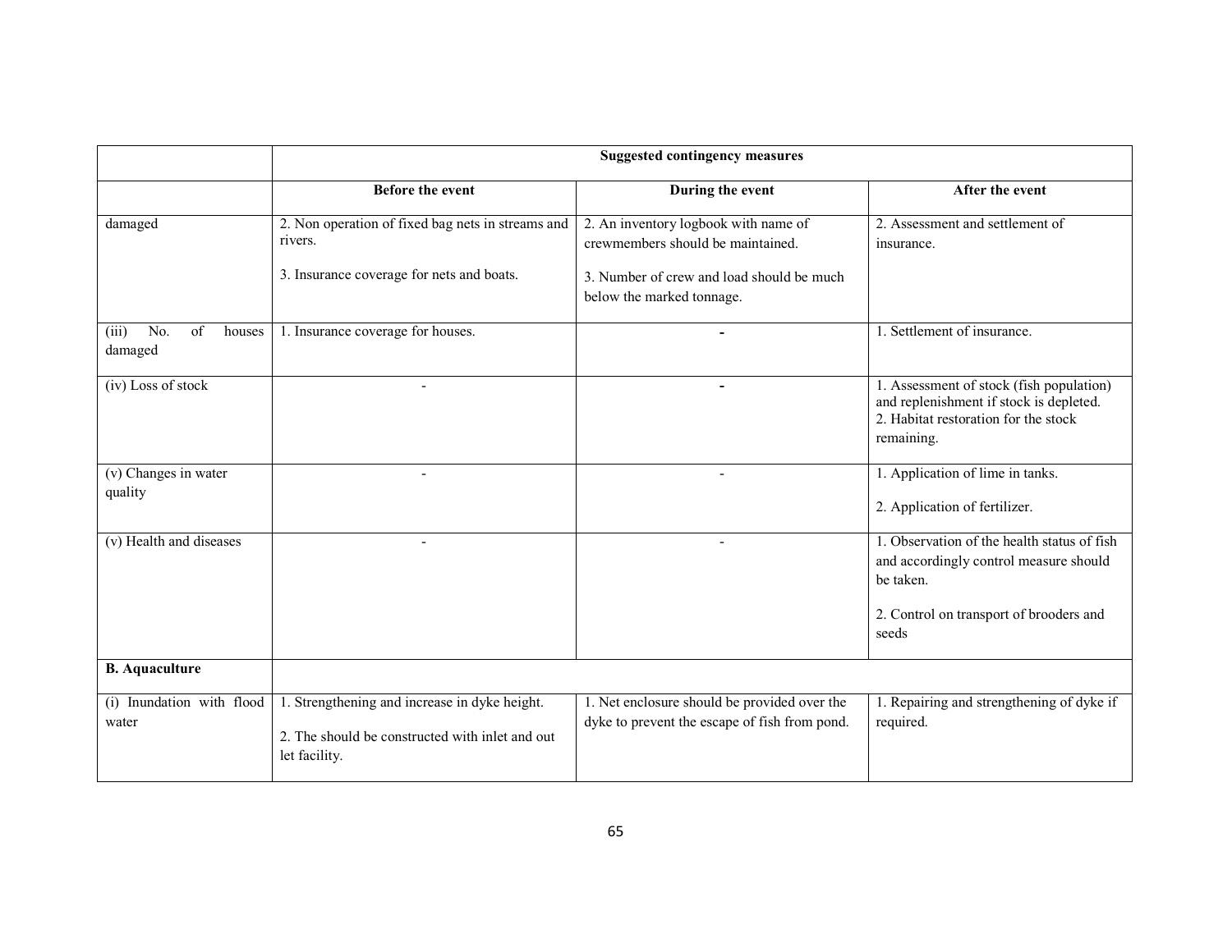| | Suggested contingency measures | | |
|---|---|---|---|
| | **Before the event** | **During the event** | **After the event** |
| damaged | 2. Non operation of fixed bag nets in streams and rivers.<br><br>3. Insurance coverage for nets and boats. | 2. An inventory logbook with name of crewmembers should be maintained.<br><br>3. Number of crew and load should be much below the marked tonnage. | 2. Assessment and settlement of insurance. |
| (iii) No. of houses damaged | 1. Insurance coverage for houses. | - | 1. Settlement of insurance. |
| (iv) Loss of stock | - | - | 1. Assessment of stock (fish population) and replenishment if stock is depleted.<br>2. Habitat restoration for the stock remaining. |
| (v) Changes in water quality | - | - | 1. Application of lime in tanks.<br><br>2. Application of fertilizer. |
| (v) Health and diseases | - | - | 1. Observation of the health status of fish and accordingly control measure should be taken.<br><br>2. Control on transport of brooders and seeds |
| **B. Aquaculture** | | | |
| (i) Inundation with flood water | 1. Strengthening and increase in dyke height.<br><br>2. The should be constructed with inlet and out let facility. | 1. Net enclosure should be provided over the dyke to prevent the escape of fish from pond. | 1. Repairing and strengthening of dyke if required. |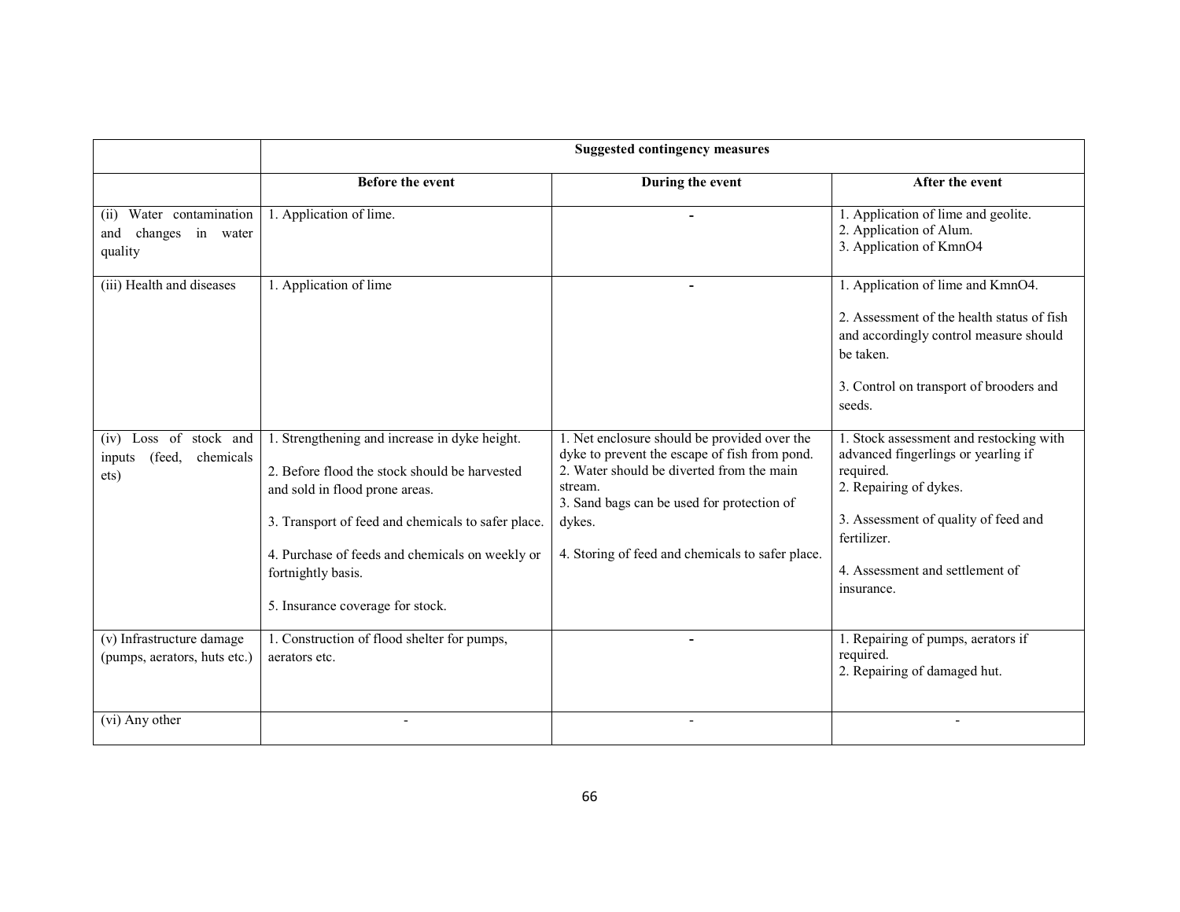| | Suggested contingency measures | | |
|---|---|---|---|
| | **Before the event** | **During the event** | **After the event** |
| (ii) Water contamination and changes in water quality | 1. Application of lime. | - | 1. Application of lime and geolite.<br>2. Application of Alum.<br>3. Application of $KmnO_4$ |
| (iii) Health and diseases | 1. Application of lime | - | 1. Application of lime and $KmnO_4$.<br><br>2. Assessment of the health status of fish and accordingly control measure should be taken.<br><br>3. Control on transport of brooders and seeds. |
| (iv) Loss of stock and inputs (feed, chemicals ets) | 1. Strengthening and increase in dyke height.<br><br>2. Before flood the stock should be harvested and sold in flood prone areas.<br><br>3. Transport of feed and chemicals to safer place.<br><br>4. Purchase of feeds and chemicals on weekly or fortnightly basis.<br><br>5. Insurance coverage for stock. | 1. Net enclosure should be provided over the dyke to prevent the escape of fish from pond.<br>2. Water should be diverted from the main stream.<br>3. Sand bags can be used for protection of dykes.<br><br>4. Storing of feed and chemicals to safer place. | 1. Stock assessment and restocking with advanced fingerlings or yearling if required.<br>2. Repairing of dykes.<br><br>3. Assessment of quality of feed and fertilizer.<br><br>4. Assessment and settlement of insurance. |
| (v) Infrastructure damage (pumps, aerators, huts etc.) | 1. Construction of flood shelter for pumps, aerators etc. | - | 1. Repairing of pumps, aerators if required.<br>2. Repairing of damaged hut. |
| (vi) Any other | - | - | - |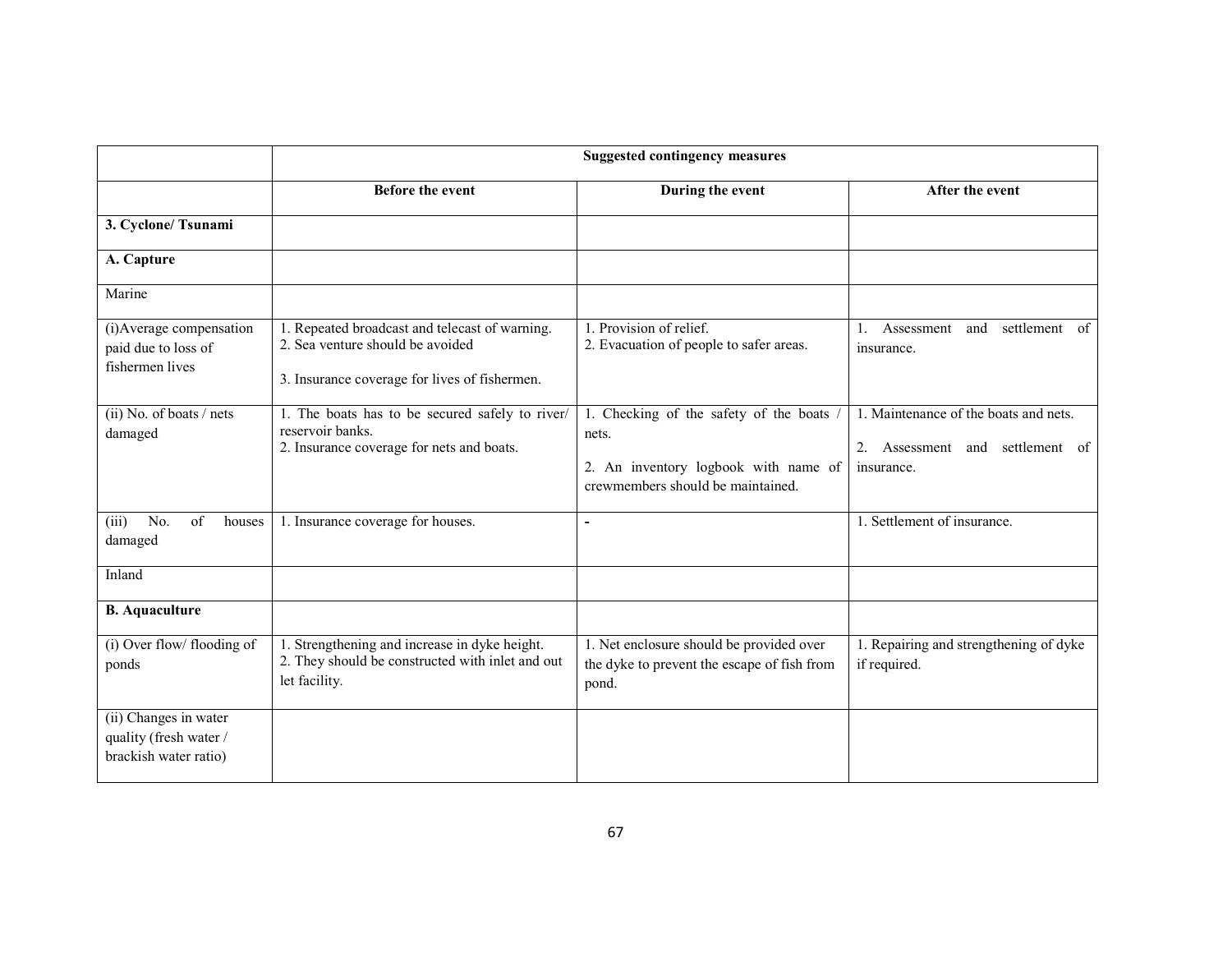| | Suggested contingency measures | | |
|---|---|---|---|
| | **Before the event** | **During the event** | **After the event** |
| **3. Cyclone/ Tsunami** | | | |
| **A. Capture** | | | |
| Marine | | | |
| (i)Average compensation paid due to loss of fishermen lives | 1. Repeated broadcast and telecast of warning.<br>2. Sea venture should be avoided<br>3. Insurance coverage for lives of fishermen. | 1. Provision of relief.<br>2. Evacuation of people to safer areas. | 1. Assessment and settlement of insurance. |
| (ii) No. of boats / nets damaged | 1. The boats has to be secured safely to river/ reservoir banks.<br>2. Insurance coverage for nets and boats. | 1. Checking of the safety of the boats / nets.<br>2. An inventory logbook with name of crewmembers should be maintained. | 1. Maintenance of the boats and nets.<br>2. Assessment and settlement of insurance. |
| (iii) No. of houses damaged | 1. Insurance coverage for houses. | - | 1. Settlement of insurance. |
| Inland | | | |
| **B. Aquaculture** | | | |
| (i) Over flow/ flooding of ponds | 1. Strengthening and increase in dyke height.<br>2. They should be constructed with inlet and out let facility. | 1. Net enclosure should be provided over the dyke to prevent the escape of fish from pond. | 1. Repairing and strengthening of dyke if required. |
| (ii) Changes in water quality (fresh water / brackish water ratio) | | | |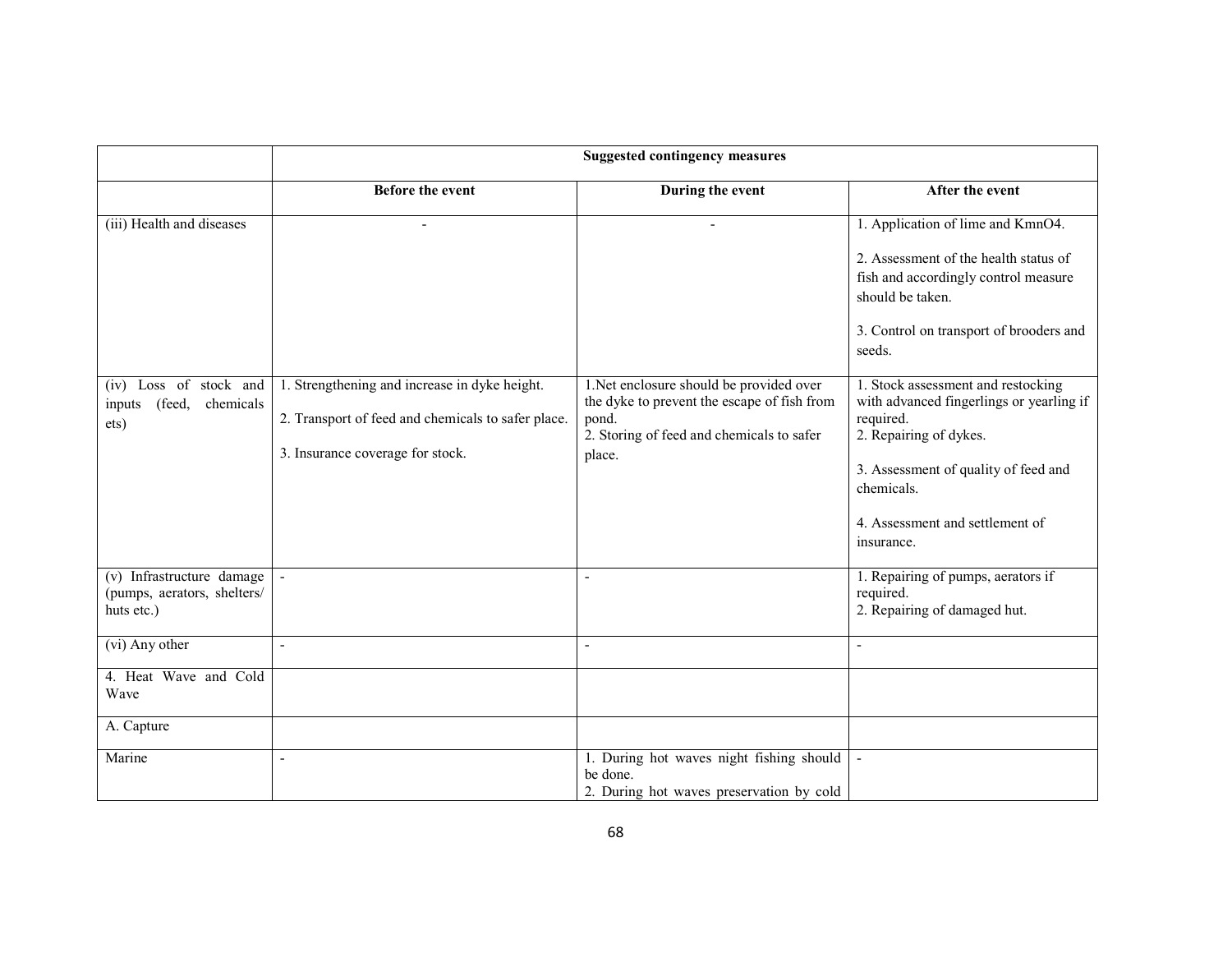| | Suggested contingency measures | | |
|---|---|---|---|
| | **Before the event** | **During the event** | **After the event** |
| (iii) Health and diseases | - | - | 1. Application of lime and KmnO4.<br><br>2. Assessment of the health status of fish and accordingly control measure should be taken.<br><br>3. Control on transport of brooders and seeds. |
| (iv) Loss of stock and inputs (feed, chemicals ets) | 1. Strengthening and increase in dyke height.<br><br>2. Transport of feed and chemicals to safer place.<br><br>3. Insurance coverage for stock. | 1.Net enclosure should be provided over the dyke to prevent the escape of fish from pond.<br>2. Storing of feed and chemicals to safer place. | 1. Stock assessment and restocking with advanced fingerlings or yearling if required.<br>2. Repairing of dykes.<br><br>3. Assessment of quality of feed and chemicals.<br><br>4. Assessment and settlement of insurance. |
| (v) Infrastructure damage (pumps, aerators, shelters/ huts etc.) | - | - | 1. Repairing of pumps, aerators if required.<br>2. Repairing of damaged hut. |
| (vi) Any other | - | - | - |
| 4. Heat Wave and Cold Wave | | | |
| A. Capture | | | |
| Marine | - | 1. During hot waves night fishing should be done.<br>2. During hot waves preservation by cold | - |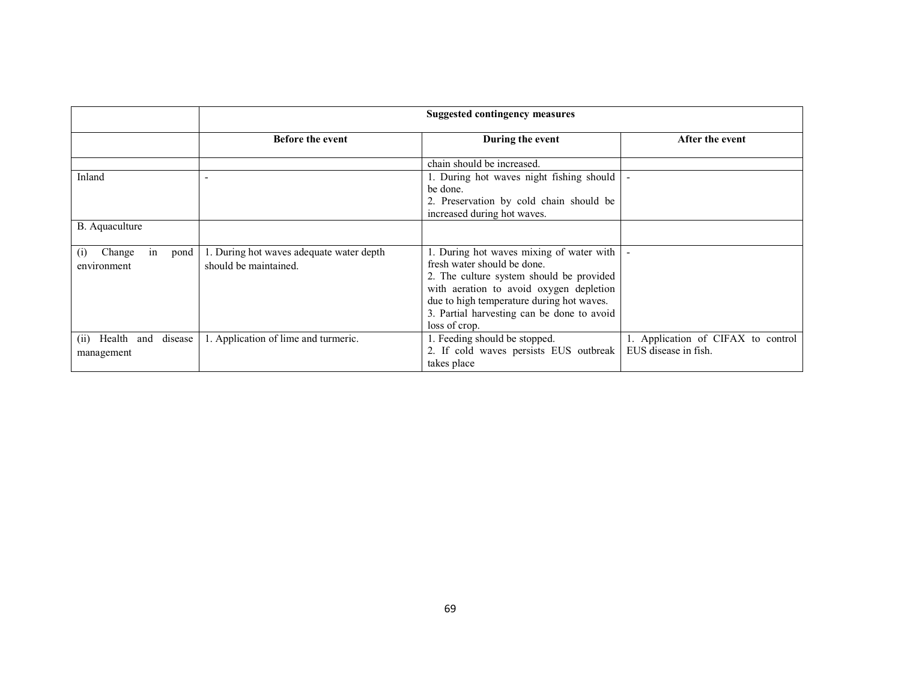| | Suggested contingency measures | | |
|---|---|---|---|
| | Before the event | During the event | After the event |
| | | chain should be increased. | |
| Inland | - | 1. During hot waves night fishing should be done.<br>2. Preservation by cold chain should be increased during hot waves. | - |
| B. Aquaculture | | | |
| (i) Change in pond environment | 1. During hot waves adequate water depth should be maintained. | 1. During hot waves mixing of water with fresh water should be done.<br>2. The culture system should be provided with aeration to avoid oxygen depletion due to high temperature during hot waves.<br>3. Partial harvesting can be done to avoid loss of crop. | - |
| (ii) Health and disease management | 1. Application of lime and turmeric. | 1. Feeding should be stopped.<br>2. If cold waves persists EUS outbreak takes place | 1. Application of CIFAX to control EUS disease in fish. |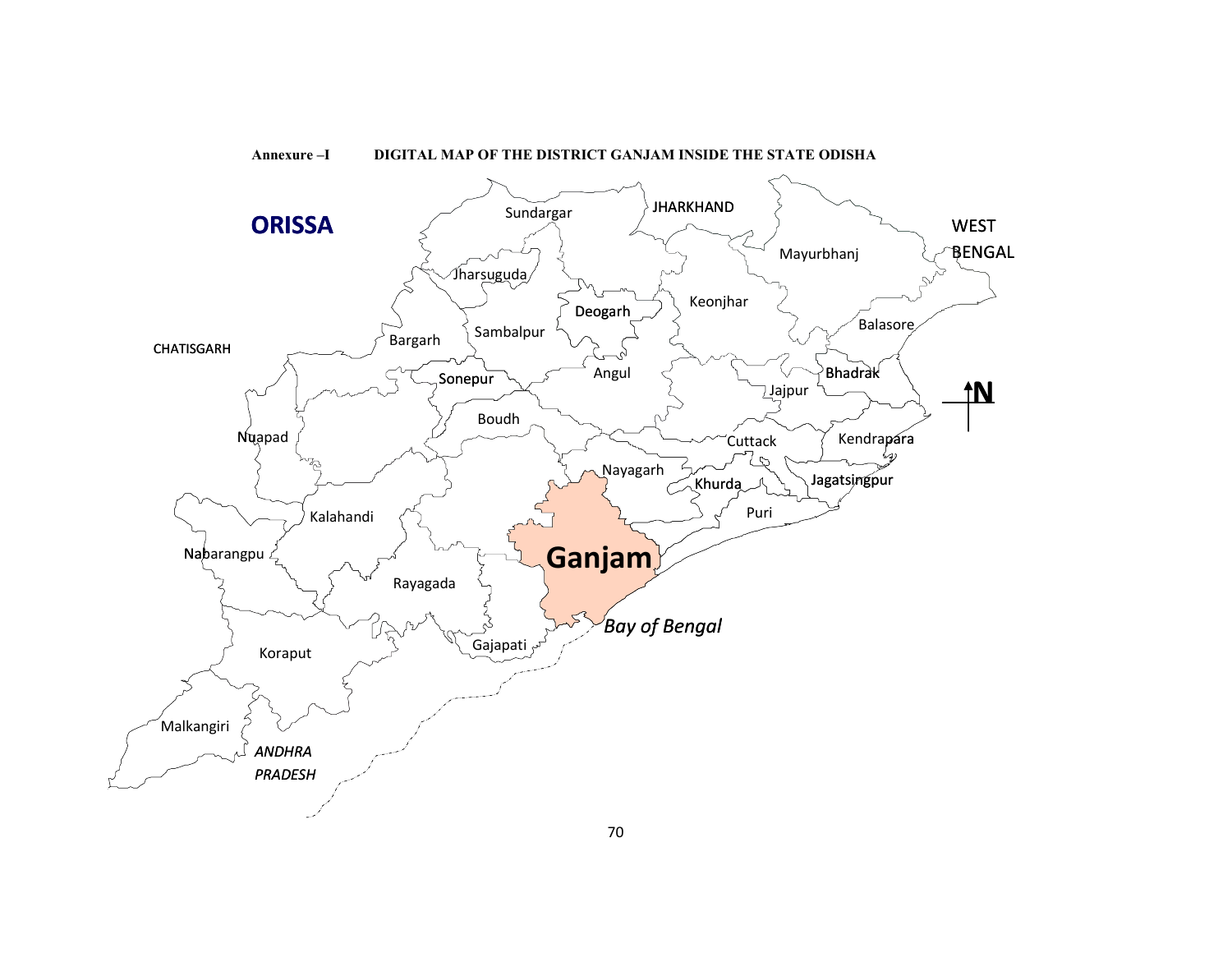**Annexure –I          DIGITAL MAP OF THE DISTRICT GANJAM INSIDE THE STATE ODISHA**

ORISSA

Sundargar

JHARKHAND

WEST BENGAL

Mayurbhanj

Jharsuguda

Deogarh

Keonjhar

Balasore

Bargarh

Sambalpur

CHATISGARH

Sonepur

Angul

Bhadrak

Jajpur

N

Boudh

Nuapad

Cuttack

Kendrapara

Nayagarh

Khurda

Jagatsingpur

Kalahandi

Puri

Nabarangpu

Ganjam

Rayagada

Bay of Bengal

Gajapati

Koraput

Malkangiri

ANDHRA PRADESH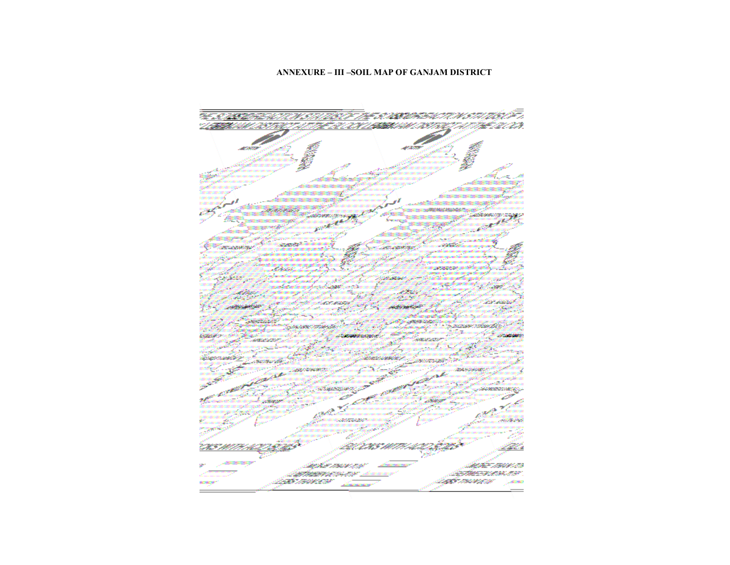**ANNEXURE – III –SOIL MAP OF GANJAM DISTRICT**